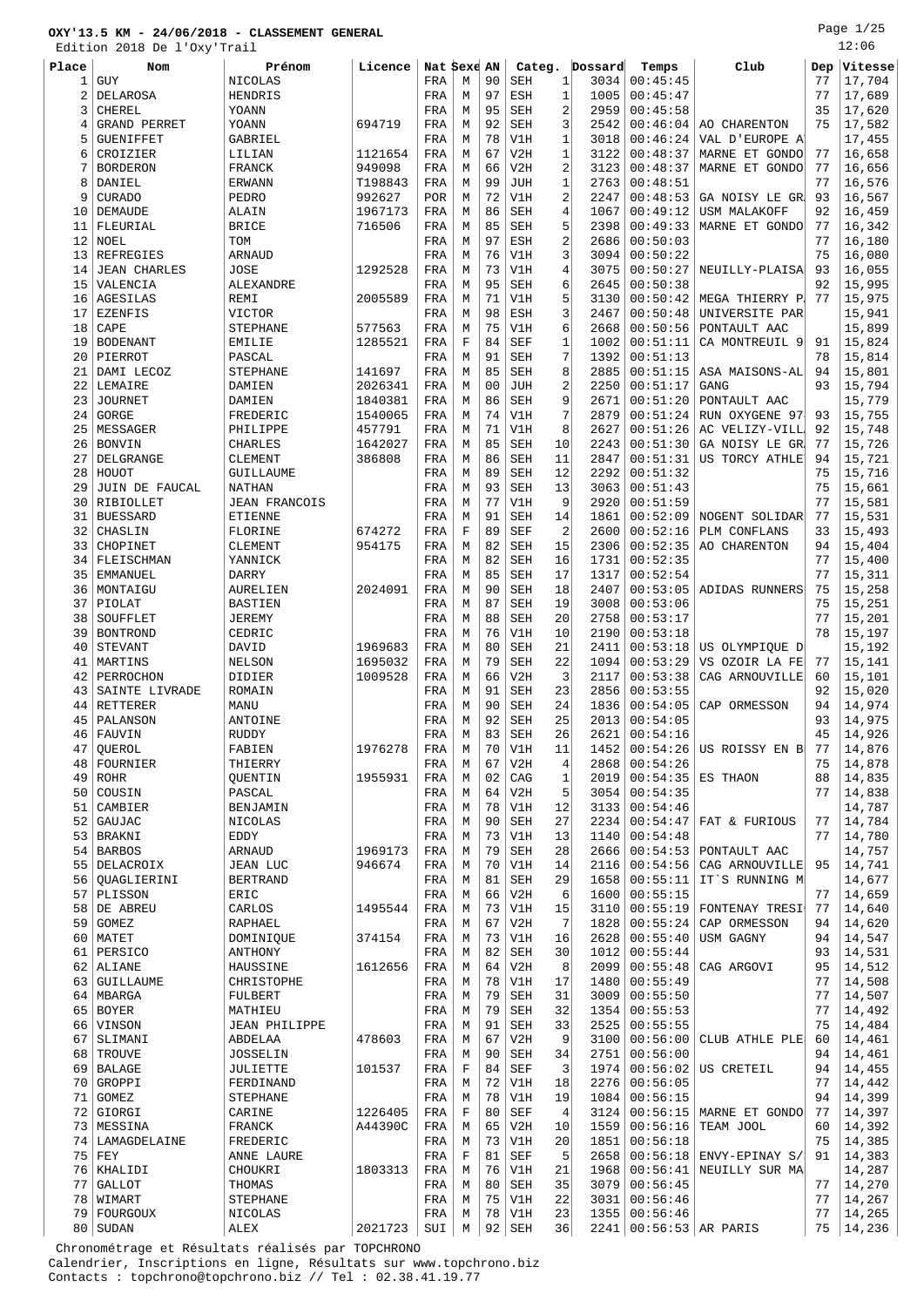# OXY'13.5 KM - 24/06/2018 - CLASSEMENT GENERAL

Edition 2018 De l'Oxy'Trail

12:06

| Place | Nom | Prénom | Licence | Nat | Sexe | AN | Categ. | | Dossard | Temps | Club | Dep | Vitesse |
|---|---|---|---|---|---|---|---|---|---|---|---|---|---|
| 1 | GUY | NICOLAS | | FRA | M | 90 | SEH | 1 | 3034 | 00:45:45 | | 77 | 17,704 |
| 2 | DELAROSA | HENDRIS | | FRA | M | 97 | ESH | 1 | 1005 | 00:45:47 | | 77 | 17,689 |
| 3 | CHEREL | YOANN | | FRA | M | 95 | SEH | 2 | 2959 | 00:45:58 | | 35 | 17,620 |
| 4 | GRAND PERRET | YOANN | 694719 | FRA | M | 92 | SEH | 3 | 2542 | 00:46:04 | AO CHARENTON | 75 | 17,582 |
| 5 | GUENIFFET | GABRIEL | | FRA | M | 78 | V1H | 1 | 3018 | 00:46:24 | VAL D'EUROPE A | | 17,455 |
| 6 | CROIZIER | LILIAN | 1121654 | FRA | M | 67 | V2H | 1 | 3122 | 00:48:37 | MARNE ET GONDO | 77 | 16,658 |
| 7 | BORDERON | FRANCK | 949098 | FRA | M | 66 | V2H | 2 | 3123 | 00:48:37 | MARNE ET GONDO | 77 | 16,656 |
| 8 | DANIEL | ERWANN | T198843 | FRA | M | 99 | JUH | 1 | 2763 | 00:48:51 | | 77 | 16,576 |
| 9 | CURADO | PEDRO | 992627 | POR | M | 72 | V1H | 2 | 2247 | 00:48:53 | GA NOISY LE GR | 93 | 16,567 |
| 10 | DEMAUDE | ALAIN | 1967173 | FRA | M | 86 | SEH | 4 | 1067 | 00:49:12 | USM MALAKOFF | 92 | 16,459 |
| 11 | FLEURIAL | BRICE | 716506 | FRA | M | 85 | SEH | 5 | 2398 | 00:49:33 | MARNE ET GONDO | 77 | 16,342 |
| 12 | NOEL | TOM | | FRA | M | 97 | ESH | 2 | 2686 | 00:50:03 | | 77 | 16,180 |
| 13 | REFREGIES | ARNAUD | | FRA | M | 76 | V1H | 3 | 3094 | 00:50:22 | | 75 | 16,080 |
| 14 | JEAN CHARLES | JOSE | 1292528 | FRA | M | 73 | V1H | 4 | 3075 | 00:50:27 | NEUILLY-PLAISA | 93 | 16,055 |
| 15 | VALENCIA | ALEXANDRE | | FRA | M | 95 | SEH | 6 | 2645 | 00:50:38 | | 92 | 15,995 |
| 16 | AGESILAS | REMI | 2005589 | FRA | M | 71 | V1H | 5 | 3130 | 00:50:42 | MEGA THIERRY P | 77 | 15,975 |
| 17 | EZENFIS | VICTOR | | FRA | M | 98 | ESH | 3 | 2467 | 00:50:48 | UNIVERSITE PAR | | 15,941 |
| 18 | CAPE | STEPHANE | 577563 | FRA | M | 75 | V1H | 6 | 2668 | 00:50:56 | PONTAULT AAC | | 15,899 |
| 19 | BODENANT | EMILIE | 1285521 | FRA | F | 84 | SEF | 1 | 1002 | 00:51:11 | CA MONTREUIL 9 | 91 | 15,824 |
| 20 | PIERROT | PASCAL | | FRA | M | 91 | SEH | 7 | 1392 | 00:51:13 | | 78 | 15,814 |
| 21 | DAMI LECOZ | STEPHANE | 141697 | FRA | M | 85 | SEH | 8 | 2885 | 00:51:15 | ASA MAISONS-AL | 94 | 15,801 |
| 22 | LEMAIRE | DAMIEN | 2026341 | FRA | M | 00 | JUH | 2 | 2250 | 00:51:17 | GANG | 93 | 15,794 |
| 23 | JOURNET | DAMIEN | 1840381 | FRA | M | 86 | SEH | 9 | 2671 | 00:51:20 | PONTAULT AAC | | 15,779 |
| 24 | GORGE | FREDERIC | 1540065 | FRA | M | 74 | V1H | 7 | 2879 | 00:51:24 | RUN OXYGENE 97 | 93 | 15,755 |
| 25 | MESSAGER | PHILIPPE | 457791 | FRA | M | 71 | V1H | 8 | 2627 | 00:51:26 | AC VELIZY-VILL | 92 | 15,748 |
| 26 | BONVIN | CHARLES | 1642027 | FRA | M | 85 | SEH | 10 | 2243 | 00:51:30 | GA NOISY LE GR | 77 | 15,726 |
| 27 | DELGRANGE | CLEMENT | 386808 | FRA | M | 86 | SEH | 11 | 2847 | 00:51:31 | US TORCY ATHLE | 94 | 15,721 |
| 28 | HOUOT | GUILLAUME | | FRA | M | 89 | SEH | 12 | 2292 | 00:51:32 | | 75 | 15,716 |
| 29 | JUIN DE FAUCAL | NATHAN | | FRA | M | 93 | SEH | 13 | 3063 | 00:51:43 | | 75 | 15,661 |
| 30 | RIBIOLLET | JEAN FRANCOIS | | FRA | M | 77 | V1H | 9 | 2920 | 00:51:59 | | 77 | 15,581 |
| 31 | BUESSARD | ETIENNE | | FRA | M | 91 | SEH | 14 | 1861 | 00:52:09 | NOGENT SOLIDAR | 77 | 15,531 |
| 32 | CHASLIN | FLORINE | 674272 | FRA | F | 89 | SEF | 2 | 2600 | 00:52:16 | PLM CONFLANS | 33 | 15,493 |
| 33 | CHOPINET | CLEMENT | 954175 | FRA | M | 82 | SEH | 15 | 2306 | 00:52:35 | AO CHARENTON | 94 | 15,404 |
| 34 | FLEISCHMAN | YANNICK | | FRA | M | 82 | SEH | 16 | 1731 | 00:52:35 | | 77 | 15,400 |
| 35 | EMMANUEL | DARRY | | FRA | M | 85 | SEH | 17 | 1317 | 00:52:54 | | 77 | 15,311 |
| 36 | MONTAIGU | AURELIEN | 2024091 | FRA | M | 90 | SEH | 18 | 2407 | 00:53:05 | ADIDAS RUNNERS | 75 | 15,258 |
| 37 | PIOLAT | BASTIEN | | FRA | M | 87 | SEH | 19 | 3008 | 00:53:06 | | 75 | 15,251 |
| 38 | SOUFFLET | JEREMY | | FRA | M | 88 | SEH | 20 | 2758 | 00:53:17 | | 77 | 15,201 |
| 39 | BONTROND | CEDRIC | | FRA | M | 76 | V1H | 10 | 2190 | 00:53:18 | | 78 | 15,197 |
| 40 | STEVANT | DAVID | 1969683 | FRA | M | 80 | SEH | 21 | 2411 | 00:53:18 | US OLYMPIQUE D | | 15,192 |
| 41 | MARTINS | NELSON | 1695032 | FRA | M | 79 | SEH | 22 | 1094 | 00:53:29 | VS OZOIR LA FE | 77 | 15,141 |
| 42 | PERROCHON | DIDIER | 1009528 | FRA | M | 66 | V2H | 3 | 2117 | 00:53:38 | CAG ARNOUVILLE | 60 | 15,101 |
| 43 | SAINTE LIVRADE | ROMAIN | | FRA | M | 91 | SEH | 23 | 2856 | 00:53:55 | | 92 | 15,020 |
| 44 | RETTERER | MANU | | FRA | M | 90 | SEH | 24 | 1836 | 00:54:05 | CAP ORMESSON | 94 | 14,974 |
| 45 | PALANSON | ANTOINE | | FRA | M | 92 | SEH | 25 | 2013 | 00:54:05 | | 93 | 14,975 |
| 46 | FAUVIN | RUDDY | | FRA | M | 83 | SEH | 26 | 2621 | 00:54:16 | | 45 | 14,926 |
| 47 | QUEROL | FABIEN | 1976278 | FRA | M | 70 | V1H | 11 | 1452 | 00:54:26 | US ROISSY EN B | 77 | 14,876 |
| 48 | FOURNIER | THIERRY | | FRA | M | 67 | V2H | 4 | 2868 | 00:54:26 | | 75 | 14,878 |
| 49 | ROHR | QUENTIN | 1955931 | FRA | M | 02 | CAG | 1 | 2019 | 00:54:35 | ES THAON | 88 | 14,835 |
| 50 | COUSIN | PASCAL | | FRA | M | 64 | V2H | 5 | 3054 | 00:54:35 | | 77 | 14,838 |
| 51 | CAMBIER | BENJAMIN | | FRA | M | 78 | V1H | 12 | 3133 | 00:54:46 | | | 14,787 |
| 52 | GAUJAC | NICOLAS | | FRA | M | 90 | SEH | 27 | 2234 | 00:54:47 | FAT & FURIOUS | 77 | 14,784 |
| 53 | BRAKNI | EDDY | | FRA | M | 73 | V1H | 13 | 1140 | 00:54:48 | | 77 | 14,780 |
| 54 | BARBOS | ARNAUD | 1969173 | FRA | M | 79 | SEH | 28 | 2666 | 00:54:53 | PONTAULT AAC | | 14,757 |
| 55 | DELACROIX | JEAN LUC | 946674 | FRA | M | 70 | V1H | 14 | 2116 | 00:54:56 | CAG ARNOUVILLE | 95 | 14,741 |
| 56 | QUAGLIERINI | BERTRAND | | FRA | M | 81 | SEH | 29 | 1658 | 00:55:11 | IT`S RUNNING M | | 14,677 |
| 57 | PLISSON | ERIC | | FRA | M | 66 | V2H | 6 | 1600 | 00:55:15 | | 77 | 14,659 |
| 58 | DE ABREU | CARLOS | 1495544 | FRA | M | 73 | V1H | 15 | 3110 | 00:55:19 | FONTENAY TRESI | 77 | 14,640 |
| 59 | GOMEZ | RAPHAEL | | FRA | M | 67 | V2H | 7 | 1828 | 00:55:24 | CAP ORMESSON | 94 | 14,620 |
| 60 | MATET | DOMINIQUE | 374154 | FRA | M | 73 | V1H | 16 | 2628 | 00:55:40 | USM GAGNY | 94 | 14,547 |
| 61 | PERSICO | ANTHONY | | FRA | M | 82 | SEH | 30 | 1012 | 00:55:44 | | 93 | 14,531 |
| 62 | ALIANE | HAUSSINE | 1612656 | FRA | M | 64 | V2H | 8 | 2099 | 00:55:48 | CAG ARGOVI | 95 | 14,512 |
| 63 | GUILLAUME | CHRISTOPHE | | FRA | M | 78 | V1H | 17 | 1480 | 00:55:49 | | 77 | 14,508 |
| 64 | MBARGA | FULBERT | | FRA | M | 79 | SEH | 31 | 3009 | 00:55:50 | | 77 | 14,507 |
| 65 | BOYER | MATHIEU | | FRA | M | 79 | SEH | 32 | 1354 | 00:55:53 | | 77 | 14,492 |
| 66 | VINSON | JEAN PHILIPPE | | FRA | M | 91 | SEH | 33 | 2525 | 00:55:55 | | 75 | 14,484 |
| 67 | SLIMANI | ABDELAA | 478603 | FRA | M | 67 | V2H | 9 | 3100 | 00:56:00 | CLUB ATHLE PLE | 60 | 14,461 |
| 68 | TROUVE | JOSSELIN | | FRA | M | 90 | SEH | 34 | 2751 | 00:56:00 | | 94 | 14,461 |
| 69 | BALAGE | JULIETTE | 101537 | FRA | F | 84 | SEF | 3 | 1974 | 00:56:02 | US CRETEIL | 94 | 14,455 |
| 70 | GROPPI | FERDINAND | | FRA | M | 72 | V1H | 18 | 2276 | 00:56:05 | | 77 | 14,442 |
| 71 | GOMEZ | STEPHANE | | FRA | M | 78 | V1H | 19 | 1084 | 00:56:15 | | 94 | 14,399 |
| 72 | GIORGI | CARINE | 1226405 | FRA | F | 80 | SEF | 4 | 3124 | 00:56:15 | MARNE ET GONDO | 77 | 14,397 |
| 73 | MESSINA | FRANCK | A44390C | FRA | M | 65 | V2H | 10 | 1559 | 00:56:16 | TEAM JOOL | 60 | 14,392 |
| 74 | LAMAGDELAINE | FREDERIC | | FRA | M | 73 | V1H | 20 | 1851 | 00:56:18 | | 75 | 14,385 |
| 75 | FEY | ANNE LAURE | | FRA | F | 81 | SEF | 5 | 2658 | 00:56:18 | ENVY-EPINAY S/ | 91 | 14,383 |
| 76 | KHALIDI | CHOUKRI | 1803313 | FRA | M | 76 | V1H | 21 | 1968 | 00:56:41 | NEUILLY SUR MA | | 14,287 |
| 77 | GALLOT | THOMAS | | FRA | M | 80 | SEH | 35 | 3079 | 00:56:45 | | 77 | 14,270 |
| 78 | WIMART | STEPHANE | | FRA | M | 75 | V1H | 22 | 3031 | 00:56:46 | | 77 | 14,267 |
| 79 | FOURGOUX | NICOLAS | | FRA | M | 78 | V1H | 23 | 1355 | 00:56:46 | | 77 | 14,265 |
| 80 | SUDAN | ALEX | 2021723 | SUI | M | 92 | SEH | 36 | 2241 | 00:56:53 | AR PARIS | 75 | 14,236 |

Chronométrage et Résultats réalisés par TOPCHRONO
Calendrier, Inscriptions en ligne, Résultats sur www.topchrono.biz
Contacts : topchrono@topchrono.biz // Tel : 02.38.41.19.77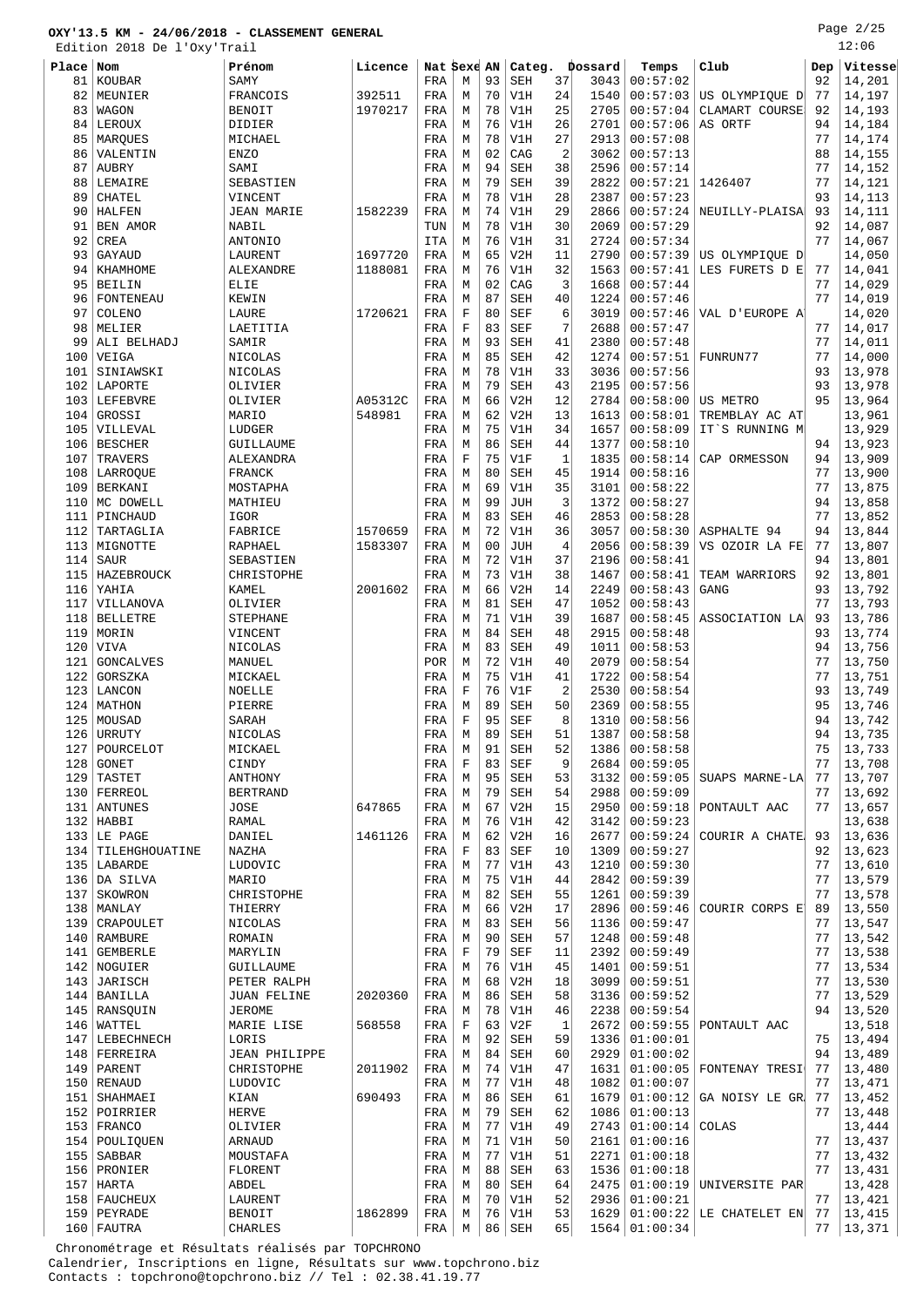# OXY'13.5 KM - 24/06/2018 - CLASSEMENT GENERAL

Edition 2018 De l'Oxy'Trail

| Place | Nom | Prénom | Licence | Nat | Sexe | AN | Categ. | | Dossard | Temps | Club | Dep | Vitesse |
|---|---|---|---|---|---|---|---|---|---|---|---|---|---|
| 81 | KOUBAR | SAMY | | FRA | M | 93 | SEH | 37 | 3043 | 00:57:02 | | 92 | 14,201 |
| 82 | MEUNIER | FRANCOIS | 392511 | FRA | M | 70 | V1H | 24 | 1540 | 00:57:03 | US OLYMPIQUE D | 77 | 14,197 |
| 83 | WAGON | BENOIT | 1970217 | FRA | M | 78 | V1H | 25 | 2705 | 00:57:04 | CLAMART COURSE | 92 | 14,193 |
| 84 | LEROUX | DIDIER | | FRA | M | 76 | V1H | 26 | 2701 | 00:57:06 | AS ORTF | 94 | 14,184 |
| 85 | MARQUES | MICHAEL | | FRA | M | 78 | V1H | 27 | 2913 | 00:57:08 | | 77 | 14,174 |
| 86 | VALENTIN | ENZO | | FRA | M | 02 | CAG | 2 | 3062 | 00:57:13 | | 88 | 14,155 |
| 87 | AUBRY | SAMI | | FRA | M | 94 | SEH | 38 | 2596 | 00:57:14 | | 77 | 14,152 |
| 88 | LEMAIRE | SEBASTIEN | | FRA | M | 79 | SEH | 39 | 2822 | 00:57:21 | 1426407 | 77 | 14,121 |
| 89 | CHATEL | VINCENT | | FRA | M | 78 | V1H | 28 | 2387 | 00:57:23 | | 93 | 14,113 |
| 90 | HALFEN | JEAN MARIE | 1582239 | FRA | M | 74 | V1H | 29 | 2866 | 00:57:24 | NEUILLY-PLAISA | 93 | 14,111 |
| 91 | BEN AMOR | NABIL | | TUN | M | 78 | V1H | 30 | 2069 | 00:57:29 | | 92 | 14,087 |
| 92 | CREA | ANTONIO | | ITA | M | 76 | V1H | 31 | 2724 | 00:57:34 | | 77 | 14,067 |
| 93 | GAYAUD | LAURENT | 1697720 | FRA | M | 65 | V2H | 11 | 2790 | 00:57:39 | US OLYMPIQUE D | | 14,050 |
| 94 | KHAMHOME | ALEXANDRE | 1188081 | FRA | M | 76 | V1H | 32 | 1563 | 00:57:41 | LES FURETS D E | 77 | 14,041 |
| 95 | BEILIN | ELIE | | FRA | M | 02 | CAG | 3 | 1668 | 00:57:44 | | 77 | 14,029 |
| 96 | FONTENEAU | KEWIN | | FRA | M | 87 | SEH | 40 | 1224 | 00:57:46 | | 77 | 14,019 |
| 97 | COLENO | LAURE | 1720621 | FRA | F | 80 | SEF | 6 | 3019 | 00:57:46 | VAL D'EUROPE A | | 14,020 |
| 98 | MELIER | LAETITIA | | FRA | F | 83 | SEF | 7 | 2688 | 00:57:47 | | 77 | 14,017 |
| 99 | ALI BELHADJ | SAMIR | | FRA | M | 93 | SEH | 41 | 2380 | 00:57:48 | | 77 | 14,011 |
| 100 | VEIGA | NICOLAS | | FRA | M | 85 | SEH | 42 | 1274 | 00:57:51 | FUNRUN77 | 77 | 14,000 |
| 101 | SINIAWSKI | NICOLAS | | FRA | M | 78 | V1H | 33 | 3036 | 00:57:56 | | 93 | 13,978 |
| 102 | LAPORTE | OLIVIER | | FRA | M | 79 | SEH | 43 | 2195 | 00:57:56 | | 93 | 13,978 |
| 103 | LEFEBVRE | OLIVIER | A05312C | FRA | M | 66 | V2H | 12 | 2784 | 00:58:00 | US METRO | 95 | 13,964 |
| 104 | GROSSI | MARIO | 548981 | FRA | M | 62 | V2H | 13 | 1613 | 00:58:01 | TREMBLAY AC AT | | 13,961 |
| 105 | VILLEVAL | LUDGER | | FRA | M | 75 | V1H | 34 | 1657 | 00:58:09 | IT`S RUNNING M | | 13,929 |
| 106 | BESCHER | GUILLAUME | | FRA | M | 86 | SEH | 44 | 1377 | 00:58:10 | | 94 | 13,923 |
| 107 | TRAVERS | ALEXANDRA | | FRA | F | 75 | V1F | 1 | 1835 | 00:58:14 | CAP ORMESSON | 94 | 13,909 |
| 108 | LARROQUE | FRANCK | | FRA | M | 80 | SEH | 45 | 1914 | 00:58:16 | | 77 | 13,900 |
| 109 | BERKANI | MOSTAPHA | | FRA | M | 69 | V1H | 35 | 3101 | 00:58:22 | | 77 | 13,875 |
| 110 | MC DOWELL | MATHIEU | | FRA | M | 99 | JUH | 3 | 1372 | 00:58:27 | | 94 | 13,858 |
| 111 | PINCHAUD | IGOR | | FRA | M | 83 | SEH | 46 | 2853 | 00:58:28 | | 77 | 13,852 |
| 112 | TARTAGLIA | FABRICE | 1570659 | FRA | M | 72 | V1H | 36 | 3057 | 00:58:30 | ASPHALTE 94 | 94 | 13,844 |
| 113 | MIGNOTTE | RAPHAEL | 1583307 | FRA | M | 00 | JUH | 4 | 2056 | 00:58:39 | VS OZOIR LA FE | 77 | 13,807 |
| 114 | SAUR | SEBASTIEN | | FRA | M | 72 | V1H | 37 | 2196 | 00:58:41 | | 94 | 13,801 |
| 115 | HAZEBROUCK | CHRISTOPHE | | FRA | M | 73 | V1H | 38 | 1467 | 00:58:41 | TEAM WARRIORS | 92 | 13,801 |
| 116 | YAHIA | KAMEL | 2001602 | FRA | M | 66 | V2H | 14 | 2249 | 00:58:43 | GANG | 93 | 13,792 |
| 117 | VILLANOVA | OLIVIER | | FRA | M | 81 | SEH | 47 | 1052 | 00:58:43 | | 77 | 13,793 |
| 118 | BELLETRE | STEPHANE | | FRA | M | 71 | V1H | 39 | 1687 | 00:58:45 | ASSOCIATION LA | 93 | 13,786 |
| 119 | MORIN | VINCENT | | FRA | M | 84 | SEH | 48 | 2915 | 00:58:48 | | 93 | 13,774 |
| 120 | VIVA | NICOLAS | | FRA | M | 83 | SEH | 49 | 1011 | 00:58:53 | | 94 | 13,756 |
| 121 | GONCALVES | MANUEL | | POR | M | 72 | V1H | 40 | 2079 | 00:58:54 | | 77 | 13,750 |
| 122 | GORSZKA | MICKAEL | | FRA | M | 75 | V1H | 41 | 1722 | 00:58:54 | | 77 | 13,751 |
| 123 | LANCON | NOELLE | | FRA | F | 76 | V1F | 2 | 2530 | 00:58:54 | | 93 | 13,749 |
| 124 | MATHON | PIERRE | | FRA | M | 89 | SEH | 50 | 2369 | 00:58:55 | | 95 | 13,746 |
| 125 | MOUSAD | SARAH | | FRA | F | 95 | SEF | 8 | 1310 | 00:58:56 | | 94 | 13,742 |
| 126 | URRUTY | NICOLAS | | FRA | M | 89 | SEH | 51 | 1387 | 00:58:58 | | 94 | 13,735 |
| 127 | POURCELOT | MICKAEL | | FRA | M | 91 | SEH | 52 | 1386 | 00:58:58 | | 75 | 13,733 |
| 128 | GONET | CINDY | | FRA | F | 83 | SEF | 9 | 2684 | 00:59:05 | | 77 | 13,708 |
| 129 | TASTET | ANTHONY | | FRA | M | 95 | SEH | 53 | 3132 | 00:59:05 | SUAPS MARNE-LA | 77 | 13,707 |
| 130 | FERREOL | BERTRAND | | FRA | M | 79 | SEH | 54 | 2988 | 00:59:09 | | 77 | 13,692 |
| 131 | ANTUNES | JOSE | 647865 | FRA | M | 67 | V2H | 15 | 2950 | 00:59:18 | PONTAULT AAC | 77 | 13,657 |
| 132 | HABBI | RAMAL | | FRA | M | 76 | V1H | 42 | 3142 | 00:59:23 | | | 13,638 |
| 133 | LE PAGE | DANIEL | 1461126 | FRA | M | 62 | V2H | 16 | 2677 | 00:59:24 | COURIR A CHATE | 93 | 13,636 |
| 134 | TILEHGHOUATINE | NAZHA | | FRA | F | 83 | SEF | 10 | 1309 | 00:59:27 | | 92 | 13,623 |
| 135 | LABARDE | LUDOVIC | | FRA | M | 77 | V1H | 43 | 1210 | 00:59:30 | | 77 | 13,610 |
| 136 | DA SILVA | MARIO | | FRA | M | 75 | V1H | 44 | 2842 | 00:59:39 | | 77 | 13,579 |
| 137 | SKOWRON | CHRISTOPHE | | FRA | M | 82 | SEH | 55 | 1261 | 00:59:39 | | 77 | 13,578 |
| 138 | MANLAY | THIERRY | | FRA | M | 66 | V2H | 17 | 2896 | 00:59:46 | COURIR CORPS E | 89 | 13,550 |
| 139 | CRAPOULET | NICOLAS | | FRA | M | 83 | SEH | 56 | 1136 | 00:59:47 | | 77 | 13,547 |
| 140 | RAMBURE | ROMAIN | | FRA | M | 90 | SEH | 57 | 1248 | 00:59:48 | | 77 | 13,542 |
| 141 | GEMBERLE | MARYLIN | | FRA | F | 79 | SEF | 11 | 2392 | 00:59:49 | | 77 | 13,538 |
| 142 | NOGUIER | GUILLAUME | | FRA | M | 76 | V1H | 45 | 1401 | 00:59:51 | | 77 | 13,534 |
| 143 | JARISCH | PETER RALPH | | FRA | M | 68 | V2H | 18 | 3099 | 00:59:51 | | 77 | 13,530 |
| 144 | BANILLA | JUAN FELINE | 2020360 | FRA | M | 86 | SEH | 58 | 3136 | 00:59:52 | | 77 | 13,529 |
| 145 | RANSQUIN | JEROME | | FRA | M | 78 | V1H | 46 | 2238 | 00:59:54 | | 94 | 13,520 |
| 146 | WATTEL | MARIE LISE | 568558 | FRA | F | 63 | V2F | 1 | 2672 | 00:59:55 | PONTAULT AAC | | 13,518 |
| 147 | LEBECHNECH | LORIS | | FRA | M | 92 | SEH | 59 | 1336 | 01:00:01 | | 75 | 13,494 |
| 148 | FERREIRA | JEAN PHILIPPE | | FRA | M | 84 | SEH | 60 | 2929 | 01:00:02 | | 94 | 13,489 |
| 149 | PARENT | CHRISTOPHE | 2011902 | FRA | M | 74 | V1H | 47 | 1631 | 01:00:05 | FONTENAY TRESI | 77 | 13,480 |
| 150 | RENAUD | LUDOVIC | | FRA | M | 77 | V1H | 48 | 1082 | 01:00:07 | | 77 | 13,471 |
| 151 | SHAHMAEI | KIAN | 690493 | FRA | M | 86 | SEH | 61 | 1679 | 01:00:12 | GA NOISY LE GR | 77 | 13,452 |
| 152 | POIRRIER | HERVE | | FRA | M | 79 | SEH | 62 | 1086 | 01:00:13 | | 77 | 13,448 |
| 153 | FRANCO | OLIVIER | | FRA | M | 77 | V1H | 49 | 2743 | 01:00:14 | COLAS | | 13,444 |
| 154 | POULIQUEN | ARNAUD | | FRA | M | 71 | V1H | 50 | 2161 | 01:00:16 | | 77 | 13,437 |
| 155 | SABBAR | MOUSTAFA | | FRA | M | 77 | V1H | 51 | 2271 | 01:00:18 | | 77 | 13,432 |
| 156 | PRONIER | FLORENT | | FRA | M | 88 | SEH | 63 | 1536 | 01:00:18 | | 77 | 13,431 |
| 157 | HARTA | ABDEL | | FRA | M | 80 | SEH | 64 | 2475 | 01:00:19 | UNIVERSITE PAR | | 13,428 |
| 158 | FAUCHEUX | LAURENT | | FRA | M | 70 | V1H | 52 | 2936 | 01:00:21 | | 77 | 13,421 |
| 159 | PEYRADE | BENOIT | 1862899 | FRA | M | 76 | V1H | 53 | 1629 | 01:00:22 | LE CHATELET EN | 77 | 13,415 |
| 160 | FAUTRA | CHARLES | | FRA | M | 86 | SEH | 65 | 1564 | 01:00:34 | | 77 | 13,371 |

Chronométrage et Résultats réalisés par TOPCHRONO
Calendrier, Inscriptions en ligne, Résultats sur www.topchrono.biz
Contacts : topchrono@topchrono.biz // Tel : 02.38.41.19.77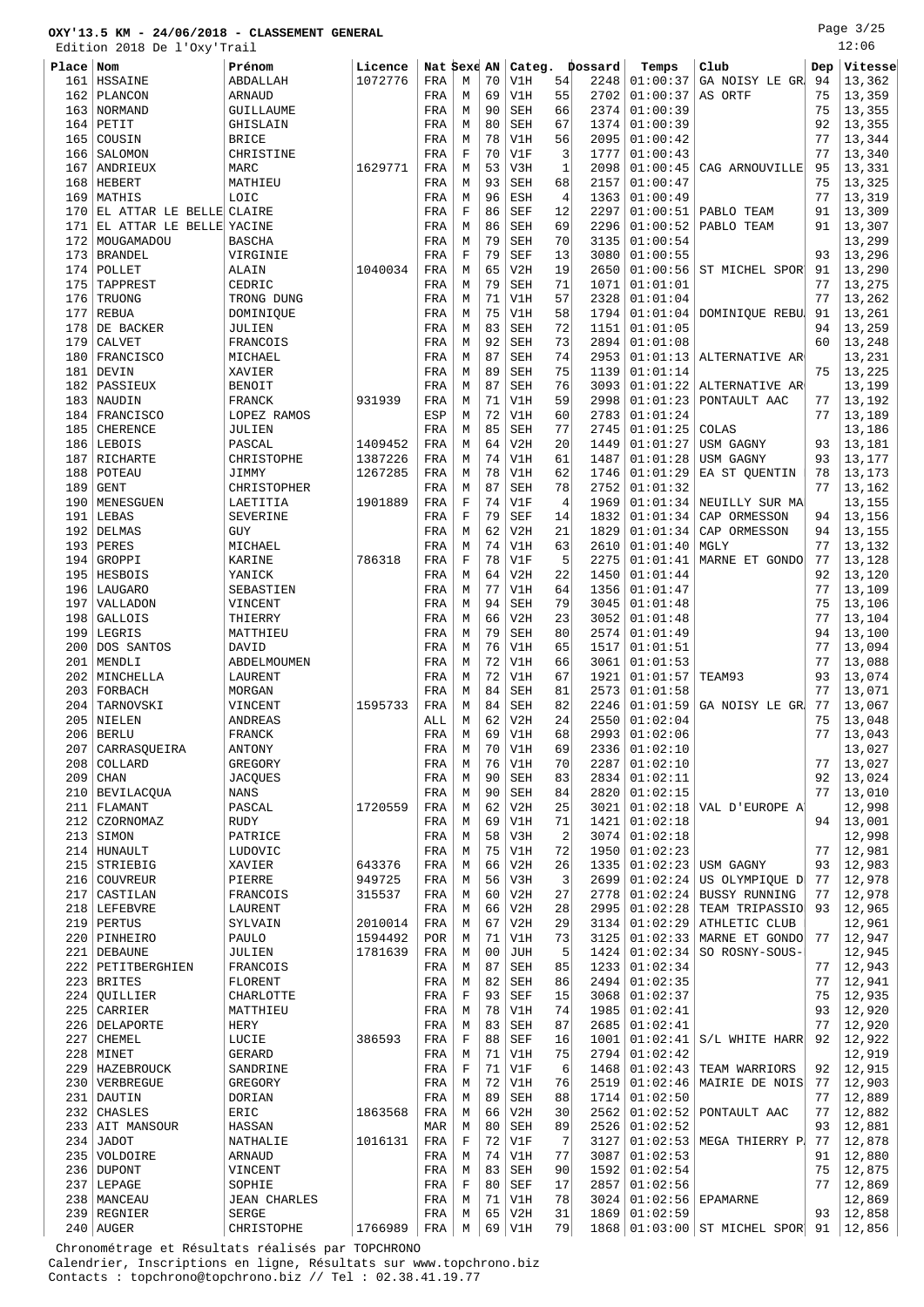**OXY'13.5 KM - 24/06/2018 - CLASSEMENT GENERAL**

Edition 2018 De l'Oxy'Trail

12:06

| Place | Nom | Prénom | Licence | Nat | Sexe | AN | Categ. | | Dossard | Temps | Club | Dep | Vitesse |
|---|---|---|---|---|---|---|---|---|---|---|---|---|---|
| 161 | HSSAINE | ABDALLAH | 1072776 | FRA | M | 70 | V1H | 54 | 2248 | 01:00:37 | GA NOISY LE GR | 94 | 13,362 |
| 162 | PLANCON | ARNAUD | | FRA | M | 69 | V1H | 55 | 2702 | 01:00:37 | AS ORTF | 75 | 13,359 |
| 163 | NORMAND | GUILLAUME | | FRA | M | 90 | SEH | 66 | 2374 | 01:00:39 | | 75 | 13,355 |
| 164 | PETIT | GHISLAIN | | FRA | M | 80 | SEH | 67 | 1374 | 01:00:39 | | 92 | 13,355 |
| 165 | COUSIN | BRICE | | FRA | M | 78 | V1H | 56 | 2095 | 01:00:42 | | 77 | 13,344 |
| 166 | SALOMON | CHRISTINE | | FRA | F | 70 | V1F | 3 | 1777 | 01:00:43 | | 77 | 13,340 |
| 167 | ANDRIEUX | MARC | 1629771 | FRA | M | 53 | V3H | 1 | 2098 | 01:00:45 | CAG ARNOUVILLE | 95 | 13,331 |
| 168 | HEBERT | MATHIEU | | FRA | M | 93 | SEH | 68 | 2157 | 01:00:47 | | 75 | 13,325 |
| 169 | MATHIS | LOIC | | FRA | M | 96 | ESH | 4 | 1363 | 01:00:49 | | 77 | 13,319 |
| 170 | EL ATTAR LE BELLE | CLAIRE | | FRA | F | 86 | SEF | 12 | 2297 | 01:00:51 | PABLO TEAM | 91 | 13,309 |
| 171 | EL ATTAR LE BELLE | YACINE | | FRA | M | 86 | SEH | 69 | 2296 | 01:00:52 | PABLO TEAM | 91 | 13,307 |
| 172 | MOUGAMADOU | BASCHA | | FRA | M | 79 | SEH | 70 | 3135 | 01:00:54 | | | 13,299 |
| 173 | BRANDEL | VIRGINIE | | FRA | F | 79 | SEF | 13 | 3080 | 01:00:55 | | 93 | 13,296 |
| 174 | POLLET | ALAIN | 1040034 | FRA | M | 65 | V2H | 19 | 2650 | 01:00:56 | ST MICHEL SPOR | 91 | 13,290 |
| 175 | TAPPREST | CEDRIC | | FRA | M | 79 | SEH | 71 | 1071 | 01:01:01 | | 77 | 13,275 |
| 176 | TRUONG | TRONG DUNG | | FRA | M | 71 | V1H | 57 | 2328 | 01:01:04 | | 77 | 13,262 |
| 177 | REBUA | DOMINIQUE | | FRA | M | 75 | V1H | 58 | 1794 | 01:01:04 | DOMINIQUE REBU | 91 | 13,261 |
| 178 | DE BACKER | JULIEN | | FRA | M | 83 | SEH | 72 | 1151 | 01:01:05 | | 94 | 13,259 |
| 179 | CALVET | FRANCOIS | | FRA | M | 92 | SEH | 73 | 2894 | 01:01:08 | | 60 | 13,248 |
| 180 | FRANCISCO | MICHAEL | | FRA | M | 87 | SEH | 74 | 2953 | 01:01:13 | ALTERNATIVE AR | | 13,231 |
| 181 | DEVIN | XAVIER | | FRA | M | 89 | SEH | 75 | 1139 | 01:01:14 | | 75 | 13,225 |
| 182 | PASSIEUX | BENOIT | | FRA | M | 87 | SEH | 76 | 3093 | 01:01:22 | ALTERNATIVE AR | | 13,199 |
| 183 | NAUDIN | FRANCK | 931939 | FRA | M | 71 | V1H | 59 | 2998 | 01:01:23 | PONTAULT AAC | 77 | 13,192 |
| 184 | FRANCISCO | LOPEZ RAMOS | | ESP | M | 72 | V1H | 60 | 2783 | 01:01:24 | | 77 | 13,189 |
| 185 | CHERENCE | JULIEN | | FRA | M | 85 | SEH | 77 | 2745 | 01:01:25 | COLAS | | 13,186 |
| 186 | LEBOIS | PASCAL | 1409452 | FRA | M | 64 | V2H | 20 | 1449 | 01:01:27 | USM GAGNY | 93 | 13,181 |
| 187 | RICHARTE | CHRISTOPHE | 1387226 | FRA | M | 74 | V1H | 61 | 1487 | 01:01:28 | USM GAGNY | 93 | 13,177 |
| 188 | POTEAU | JIMMY | 1267285 | FRA | M | 78 | V1H | 62 | 1746 | 01:01:29 | EA ST QUENTIN | 78 | 13,173 |
| 189 | GENT | CHRISTOPHER | | FRA | M | 87 | SEH | 78 | 2752 | 01:01:32 | | 77 | 13,162 |
| 190 | MENESGUEN | LAETITIA | 1901889 | FRA | F | 74 | V1F | 4 | 1969 | 01:01:34 | NEUILLY SUR MA | | 13,155 |
| 191 | LEBAS | SEVERINE | | FRA | F | 79 | SEF | 14 | 1832 | 01:01:34 | CAP ORMESSON | 94 | 13,156 |
| 192 | DELMAS | GUY | | FRA | M | 62 | V2H | 21 | 1829 | 01:01:34 | CAP ORMESSON | 94 | 13,155 |
| 193 | PERES | MICHAEL | | FRA | M | 74 | V1H | 63 | 2610 | 01:01:40 | MGLY | 77 | 13,132 |
| 194 | GROPPI | KARINE | 786318 | FRA | F | 78 | V1F | 5 | 2275 | 01:01:41 | MARNE ET GONDO | 77 | 13,128 |
| 195 | HESBOIS | YANICK | | FRA | M | 64 | V2H | 22 | 1450 | 01:01:44 | | 92 | 13,120 |
| 196 | LAUGARO | SEBASTIEN | | FRA | M | 77 | V1H | 64 | 1356 | 01:01:47 | | 77 | 13,109 |
| 197 | VALLADON | VINCENT | | FRA | M | 94 | SEH | 79 | 3045 | 01:01:48 | | 75 | 13,106 |
| 198 | GALLOIS | THIERRY | | FRA | M | 66 | V2H | 23 | 3052 | 01:01:48 | | 77 | 13,104 |
| 199 | LEGRIS | MATTHIEU | | FRA | M | 79 | SEH | 80 | 2574 | 01:01:49 | | 94 | 13,100 |
| 200 | DOS SANTOS | DAVID | | FRA | M | 76 | V1H | 65 | 1517 | 01:01:51 | | 77 | 13,094 |
| 201 | MENDLI | ABDELMOUMEN | | FRA | M | 72 | V1H | 66 | 3061 | 01:01:53 | | 77 | 13,088 |
| 202 | MINCHELLA | LAURENT | | FRA | M | 72 | V1H | 67 | 1921 | 01:01:57 | TEAM93 | 93 | 13,074 |
| 203 | FORBACH | MORGAN | | FRA | M | 84 | SEH | 81 | 2573 | 01:01:58 | | 77 | 13,071 |
| 204 | TARNOVSKI | VINCENT | 1595733 | FRA | M | 84 | SEH | 82 | 2246 | 01:01:59 | GA NOISY LE GR | 77 | 13,067 |
| 205 | NIELEN | ANDREAS | | ALL | M | 62 | V2H | 24 | 2550 | 01:02:04 | | 75 | 13,048 |
| 206 | BERLU | FRANCK | | FRA | M | 69 | V1H | 68 | 2993 | 01:02:06 | | 77 | 13,043 |
| 207 | CARRASQUEIRA | ANTONY | | FRA | M | 70 | V1H | 69 | 2336 | 01:02:10 | | | 13,027 |
| 208 | COLLARD | GREGORY | | FRA | M | 76 | V1H | 70 | 2287 | 01:02:10 | | 77 | 13,027 |
| 209 | CHAN | JACQUES | | FRA | M | 90 | SEH | 83 | 2834 | 01:02:11 | | 92 | 13,024 |
| 210 | BEVILACQUA | NANS | | FRA | M | 90 | SEH | 84 | 2820 | 01:02:15 | | 77 | 13,010 |
| 211 | FLAMANT | PASCAL | 1720559 | FRA | M | 62 | V2H | 25 | 3021 | 01:02:18 | VAL D'EUROPE A | | 12,998 |
| 212 | CZORNOMAZ | RUDY | | FRA | M | 69 | V1H | 71 | 1421 | 01:02:18 | | 94 | 13,001 |
| 213 | SIMON | PATRICE | | FRA | M | 58 | V3H | 2 | 3074 | 01:02:18 | | | 12,998 |
| 214 | HUNAULT | LUDOVIC | | FRA | M | 75 | V1H | 72 | 1950 | 01:02:23 | | 77 | 12,981 |
| 215 | STRIEBIG | XAVIER | 643376 | FRA | M | 66 | V2H | 26 | 1335 | 01:02:23 | USM GAGNY | 93 | 12,983 |
| 216 | COUVREUR | PIERRE | 949725 | FRA | M | 56 | V3H | 3 | 2699 | 01:02:24 | US OLYMPIQUE D | 77 | 12,978 |
| 217 | CASTILAN | FRANCOIS | 315537 | FRA | M | 60 | V2H | 27 | 2778 | 01:02:24 | BUSSY RUNNING | 77 | 12,978 |
| 218 | LEFEBVRE | LAURENT | | FRA | M | 66 | V2H | 28 | 2995 | 01:02:28 | TEAM TRIPASSIO | 93 | 12,965 |
| 219 | PERTUS | SYLVAIN | 2010014 | FRA | M | 67 | V2H | 29 | 3134 | 01:02:29 | ATHLETIC CLUB | | 12,961 |
| 220 | PINHEIRO | PAULO | 1594492 | POR | M | 71 | V1H | 73 | 3125 | 01:02:33 | MARNE ET GONDO | 77 | 12,947 |
| 221 | DEBAUNE | JULIEN | 1781639 | FRA | M | 00 | JUH | 5 | 1424 | 01:02:34 | SO ROSNY-SOUS- | | 12,945 |
| 222 | PETITBERGHIEN | FRANCOIS | | FRA | M | 87 | SEH | 85 | 1233 | 01:02:34 | | 77 | 12,943 |
| 223 | BRITES | FLORENT | | FRA | M | 82 | SEH | 86 | 2494 | 01:02:35 | | 77 | 12,941 |
| 224 | QUILLIER | CHARLOTTE | | FRA | F | 93 | SEF | 15 | 3068 | 01:02:37 | | 75 | 12,935 |
| 225 | CARRIER | MATTHIEU | | FRA | M | 78 | V1H | 74 | 1985 | 01:02:41 | | 93 | 12,920 |
| 226 | DELAPORTE | HERY | | FRA | M | 83 | SEH | 87 | 2685 | 01:02:41 | | 77 | 12,920 |
| 227 | CHEMEL | LUCIE | 386593 | FRA | F | 88 | SEF | 16 | 1001 | 01:02:41 | S/L WHITE HARR | 92 | 12,922 |
| 228 | MINET | GERARD | | FRA | M | 71 | V1H | 75 | 2794 | 01:02:42 | | | 12,919 |
| 229 | HAZEBROUCK | SANDRINE | | FRA | F | 71 | V1F | 6 | 1468 | 01:02:43 | TEAM WARRIORS | 92 | 12,915 |
| 230 | VERBREGUE | GREGORY | | FRA | M | 72 | V1H | 76 | 2519 | 01:02:46 | MAIRIE DE NOIS | 77 | 12,903 |
| 231 | DAUTIN | DORIAN | | FRA | M | 89 | SEH | 88 | 1714 | 01:02:50 | | 77 | 12,889 |
| 232 | CHASLES | ERIC | 1863568 | FRA | M | 66 | V2H | 30 | 2562 | 01:02:52 | PONTAULT AAC | 77 | 12,882 |
| 233 | AIT MANSOUR | HASSAN | | MAR | M | 80 | SEH | 89 | 2526 | 01:02:52 | | 93 | 12,881 |
| 234 | JADOT | NATHALIE | 1016131 | FRA | F | 72 | V1F | 7 | 3127 | 01:02:53 | MEGA THIERRY P | 77 | 12,878 |
| 235 | VOLDOIRE | ARNAUD | | FRA | M | 74 | V1H | 77 | 3087 | 01:02:53 | | 91 | 12,880 |
| 236 | DUPONT | VINCENT | | FRA | M | 83 | SEH | 90 | 1592 | 01:02:54 | | 75 | 12,875 |
| 237 | LEPAGE | SOPHIE | | FRA | F | 80 | SEF | 17 | 2857 | 01:02:56 | | 77 | 12,869 |
| 238 | MANCEAU | JEAN CHARLES | | FRA | M | 71 | V1H | 78 | 3024 | 01:02:56 | EPAMARNE | | 12,869 |
| 239 | REGNIER | SERGE | | FRA | M | 65 | V2H | 31 | 1869 | 01:02:59 | | 93 | 12,858 |
| 240 | AUGER | CHRISTOPHE | 1766989 | FRA | M | 69 | V1H | 79 | 1868 | 01:03:00 | ST MICHEL SPOR | 91 | 12,856 |

Chronométrage et Résultats réalisés par TOPCHRONO
Calendrier, Inscriptions en ligne, Résultats sur www.topchrono.biz
Contacts : topchrono@topchrono.biz // Tel : 02.38.41.19.77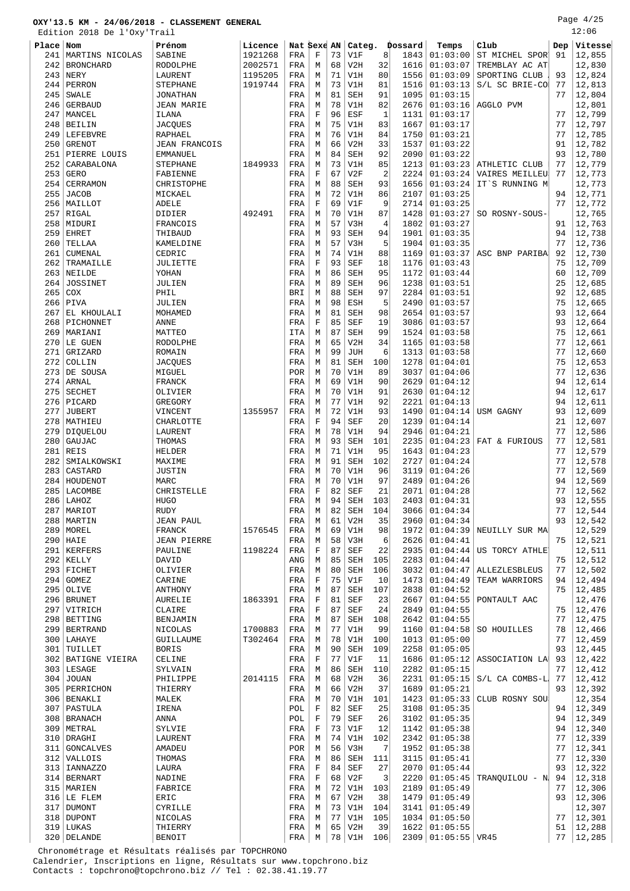**OXY'13.5 KM - 24/06/2018 - CLASSEMENT GENERAL**

Edition 2018 De l'Oxy'Trail

| Place | Nom | Prénom | Licence | Nat | Sexe | AN | Categ. | | Dossard | Temps | Club | Dep | Vitesse |
|---|---|---|---|---|---|---|---|---|---|---|---|---|---|
| 241 | MARTINS NICOLAS | SABINE | 1921268 | FRA | F | 73 | V1F | 8 | 1843 | 01:03:00 | ST MICHEL SPOR | 91 | 12,855 |
| 242 | BRONCHARD | RODOLPHE | 2002571 | FRA | M | 68 | V2H | 32 | 1616 | 01:03:07 | TREMBLAY AC AT | | 12,830 |
| 243 | NERY | LAURENT | 1195205 | FRA | M | 71 | V1H | 80 | 1556 | 01:03:09 | SPORTING CLUB | 93 | 12,824 |
| 244 | PERRON | STEPHANE | 1919744 | FRA | M | 73 | V1H | 81 | 1516 | 01:03:13 | S/L SC BRIE-CO | 77 | 12,813 |
| 245 | SWALE | JONATHAN | | FRA | M | 81 | SEH | 91 | 1095 | 01:03:15 | | 77 | 12,804 |
| 246 | GERBAUD | JEAN MARIE | | FRA | M | 78 | V1H | 82 | 2676 | 01:03:16 | AGGLO PVM | | 12,801 |
| 247 | MANCEL | ILANA | | FRA | F | 96 | ESF | 1 | 1131 | 01:03:17 | | 77 | 12,799 |
| 248 | BEILIN | JACQUES | | FRA | M | 75 | V1H | 83 | 1667 | 01:03:17 | | 77 | 12,797 |
| 249 | LEFEBVRE | RAPHAEL | | FRA | M | 76 | V1H | 84 | 1750 | 01:03:21 | | 77 | 12,785 |
| 250 | GRENOT | JEAN FRANCOIS | | FRA | M | 66 | V2H | 33 | 1537 | 01:03:22 | | 91 | 12,782 |
| 251 | PIERRE LOUIS | EMMANUEL | | FRA | M | 84 | SEH | 92 | 2090 | 01:03:22 | | 93 | 12,780 |
| 252 | CARABALONA | STEPHANE | 1849933 | FRA | M | 73 | V1H | 85 | 1213 | 01:03:23 | ATHLETIC CLUB | 77 | 12,779 |
| 253 | GERO | FABIENNE | | FRA | F | 67 | V2F | 2 | 2224 | 01:03:24 | VAIRES MEILLEU | 77 | 12,773 |
| 254 | CERRAMON | CHRISTOPHE | | FRA | M | 88 | SEH | 93 | 1656 | 01:03:24 | IT`S RUNNING M | | 12,773 |
| 255 | JACOB | MICKAEL | | FRA | M | 72 | V1H | 86 | 2107 | 01:03:25 | | 94 | 12,771 |
| 256 | MAILLOT | ADELE | | FRA | F | 69 | V1F | 9 | 2714 | 01:03:25 | | 77 | 12,772 |
| 257 | RIGAL | DIDIER | 492491 | FRA | M | 70 | V1H | 87 | 1428 | 01:03:27 | SO ROSNY-SOUS- | | 12,765 |
| 258 | MIDURI | FRANCOIS | | FRA | M | 57 | V3H | 4 | 1802 | 01:03:27 | | 91 | 12,763 |
| 259 | EHRET | THIBAUD | | FRA | M | 93 | SEH | 94 | 1901 | 01:03:35 | | 94 | 12,738 |
| 260 | TELLAA | KAMELDINE | | FRA | M | 57 | V3H | 5 | 1904 | 01:03:35 | | 77 | 12,736 |
| 261 | CUMENAL | CEDRIC | | FRA | M | 74 | V1H | 88 | 1169 | 01:03:37 | ASC BNP PARIBA | 92 | 12,730 |
| 262 | TRAMAILLE | JULIETTE | | FRA | F | 93 | SEF | 18 | 1176 | 01:03:43 | | 75 | 12,709 |
| 263 | NEILDE | YOHAN | | FRA | M | 86 | SEH | 95 | 1172 | 01:03:44 | | 60 | 12,709 |
| 264 | JOSSINET | JULIEN | | FRA | M | 89 | SEH | 96 | 1238 | 01:03:51 | | 25 | 12,685 |
| 265 | COX | PHIL | | BRI | M | 88 | SEH | 97 | 2284 | 01:03:51 | | 92 | 12,685 |
| 266 | PIVA | JULIEN | | FRA | M | 98 | ESH | 5 | 2490 | 01:03:57 | | 75 | 12,665 |
| 267 | EL KHOULALI | MOHAMED | | FRA | M | 81 | SEH | 98 | 2654 | 01:03:57 | | 93 | 12,664 |
| 268 | PICHONNET | ANNE | | FRA | F | 85 | SEF | 19 | 3086 | 01:03:57 | | 93 | 12,664 |
| 269 | MARIANI | MATTEO | | ITA | M | 87 | SEH | 99 | 1524 | 01:03:58 | | 75 | 12,661 |
| 270 | LE GUEN | RODOLPHE | | FRA | M | 65 | V2H | 34 | 1165 | 01:03:58 | | 77 | 12,661 |
| 271 | GRIZARD | ROMAIN | | FRA | M | 99 | JUH | 6 | 1313 | 01:03:58 | | 77 | 12,660 |
| 272 | COLLIN | JACQUES | | FRA | M | 81 | SEH | 100 | 1278 | 01:04:01 | | 75 | 12,653 |
| 273 | DE SOUSA | MIGUEL | | POR | M | 70 | V1H | 89 | 3037 | 01:04:06 | | 77 | 12,636 |
| 274 | ARNAL | FRANCK | | FRA | M | 69 | V1H | 90 | 2629 | 01:04:12 | | 94 | 12,614 |
| 275 | SECHET | OLIVIER | | FRA | M | 70 | V1H | 91 | 2630 | 01:04:12 | | 94 | 12,617 |
| 276 | PICARD | GREGORY | | FRA | M | 77 | V1H | 92 | 2221 | 01:04:13 | | 94 | 12,611 |
| 277 | JUBERT | VINCENT | 1355957 | FRA | M | 72 | V1H | 93 | 1490 | 01:04:14 | USM GAGNY | 93 | 12,609 |
| 278 | MATHIEU | CHARLOTTE | | FRA | F | 94 | SEF | 20 | 1239 | 01:04:14 | | 21 | 12,607 |
| 279 | DIQUELOU | LAURENT | | FRA | M | 78 | V1H | 94 | 2946 | 01:04:21 | | 77 | 12,586 |
| 280 | GAUJAC | THOMAS | | FRA | M | 93 | SEH | 101 | 2235 | 01:04:23 | FAT & FURIOUS | 77 | 12,581 |
| 281 | REIS | HELDER | | FRA | M | 71 | V1H | 95 | 1643 | 01:04:23 | | 77 | 12,579 |
| 282 | SMIALKOWSKI | MAXIME | | FRA | M | 91 | SEH | 102 | 2727 | 01:04:24 | | 77 | 12,578 |
| 283 | CASTARD | JUSTIN | | FRA | M | 70 | V1H | 96 | 3119 | 01:04:26 | | 77 | 12,569 |
| 284 | HOUDENOT | MARC | | FRA | M | 70 | V1H | 97 | 2489 | 01:04:26 | | 94 | 12,569 |
| 285 | LACOMBE | CHRISTELLE | | FRA | F | 82 | SEF | 21 | 2071 | 01:04:28 | | 77 | 12,562 |
| 286 | LAHOZ | HUGO | | FRA | M | 94 | SEH | 103 | 2403 | 01:04:31 | | 93 | 12,555 |
| 287 | MARIOT | RUDY | | FRA | M | 82 | SEH | 104 | 3066 | 01:04:34 | | 77 | 12,544 |
| 288 | MARTIN | JEAN PAUL | | FRA | M | 61 | V2H | 35 | 2960 | 01:04:34 | | 93 | 12,542 |
| 289 | MOREL | FRANCK | 1576545 | FRA | M | 69 | V1H | 98 | 1972 | 01:04:39 | NEUILLY SUR MA | | 12,529 |
| 290 | HAIE | JEAN PIERRE | | FRA | M | 58 | V3H | 6 | 2626 | 01:04:41 | | 75 | 12,521 |
| 291 | KERFERS | PAULINE | 1198224 | FRA | F | 87 | SEF | 22 | 2935 | 01:04:44 | US TORCY ATHLE | | 12,511 |
| 292 | KELLY | DAVID | | ANG | M | 85 | SEH | 105 | 2283 | 01:04:44 | | 75 | 12,512 |
| 293 | FICHET | OLIVIER | | FRA | M | 80 | SEH | 106 | 3032 | 01:04:47 | ALLEZLESBLEUS | 77 | 12,502 |
| 294 | GOMEZ | CARINE | | FRA | F | 75 | V1F | 10 | 1473 | 01:04:49 | TEAM WARRIORS | 94 | 12,494 |
| 295 | OLIVE | ANTHONY | | FRA | M | 87 | SEH | 107 | 2838 | 01:04:52 | | 75 | 12,485 |
| 296 | BRUNET | AURELIE | 1863391 | FRA | F | 81 | SEF | 23 | 2667 | 01:04:55 | PONTAULT AAC | | 12,476 |
| 297 | VITRICH | CLAIRE | | FRA | F | 87 | SEF | 24 | 2849 | 01:04:55 | | 75 | 12,476 |
| 298 | BETTING | BENJAMIN | | FRA | M | 87 | SEH | 108 | 2642 | 01:04:55 | | 77 | 12,475 |
| 299 | BERTRAND | NICOLAS | 1700883 | FRA | M | 77 | V1H | 99 | 1160 | 01:04:58 | SO HOUILLES | 78 | 12,466 |
| 300 | LAHAYE | GUILLAUME | T302464 | FRA | M | 78 | V1H | 100 | 1013 | 01:05:00 | | 77 | 12,459 |
| 301 | TUILLET | BORIS | | FRA | M | 90 | SEH | 109 | 2258 | 01:05:05 | | 93 | 12,445 |
| 302 | BATIGNE VIEIRA | CELINE | | FRA | F | 77 | V1F | 11 | 1686 | 01:05:12 | ASSOCIATION LA | 93 | 12,422 |
| 303 | LESAGE | SYLVAIN | | FRA | M | 86 | SEH | 110 | 2282 | 01:05:15 | | 77 | 12,412 |
| 304 | JOUAN | PHILIPPE | 2014115 | FRA | M | 68 | V2H | 36 | 2231 | 01:05:15 | S/L CA COMBS-L | 77 | 12,412 |
| 305 | PERRICHON | THIERRY | | FRA | M | 66 | V2H | 37 | 1689 | 01:05:21 | | 93 | 12,392 |
| 306 | BENAKLI | MALEK | | FRA | M | 70 | V1H | 101 | 1423 | 01:05:33 | CLUB ROSNY SOU | | 12,354 |
| 307 | PASTULA | IRENA | | POL | F | 82 | SEF | 25 | 3108 | 01:05:35 | | 94 | 12,349 |
| 308 | BRANACH | ANNA | | POL | F | 79 | SEF | 26 | 3102 | 01:05:35 | | 94 | 12,349 |
| 309 | METRAL | SYLVIE | | FRA | F | 73 | V1F | 12 | 1142 | 01:05:38 | | 94 | 12,340 |
| 310 | DRAGHI | LAURENT | | FRA | M | 74 | V1H | 102 | 2342 | 01:05:38 | | 77 | 12,339 |
| 311 | GONCALVES | AMADEU | | POR | M | 56 | V3H | 7 | 1952 | 01:05:38 | | 77 | 12,341 |
| 312 | VALLOIS | THOMAS | | FRA | M | 86 | SEH | 111 | 3115 | 01:05:41 | | 77 | 12,330 |
| 313 | IANNAZZO | LAURA | | FRA | F | 84 | SEF | 27 | 2070 | 01:05:44 | | 93 | 12,322 |
| 314 | BERNART | NADINE | | FRA | F | 68 | V2F | 3 | 2220 | 01:05:45 | TRANQUILOU - N | 94 | 12,318 |
| 315 | MARIEN | FABRICE | | FRA | M | 72 | V1H | 103 | 2189 | 01:05:49 | | 77 | 12,306 |
| 316 | LE FLEM | ERIC | | FRA | M | 67 | V2H | 38 | 1479 | 01:05:49 | | 93 | 12,306 |
| 317 | DUMONT | CYRILLE | | FRA | M | 73 | V1H | 104 | 3141 | 01:05:49 | | | 12,307 |
| 318 | DUPONT | NICOLAS | | FRA | M | 77 | V1H | 105 | 1034 | 01:05:50 | | 77 | 12,301 |
| 319 | LUKAS | THIERRY | | FRA | M | 65 | V2H | 39 | 1622 | 01:05:55 | | 51 | 12,288 |
| 320 | DELANDE | BENOIT | | FRA | M | 78 | V1H | 106 | 2309 | 01:05:55 | VR45 | 77 | 12,285 |

Chronométrage et Résultats réalisés par TOPCHRONO
Calendrier, Inscriptions en ligne, Résultats sur www.topchrono.biz
Contacts : topchrono@topchrono.biz // Tel : 02.38.41.19.77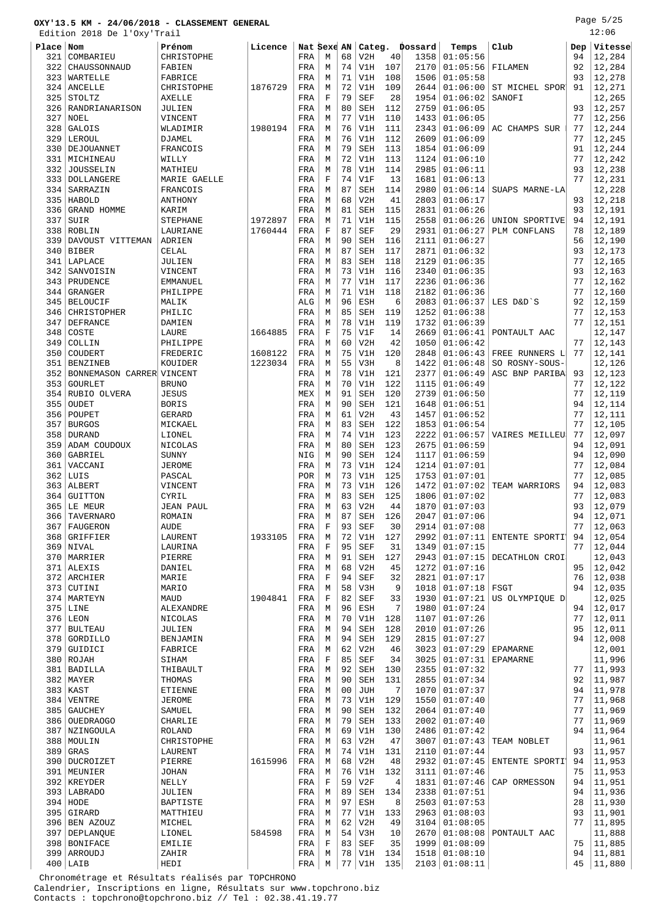**OXY'13.5 KM - 24/06/2018 - CLASSEMENT GENERAL**
Edition 2018 De l'Oxy'Trail

12:06

| Place | Nom | Prénom | Licence | Nat | Sexe | AN | Categ. | | Dossard | Temps | Club | Dep | Vitesse |
|---|---|---|---|---|---|---|---|---|---|---|---|---|---|
| 321 | COMBARIEU | CHRISTOPHE | | FRA | M | 68 | V2H | 40 | 1358 | 01:05:56 | | 94 | 12,284 |
| 322 | CHAUSSONNAUD | FABIEN | | FRA | M | 74 | V1H | 107 | 2170 | 01:05:56 | FILAMEN | 92 | 12,284 |
| 323 | WARTELLE | FABRICE | | FRA | M | 71 | V1H | 108 | 1506 | 01:05:58 | | 93 | 12,278 |
| 324 | ANCELLE | CHRISTOPHE | 1876729 | FRA | M | 72 | V1H | 109 | 2644 | 01:06:00 | ST MICHEL SPOR | 91 | 12,271 |
| 325 | STOLTZ | AXELLE | | FRA | F | 79 | SEF | 28 | 1954 | 01:06:02 | SANOFI | | 12,265 |
| 326 | RANDRIANARISON | JULIEN | | FRA | M | 80 | SEH | 112 | 2759 | 01:06:05 | | 93 | 12,257 |
| 327 | NOEL | VINCENT | | FRA | M | 77 | V1H | 110 | 1433 | 01:06:05 | | 77 | 12,256 |
| 328 | GALOIS | WLADIMIR | 1980194 | FRA | M | 76 | V1H | 111 | 2343 | 01:06:09 | AC CHAMPS SUR | 77 | 12,244 |
| 329 | LEROUL | DJAMEL | | FRA | M | 76 | V1H | 112 | 2609 | 01:06:09 | | 77 | 12,245 |
| 330 | DEJOUANNET | FRANCOIS | | FRA | M | 79 | SEH | 113 | 1854 | 01:06:09 | | 91 | 12,244 |
| 331 | MICHINEAU | WILLY | | FRA | M | 72 | V1H | 113 | 1124 | 01:06:10 | | 77 | 12,242 |
| 332 | JOUSSELIN | MATHIEU | | FRA | M | 78 | V1H | 114 | 2985 | 01:06:11 | | 93 | 12,238 |
| 333 | DOLLANGERE | MARIE GAELLE | | FRA | F | 74 | V1F | 13 | 1681 | 01:06:13 | | 77 | 12,231 |
| 334 | SARRAZIN | FRANCOIS | | FRA | M | 87 | SEH | 114 | 2980 | 01:06:14 | SUAPS MARNE-LA | | 12,228 |
| 335 | HABOLD | ANTHONY | | FRA | M | 68 | V2H | 41 | 2803 | 01:06:17 | | 93 | 12,218 |
| 336 | GRAND HOMME | KARIM | | FRA | M | 81 | SEH | 115 | 2831 | 01:06:26 | | 93 | 12,191 |
| 337 | SUIR | STEPHANE | 1972897 | FRA | M | 71 | V1H | 115 | 2558 | 01:06:26 | UNION SPORTIVE | 94 | 12,191 |
| 338 | ROBLIN | LAURIANE | 1760444 | FRA | F | 87 | SEF | 29 | 2931 | 01:06:27 | PLM CONFLANS | 78 | 12,189 |
| 339 | DAVOUST VITTEMAN | ADRIEN | | FRA | M | 90 | SEH | 116 | 2111 | 01:06:27 | | 56 | 12,190 |
| 340 | BIBER | CELAL | | FRA | M | 87 | SEH | 117 | 2871 | 01:06:32 | | 93 | 12,173 |
| 341 | LAPLACE | JULIEN | | FRA | M | 83 | SEH | 118 | 2129 | 01:06:35 | | 77 | 12,165 |
| 342 | SANVOISIN | VINCENT | | FRA | M | 73 | V1H | 116 | 2340 | 01:06:35 | | 93 | 12,163 |
| 343 | PRUDENCE | EMMANUEL | | FRA | M | 77 | V1H | 117 | 2236 | 01:06:36 | | 77 | 12,162 |
| 344 | GRANGER | PHILIPPE | | FRA | M | 71 | V1H | 118 | 2182 | 01:06:36 | | 77 | 12,160 |
| 345 | BELOUCIF | MALIK | | ALG | M | 96 | ESH | 6 | 2083 | 01:06:37 | LES D&D`S | 92 | 12,159 |
| 346 | CHRISTOPHER | PHILIC | | FRA | M | 85 | SEH | 119 | 1252 | 01:06:38 | | 77 | 12,153 |
| 347 | DEFRANCE | DAMIEN | | FRA | M | 78 | V1H | 119 | 1732 | 01:06:39 | | 77 | 12,151 |
| 348 | COSTE | LAURE | 1664885 | FRA | F | 75 | V1F | 14 | 2669 | 01:06:41 | PONTAULT AAC | | 12,147 |
| 349 | COLLIN | PHILIPPE | | FRA | M | 60 | V2H | 42 | 1050 | 01:06:42 | | 77 | 12,143 |
| 350 | COUDERT | FREDERIC | 1608122 | FRA | M | 75 | V1H | 120 | 2848 | 01:06:43 | FREE RUNNERS L | 77 | 12,141 |
| 351 | BENZINEB | KOUIDER | 1223034 | FRA | M | 55 | V3H | 8 | 1422 | 01:06:48 | SO ROSNY-SOUS- | | 12,126 |
| 352 | BONNEMASON CARRER | VINCENT | | FRA | M | 78 | V1H | 121 | 2377 | 01:06:49 | ASC BNP PARIBA | 93 | 12,123 |
| 353 | GOURLET | BRUNO | | FRA | M | 70 | V1H | 122 | 1115 | 01:06:49 | | 77 | 12,122 |
| 354 | RUBIO OLVERA | JESUS | | MEX | M | 91 | SEH | 120 | 2739 | 01:06:50 | | 77 | 12,119 |
| 355 | OUDET | BORIS | | FRA | M | 90 | SEH | 121 | 1648 | 01:06:51 | | 94 | 12,114 |
| 356 | POUPET | GERARD | | FRA | M | 61 | V2H | 43 | 1457 | 01:06:52 | | 77 | 12,111 |
| 357 | BURGOS | MICKAEL | | FRA | M | 83 | SEH | 122 | 1853 | 01:06:54 | | 77 | 12,105 |
| 358 | DURAND | LIONEL | | FRA | M | 74 | V1H | 123 | 2222 | 01:06:57 | VAIRES MEILLEU | 77 | 12,097 |
| 359 | ADAM COUDOUX | NICOLAS | | FRA | M | 80 | SEH | 123 | 2675 | 01:06:59 | | 94 | 12,091 |
| 360 | GABRIEL | SUNNY | | NIG | M | 90 | SEH | 124 | 1117 | 01:06:59 | | 94 | 12,090 |
| 361 | VACCANI | JEROME | | FRA | M | 73 | V1H | 124 | 1214 | 01:07:01 | | 77 | 12,084 |
| 362 | LUIS | PASCAL | | POR | M | 73 | V1H | 125 | 1753 | 01:07:01 | | 77 | 12,085 |
| 363 | ALBERT | VINCENT | | FRA | M | 73 | V1H | 126 | 1472 | 01:07:02 | TEAM WARRIORS | 94 | 12,083 |
| 364 | GUITTON | CYRIL | | FRA | M | 83 | SEH | 125 | 1806 | 01:07:02 | | 77 | 12,083 |
| 365 | LE MEUR | JEAN PAUL | | FRA | M | 63 | V2H | 44 | 1870 | 01:07:03 | | 93 | 12,079 |
| 366 | TAVERNARO | ROMAIN | | FRA | M | 87 | SEH | 126 | 2047 | 01:07:06 | | 94 | 12,071 |
| 367 | FAUGERON | AUDE | | FRA | F | 93 | SEF | 30 | 2914 | 01:07:08 | | 77 | 12,063 |
| 368 | GRIFFIER | LAURENT | 1933105 | FRA | M | 72 | V1H | 127 | 2992 | 01:07:11 | ENTENTE SPORTI | 94 | 12,054 |
| 369 | NIVAL | LAURINA | | FRA | F | 95 | SEF | 31 | 1349 | 01:07:15 | | 77 | 12,044 |
| 370 | MARRIER | PIERRE | | FRA | M | 91 | SEH | 127 | 2943 | 01:07:15 | DECATHLON CROI | | 12,043 |
| 371 | ALEXIS | DANIEL | | FRA | M | 68 | V2H | 45 | 1272 | 01:07:16 | | 95 | 12,042 |
| 372 | ARCHIER | MARIE | | FRA | F | 94 | SEF | 32 | 2821 | 01:07:17 | | 76 | 12,038 |
| 373 | CUTINI | MARIO | | FRA | M | 58 | V3H | 9 | 1018 | 01:07:18 | FSGT | 94 | 12,035 |
| 374 | MARTEYN | MAUD | 1904841 | FRA | F | 82 | SEF | 33 | 1930 | 01:07:21 | US OLYMPIQUE D | | 12,025 |
| 375 | LINE | ALEXANDRE | | FRA | M | 96 | ESH | 7 | 1980 | 01:07:24 | | 94 | 12,017 |
| 376 | LEON | NICOLAS | | FRA | M | 70 | V1H | 128 | 1107 | 01:07:26 | | 77 | 12,011 |
| 377 | BULTEAU | JULIEN | | FRA | M | 94 | SEH | 128 | 2010 | 01:07:26 | | 95 | 12,011 |
| 378 | GORDILLO | BENJAMIN | | FRA | M | 94 | SEH | 129 | 2815 | 01:07:27 | | 94 | 12,008 |
| 379 | GUIDICI | FABRICE | | FRA | M | 62 | V2H | 46 | 3023 | 01:07:29 | EPAMARNE | | 12,001 |
| 380 | ROJAH | SIHAM | | FRA | F | 85 | SEF | 34 | 3025 | 01:07:31 | EPAMARNE | | 11,996 |
| 381 | BADILLA | THIBAULT | | FRA | M | 92 | SEH | 130 | 2355 | 01:07:32 | | 77 | 11,993 |
| 382 | MAYER | THOMAS | | FRA | M | 90 | SEH | 131 | 2855 | 01:07:34 | | 92 | 11,987 |
| 383 | KAST | ETIENNE | | FRA | M | 00 | JUH | 7 | 1070 | 01:07:37 | | 94 | 11,978 |
| 384 | VENTRE | JEROME | | FRA | M | 73 | V1H | 129 | 1550 | 01:07:40 | | 77 | 11,968 |
| 385 | GAUCHEY | SAMUEL | | FRA | M | 90 | SEH | 132 | 2064 | 01:07:40 | | 77 | 11,969 |
| 386 | OUEDRAOGO | CHARLIE | | FRA | M | 79 | SEH | 133 | 2002 | 01:07:40 | | 77 | 11,969 |
| 387 | NZINGOULA | ROLAND | | FRA | M | 69 | V1H | 130 | 2486 | 01:07:42 | | 94 | 11,964 |
| 388 | MOULIN | CHRISTOPHE | | FRA | M | 63 | V2H | 47 | 3007 | 01:07:43 | TEAM NOBLET | | 11,961 |
| 389 | GRAS | LAURENT | | FRA | M | 74 | V1H | 131 | 2110 | 01:07:44 | | 93 | 11,957 |
| 390 | DUCROIZET | PIERRE | 1615996 | FRA | M | 68 | V2H | 48 | 2932 | 01:07:45 | ENTENTE SPORTI | 94 | 11,953 |
| 391 | MEUNIER | JOHAN | | FRA | M | 76 | V1H | 132 | 3111 | 01:07:46 | | 75 | 11,953 |
| 392 | KREYDER | NELLY | | FRA | F | 59 | V2F | 4 | 1831 | 01:07:46 | CAP ORMESSON | 94 | 11,951 |
| 393 | LABRADO | JULIEN | | FRA | M | 89 | SEH | 134 | 2338 | 01:07:51 | | 94 | 11,936 |
| 394 | HODE | BAPTISTE | | FRA | M | 97 | ESH | 8 | 2503 | 01:07:53 | | 28 | 11,930 |
| 395 | GIRARD | MATTHIEU | | FRA | M | 77 | V1H | 133 | 2963 | 01:08:03 | | 93 | 11,901 |
| 396 | BEN AZOUZ | MICHEL | | FRA | M | 62 | V2H | 49 | 3104 | 01:08:05 | | 77 | 11,895 |
| 397 | DEPLANQUE | LIONEL | 584598 | FRA | M | 54 | V3H | 10 | 2670 | 01:08:08 | PONTAULT AAC | | 11,888 |
| 398 | BONIFACE | EMILIE | | FRA | F | 83 | SEF | 35 | 1999 | 01:08:09 | | 75 | 11,885 |
| 399 | ARROUDJ | ZAHIR | | FRA | M | 78 | V1H | 134 | 1518 | 01:08:10 | | 94 | 11,881 |
| 400 | LAIB | HEDI | | FRA | M | 77 | V1H | 135 | 2103 | 01:08:11 | | 45 | 11,880 |

Chronométrage et Résultats réalisés par TOPCHRONO
Calendrier, Inscriptions en ligne, Résultats sur www.topchrono.biz
Contacts : topchrono@topchrono.biz // Tel : 02.38.41.19.77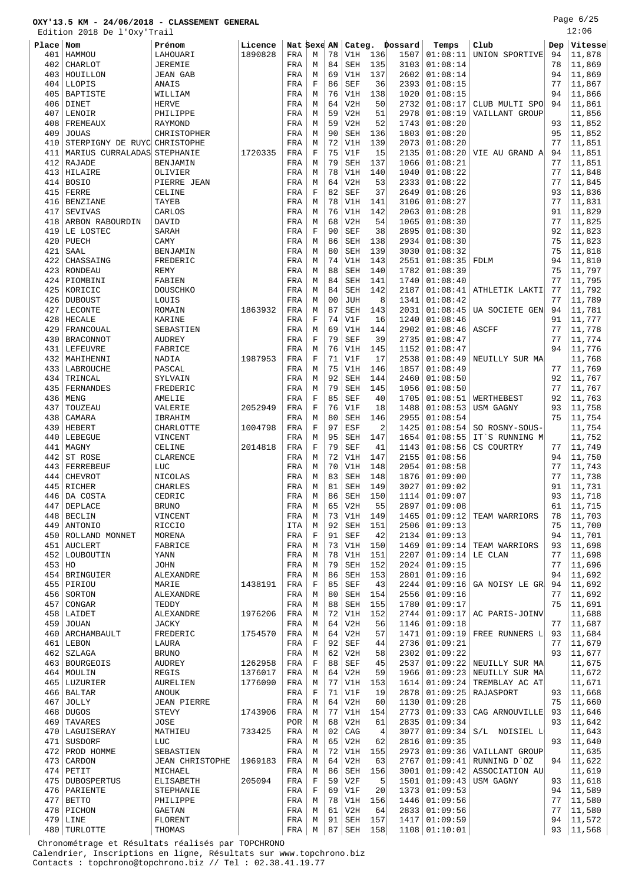**OXY'13.5 KM - 24/06/2018 - CLASSEMENT GENERAL**

Edition 2018 De l'Oxy'Trail

| Place | Nom | Prénom | Licence | Nat | Sexe | AN | Categ. | | Dossard | Temps | Club | Dep | Vitesse |
|---|---|---|---|---|---|---|---|---|---|---|---|---|---|
| 401 | HAMMOU | LAHOUARI | 1890828 | FRA | M | 78 | V1H | 136 | 1507 | 01:08:11 | UNION SPORTIVE | 94 | 11,878 |
| 402 | CHARLOT | JEREMIE | | FRA | M | 84 | SEH | 135 | 3103 | 01:08:14 | | 78 | 11,869 |
| 403 | HOUILLON | JEAN GAB | | FRA | M | 69 | V1H | 137 | 2602 | 01:08:14 | | 94 | 11,869 |
| 404 | LLOPIS | ANAIS | | FRA | F | 86 | SEF | 36 | 2393 | 01:08:15 | | 77 | 11,867 |
| 405 | BAPTISTE | WILLIAM | | FRA | M | 76 | V1H | 138 | 1020 | 01:08:15 | | 94 | 11,866 |
| 406 | DINET | HERVE | | FRA | M | 64 | V2H | 50 | 2732 | 01:08:17 | CLUB MULTI SPO | 94 | 11,861 |
| 407 | LENOIR | PHILIPPE | | FRA | M | 59 | V2H | 51 | 2978 | 01:08:19 | VAILLANT GROUP | | 11,856 |
| 408 | FREMEAUX | RAYMOND | | FRA | M | 59 | V2H | 52 | 1743 | 01:08:20 | | 93 | 11,852 |
| 409 | JOUAS | CHRISTOPHER | | FRA | M | 90 | SEH | 136 | 1803 | 01:08:20 | | 95 | 11,852 |
| 410 | STERPIGNY DE RUYC | CHRISTOPHE | | FRA | M | 72 | V1H | 139 | 2073 | 01:08:20 | | 77 | 11,851 |
| 411 | MARIUS CURRALADAS | STEPHANIE | 1720335 | FRA | F | 75 | V1F | 15 | 2135 | 01:08:20 | VIE AU GRAND A | 94 | 11,851 |
| 412 | RAJADE | BENJAMIN | | FRA | M | 79 | SEH | 137 | 1066 | 01:08:21 | | 77 | 11,851 |
| 413 | HILAIRE | OLIVIER | | FRA | M | 78 | V1H | 140 | 1040 | 01:08:22 | | 77 | 11,848 |
| 414 | BOSIO | PIERRE JEAN | | FRA | M | 64 | V2H | 53 | 2333 | 01:08:22 | | 77 | 11,845 |
| 415 | FERRE | CELINE | | FRA | F | 82 | SEF | 37 | 2649 | 01:08:26 | | 93 | 11,836 |
| 416 | BENZIANE | TAYEB | | FRA | M | 78 | V1H | 141 | 3106 | 01:08:27 | | 77 | 11,831 |
| 417 | SEVIVAS | CARLOS | | FRA | M | 76 | V1H | 142 | 2063 | 01:08:28 | | 91 | 11,829 |
| 418 | ARBON RABOURDIN | DAVID | | FRA | M | 68 | V2H | 54 | 1065 | 01:08:30 | | 77 | 11,825 |
| 419 | LE LOSTEC | SARAH | | FRA | F | 90 | SEF | 38 | 2895 | 01:08:30 | | 92 | 11,823 |
| 420 | PUECH | CAMY | | FRA | M | 86 | SEH | 138 | 2934 | 01:08:30 | | 75 | 11,823 |
| 421 | SAAL | BENJAMIN | | FRA | M | 80 | SEH | 139 | 3030 | 01:08:32 | | 75 | 11,818 |
| 422 | CHASSAING | FREDERIC | | FRA | M | 74 | V1H | 143 | 2551 | 01:08:35 | FDLM | 94 | 11,810 |
| 423 | RONDEAU | REMY | | FRA | M | 88 | SEH | 140 | 1782 | 01:08:39 | | 75 | 11,797 |
| 424 | PIOMBINI | FABIEN | | FRA | M | 84 | SEH | 141 | 1740 | 01:08:40 | | 77 | 11,795 |
| 425 | KORICIC | DOUSCHKO | | FRA | M | 84 | SEH | 142 | 2187 | 01:08:41 | ATHLETIK LAKTI | 77 | 11,792 |
| 426 | DUBOUST | LOUIS | | FRA | M | 00 | JUH | 8 | 1341 | 01:08:42 | | 77 | 11,789 |
| 427 | LECONTE | ROMAIN | 1863932 | FRA | M | 87 | SEH | 143 | 2031 | 01:08:45 | UA SOCIETE GEN | 94 | 11,781 |
| 428 | HECALE | KARINE | | FRA | F | 74 | V1F | 16 | 1240 | 01:08:46 | | 91 | 11,777 |
| 429 | FRANCOUAL | SEBASTIEN | | FRA | M | 69 | V1H | 144 | 2902 | 01:08:46 | ASCFF | 77 | 11,778 |
| 430 | BRACONNOT | AUDREY | | FRA | F | 79 | SEF | 39 | 2735 | 01:08:47 | | 77 | 11,774 |
| 431 | LEFEUVRE | FABRICE | | FRA | M | 76 | V1H | 145 | 1152 | 01:08:47 | | 94 | 11,776 |
| 432 | MAHIHENNI | NADIA | 1987953 | FRA | F | 71 | V1F | 17 | 2538 | 01:08:49 | NEUILLY SUR MA | | 11,768 |
| 433 | LABROUCHE | PASCAL | | FRA | M | 75 | V1H | 146 | 1857 | 01:08:49 | | 77 | 11,769 |
| 434 | TRINCAL | SYLVAIN | | FRA | M | 92 | SEH | 144 | 2460 | 01:08:50 | | 92 | 11,767 |
| 435 | FERNANDES | FREDERIC | | FRA | M | 79 | SEH | 145 | 1056 | 01:08:50 | | 77 | 11,767 |
| 436 | MENG | AMELIE | | FRA | F | 85 | SEF | 40 | 1705 | 01:08:51 | WERTHEBEST | 92 | 11,763 |
| 437 | TOUZEAU | VALERIE | 2052949 | FRA | F | 76 | V1F | 18 | 1488 | 01:08:53 | USM GAGNY | 93 | 11,758 |
| 438 | CAMARA | IBRAHIM | | FRA | M | 80 | SEH | 146 | 2955 | 01:08:54 | | 75 | 11,754 |
| 439 | HEBERT | CHARLOTTE | 1004798 | FRA | F | 97 | ESF | 2 | 1425 | 01:08:54 | SO ROSNY-SOUS- | | 11,754 |
| 440 | LEBEGUE | VINCENT | | FRA | M | 95 | SEH | 147 | 1654 | 01:08:55 | IT`S RUNNING M | | 11,752 |
| 441 | MAGNY | CELINE | 2014818 | FRA | F | 79 | SEF | 41 | 1143 | 01:08:56 | CS COURTRY | 77 | 11,749 |
| 442 | ST ROSE | CLARENCE | | FRA | M | 72 | V1H | 147 | 2155 | 01:08:56 | | 94 | 11,750 |
| 443 | FERREBEUF | LUC | | FRA | M | 70 | V1H | 148 | 2054 | 01:08:58 | | 77 | 11,743 |
| 444 | CHEVROT | NICOLAS | | FRA | M | 83 | SEH | 148 | 1876 | 01:09:00 | | 77 | 11,738 |
| 445 | RICHER | CHARLES | | FRA | M | 81 | SEH | 149 | 3027 | 01:09:02 | | 91 | 11,731 |
| 446 | DA COSTA | CEDRIC | | FRA | M | 86 | SEH | 150 | 1114 | 01:09:07 | | 93 | 11,718 |
| 447 | DEPLACE | BRUNO | | FRA | M | 65 | V2H | 55 | 2897 | 01:09:08 | | 61 | 11,715 |
| 448 | BECLIN | VINCENT | | FRA | M | 73 | V1H | 149 | 1465 | 01:09:12 | TEAM WARRIORS | 78 | 11,703 |
| 449 | ANTONIO | RICCIO | | ITA | M | 92 | SEH | 151 | 2506 | 01:09:13 | | 75 | 11,700 |
| 450 | ROLLAND MONNET | MORENA | | FRA | F | 91 | SEF | 42 | 2134 | 01:09:13 | | 94 | 11,701 |
| 451 | AUCLERT | FABRICE | | FRA | M | 73 | V1H | 150 | 1469 | 01:09:14 | TEAM WARRIORS | 93 | 11,698 |
| 452 | LOUBOUTIN | YANN | | FRA | M | 78 | V1H | 151 | 2207 | 01:09:14 | LE CLAN | 77 | 11,698 |
| 453 | HO | JOHN | | FRA | M | 79 | SEH | 152 | 2024 | 01:09:15 | | 77 | 11,696 |
| 454 | BRINGUIER | ALEXANDRE | | FRA | M | 86 | SEH | 153 | 2801 | 01:09:16 | | 94 | 11,692 |
| 455 | PIRIOU | MARIE | 1438191 | FRA | F | 85 | SEF | 43 | 2244 | 01:09:16 | GA NOISY LE GR | 94 | 11,692 |
| 456 | SORTON | ALEXANDRE | | FRA | M | 80 | SEH | 154 | 2556 | 01:09:16 | | 77 | 11,692 |
| 457 | CONGAR | TEDDY | | FRA | M | 88 | SEH | 155 | 1780 | 01:09:17 | | 75 | 11,691 |
| 458 | LAIDET | ALEXANDRE | 1976206 | FRA | M | 72 | V1H | 152 | 2744 | 01:09:17 | AC PARIS-JOINV | | 11,688 |
| 459 | JOUAN | JACKY | | FRA | M | 64 | V2H | 56 | 1146 | 01:09:18 | | 77 | 11,687 |
| 460 | ARCHAMBAULT | FREDERIC | 1754570 | FRA | M | 64 | V2H | 57 | 1471 | 01:09:19 | FREE RUNNERS L | 93 | 11,684 |
| 461 | LEBON | LAURA | | FRA | F | 92 | SEF | 44 | 2736 | 01:09:21 | | 77 | 11,679 |
| 462 | SZLAGA | BRUNO | | FRA | M | 62 | V2H | 58 | 2302 | 01:09:22 | | 93 | 11,677 |
| 463 | BOURGEOIS | AUDREY | 1262958 | FRA | F | 88 | SEF | 45 | 2537 | 01:09:22 | NEUILLY SUR MA | | 11,675 |
| 464 | MOULIN | REGIS | 1376017 | FRA | M | 64 | V2H | 59 | 1966 | 01:09:23 | NEUILLY SUR MA | | 11,672 |
| 465 | LUZURIER | AURELIEN | 1776090 | FRA | M | 77 | V1H | 153 | 1614 | 01:09:24 | TREMBLAY AC AT | | 11,671 |
| 466 | BALTAR | ANOUK | | FRA | F | 71 | V1F | 19 | 2878 | 01:09:25 | RAJASPORT | 93 | 11,668 |
| 467 | JOLLY | JEAN PIERRE | | FRA | M | 64 | V2H | 60 | 1130 | 01:09:28 | | 75 | 11,660 |
| 468 | DUGOS | STEVY | 1743906 | FRA | M | 77 | V1H | 154 | 2773 | 01:09:33 | CAG ARNOUVILLE | 93 | 11,646 |
| 469 | TAVARES | JOSE | | POR | M | 68 | V2H | 61 | 2835 | 01:09:34 | | 93 | 11,642 |
| 470 | LAGUISERAY | MATHIEU | 733425 | FRA | M | 02 | CAG | 4 | 3077 | 01:09:34 | S/L NOISIEL L | | 11,643 |
| 471 | SUSDORF | LUC | | FRA | M | 65 | V2H | 62 | 2816 | 01:09:35 | | 93 | 11,640 |
| 472 | PROD HOMME | SEBASTIEN | | FRA | M | 72 | V1H | 155 | 2973 | 01:09:36 | VAILLANT GROUP | | 11,635 |
| 473 | CARDON | JEAN CHRISTOPHE | 1969183 | FRA | M | 64 | V2H | 63 | 2767 | 01:09:41 | RUNNING D`OZ | 94 | 11,622 |
| 474 | PETIT | MICHAEL | | FRA | M | 86 | SEH | 156 | 3001 | 01:09:42 | ASSOCIATION AU | | 11,619 |
| 475 | DUBOSPERTUS | ELISABETH | 205094 | FRA | F | 59 | V2F | 5 | 1501 | 01:09:43 | USM GAGNY | 93 | 11,618 |
| 476 | PARIENTE | STEPHANIE | | FRA | F | 69 | V1F | 20 | 1373 | 01:09:53 | | 94 | 11,589 |
| 477 | BETTO | PHILIPPE | | FRA | M | 78 | V1H | 156 | 1446 | 01:09:56 | | 77 | 11,580 |
| 478 | PICHON | GAETAN | | FRA | M | 61 | V2H | 64 | 2833 | 01:09:56 | | 77 | 11,580 |
| 479 | LINE | FLORENT | | FRA | M | 91 | SEH | 157 | 1417 | 01:09:59 | | 94 | 11,572 |
| 480 | TURLOTTE | THOMAS | | FRA | M | 87 | SEH | 158 | 1108 | 01:10:01 | | 93 | 11,568 |

Chronométrage et Résultats réalisés par TOPCHRONO
Calendrier, Inscriptions en ligne, Résultats sur www.topchrono.biz
Contacts : topchrono@topchrono.biz // Tel : 02.38.41.19.77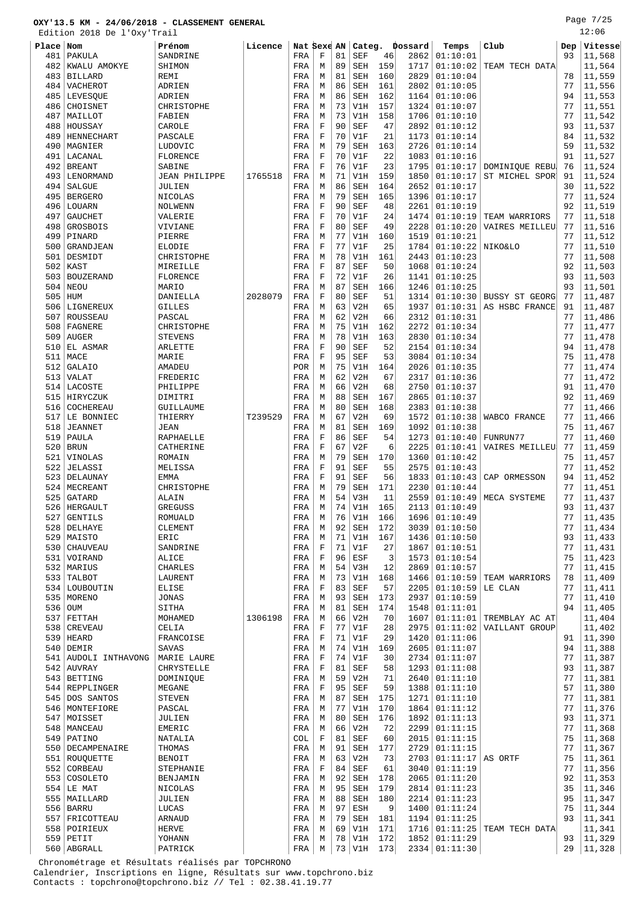# OXY'13.5 KM - 24/06/2018 - CLASSEMENT GENERAL

Edition 2018 De l'Oxy'Trail

12:06

| Place | Nom | Prénom | Licence | Nat | Sexe | AN | Categ. | | Dossard | Temps | Club | Dep | Vitesse |
|---|---|---|---|---|---|---|---|---|---|---|---|---|---|
| 481 | PAKULA | SANDRINE | | FRA | F | 81 | SEF | 46 | 2862 | 01:10:01 | | 93 | 11,568 |
| 482 | KWALU AMOKYE | SHIMON | | FRA | M | 89 | SEH | 159 | 1717 | 01:10:02 | TEAM TECH DATA | | 11,564 |
| 483 | BILLARD | REMI | | FRA | M | 81 | SEH | 160 | 2829 | 01:10:04 | | 78 | 11,559 |
| 484 | VACHEROT | ADRIEN | | FRA | M | 86 | SEH | 161 | 2802 | 01:10:05 | | 77 | 11,556 |
| 485 | LEVESQUE | ADRIEN | | FRA | M | 86 | SEH | 162 | 1164 | 01:10:06 | | 94 | 11,553 |
| 486 | CHOISNET | CHRISTOPHE | | FRA | M | 73 | V1H | 157 | 1324 | 01:10:07 | | 77 | 11,551 |
| 487 | MAILLOT | FABIEN | | FRA | M | 73 | V1H | 158 | 1706 | 01:10:10 | | 77 | 11,542 |
| 488 | HOUSSAY | CAROLE | | FRA | F | 90 | SEF | 47 | 2892 | 01:10:12 | | 93 | 11,537 |
| 489 | HENNECHART | PASCALE | | FRA | F | 70 | V1F | 21 | 1173 | 01:10:14 | | 84 | 11,532 |
| 490 | MAGNIER | LUDOVIC | | FRA | M | 79 | SEH | 163 | 2726 | 01:10:14 | | 59 | 11,532 |
| 491 | LACANAL | FLORENCE | | FRA | F | 70 | V1F | 22 | 1083 | 01:10:16 | | 91 | 11,527 |
| 492 | BREANT | SABINE | | FRA | F | 76 | V1F | 23 | 1795 | 01:10:17 | DOMINIQUE REBU | 76 | 11,524 |
| 493 | LENORMAND | JEAN PHILIPPE | 1765518 | FRA | M | 71 | V1H | 159 | 1850 | 01:10:17 | ST MICHEL SPOR | 91 | 11,524 |
| 494 | SALGUE | JULIEN | | FRA | M | 86 | SEH | 164 | 2652 | 01:10:17 | | 30 | 11,522 |
| 495 | BERGERO | NICOLAS | | FRA | M | 79 | SEH | 165 | 1396 | 01:10:17 | | 77 | 11,524 |
| 496 | LOUARN | NOLWENN | | FRA | F | 90 | SEF | 48 | 2261 | 01:10:19 | | 92 | 11,519 |
| 497 | GAUCHET | VALERIE | | FRA | F | 70 | V1F | 24 | 1474 | 01:10:19 | TEAM WARRIORS | 77 | 11,518 |
| 498 | GROSBOIS | VIVIANE | | FRA | F | 80 | SEF | 49 | 2228 | 01:10:20 | VAIRES MEILLEU | 77 | 11,516 |
| 499 | PINARD | PIERRE | | FRA | M | 77 | V1H | 160 | 1519 | 01:10:21 | | 77 | 11,512 |
| 500 | GRANDJEAN | ELODIE | | FRA | F | 77 | V1F | 25 | 1784 | 01:10:22 | NIKO&LO | 77 | 11,510 |
| 501 | DESMIDT | CHRISTOPHE | | FRA | M | 78 | V1H | 161 | 2443 | 01:10:23 | | 77 | 11,508 |
| 502 | KAST | MIREILLE | | FRA | F | 87 | SEF | 50 | 1068 | 01:10:24 | | 92 | 11,503 |
| 503 | BOUZERAND | FLORENCE | | FRA | F | 72 | V1F | 26 | 1141 | 01:10:25 | | 93 | 11,503 |
| 504 | NEOU | MARIO | | FRA | M | 87 | SEH | 166 | 1246 | 01:10:25 | | 93 | 11,501 |
| 505 | HUM | DANIELLA | 2028079 | FRA | F | 80 | SEF | 51 | 1314 | 01:10:30 | BUSSY ST GEORG | 77 | 11,487 |
| 506 | LIGNEREUX | GILLES | | FRA | M | 63 | V2H | 65 | 1937 | 01:10:31 | AS HSBC FRANCE | 91 | 11,487 |
| 507 | ROUSSEAU | PASCAL | | FRA | M | 62 | V2H | 66 | 2312 | 01:10:31 | | 77 | 11,486 |
| 508 | FAGNERE | CHRISTOPHE | | FRA | M | 75 | V1H | 162 | 2272 | 01:10:34 | | 77 | 11,477 |
| 509 | AUGER | STEVENS | | FRA | M | 78 | V1H | 163 | 2830 | 01:10:34 | | 77 | 11,478 |
| 510 | EL ASMAR | ARLETTE | | FRA | F | 90 | SEF | 52 | 2154 | 01:10:34 | | 94 | 11,478 |
| 511 | MACE | MARIE | | FRA | F | 95 | SEF | 53 | 3084 | 01:10:34 | | 75 | 11,478 |
| 512 | GALAIO | AMADEU | | POR | M | 75 | V1H | 164 | 2026 | 01:10:35 | | 77 | 11,474 |
| 513 | VALAT | FREDERIC | | FRA | M | 62 | V2H | 67 | 2317 | 01:10:36 | | 77 | 11,472 |
| 514 | LACOSTE | PHILIPPE | | FRA | M | 66 | V2H | 68 | 2750 | 01:10:37 | | 91 | 11,470 |
| 515 | HIRYCZUK | DIMITRI | | FRA | M | 88 | SEH | 167 | 2865 | 01:10:37 | | 92 | 11,469 |
| 516 | COCHEREAU | GUILLAUME | | FRA | M | 80 | SEH | 168 | 2383 | 01:10:38 | | 77 | 11,466 |
| 517 | LE BONNIEC | THIERRY | T239529 | FRA | M | 67 | V2H | 69 | 1572 | 01:10:38 | WABCO FRANCE | 77 | 11,466 |
| 518 | JEANNET | JEAN | | FRA | M | 81 | SEH | 169 | 1092 | 01:10:38 | | 75 | 11,467 |
| 519 | PAULA | RAPHAELLE | | FRA | F | 86 | SEF | 54 | 1273 | 01:10:40 | FUNRUN77 | 77 | 11,460 |
| 520 | BRUN | CATHERINE | | FRA | F | 67 | V2F | 6 | 2225 | 01:10:41 | VAIRES MEILLEU | 77 | 11,459 |
| 521 | VINOLAS | ROMAIN | | FRA | M | 79 | SEH | 170 | 1360 | 01:10:42 | | 75 | 11,457 |
| 522 | JELASSI | MELISSA | | FRA | F | 91 | SEF | 55 | 2575 | 01:10:43 | | 77 | 11,452 |
| 523 | DELAUNAY | EMMA | | FRA | F | 91 | SEF | 56 | 1833 | 01:10:43 | CAP ORMESSON | 94 | 11,452 |
| 524 | MECREANT | CHRISTOPHE | | FRA | M | 79 | SEH | 171 | 2230 | 01:10:44 | | 77 | 11,451 |
| 525 | GATARD | ALAIN | | FRA | M | 54 | V3H | 11 | 2559 | 01:10:49 | MECA SYSTEME | 77 | 11,437 |
| 526 | HERGAULT | GREGUSS | | FRA | M | 74 | V1H | 165 | 2113 | 01:10:49 | | 93 | 11,437 |
| 527 | GENTILS | ROMUALD | | FRA | M | 76 | V1H | 166 | 1696 | 01:10:49 | | 77 | 11,435 |
| 528 | DELHAYE | CLEMENT | | FRA | M | 92 | SEH | 172 | 3039 | 01:10:50 | | 77 | 11,434 |
| 529 | MAISTO | ERIC | | FRA | M | 71 | V1H | 167 | 1436 | 01:10:50 | | 93 | 11,433 |
| 530 | CHAUVEAU | SANDRINE | | FRA | F | 71 | V1F | 27 | 1867 | 01:10:51 | | 77 | 11,431 |
| 531 | VOIRAND | ALICE | | FRA | F | 96 | ESF | 3 | 1573 | 01:10:54 | | 75 | 11,423 |
| 532 | MARIUS | CHARLES | | FRA | M | 54 | V3H | 12 | 2869 | 01:10:57 | | 77 | 11,415 |
| 533 | TALBOT | LAURENT | | FRA | M | 73 | V1H | 168 | 1466 | 01:10:59 | TEAM WARRIORS | 78 | 11,409 |
| 534 | LOUBOUTIN | ELISE | | FRA | F | 83 | SEF | 57 | 2205 | 01:10:59 | LE CLAN | 77 | 11,411 |
| 535 | MORENO | JONAS | | FRA | M | 93 | SEH | 173 | 2937 | 01:10:59 | | 77 | 11,410 |
| 536 | OUM | SITHA | | FRA | M | 81 | SEH | 174 | 1548 | 01:11:01 | | 94 | 11,405 |
| 537 | FETTAH | MOHAMED | 1306198 | FRA | M | 66 | V2H | 70 | 1607 | 01:11:01 | TREMBLAY AC AT | | 11,404 |
| 538 | CREVEAU | CELIA | | FRA | F | 77 | V1F | 28 | 2975 | 01:11:02 | VAILLANT GROUP | | 11,402 |
| 539 | HEARD | FRANCOISE | | FRA | F | 71 | V1F | 29 | 1420 | 01:11:06 | | 91 | 11,390 |
| 540 | DEMIR | SAVAS | | FRA | M | 74 | V1H | 169 | 2605 | 01:11:07 | | 94 | 11,388 |
| 541 | AUDOLI INTHAVONG | MARIE LAURE | | FRA | F | 74 | V1F | 30 | 2734 | 01:11:07 | | 77 | 11,387 |
| 542 | AUVRAY | CHRYSTELLE | | FRA | F | 81 | SEF | 58 | 1293 | 01:11:08 | | 93 | 11,387 |
| 543 | BETTING | DOMINIQUE | | FRA | M | 59 | V2H | 71 | 2640 | 01:11:10 | | 77 | 11,381 |
| 544 | REPPLINGER | MEGANE | | FRA | F | 95 | SEF | 59 | 1388 | 01:11:10 | | 57 | 11,380 |
| 545 | DOS SANTOS | STEVEN | | FRA | M | 87 | SEH | 175 | 1271 | 01:11:10 | | 77 | 11,381 |
| 546 | MONTEFIORE | PASCAL | | FRA | M | 77 | V1H | 170 | 1864 | 01:11:12 | | 77 | 11,376 |
| 547 | MOISSET | JULIEN | | FRA | M | 80 | SEH | 176 | 1892 | 01:11:13 | | 93 | 11,371 |
| 548 | MANCEAU | EMERIC | | FRA | M | 66 | V2H | 72 | 2299 | 01:11:15 | | 77 | 11,368 |
| 549 | PATINO | NATALIA | | COL | F | 81 | SEF | 60 | 2015 | 01:11:15 | | 75 | 11,368 |
| 550 | DECAMPENAIRE | THOMAS | | FRA | M | 91 | SEH | 177 | 2729 | 01:11:15 | | 77 | 11,367 |
| 551 | ROUQUETTE | BENOIT | | FRA | M | 63 | V2H | 73 | 2703 | 01:11:17 | AS ORTF | 75 | 11,361 |
| 552 | CORBEAU | STEPHANIE | | FRA | F | 84 | SEF | 61 | 3040 | 01:11:19 | | 77 | 11,356 |
| 553 | COSOLETO | BENJAMIN | | FRA | M | 92 | SEH | 178 | 2065 | 01:11:20 | | 92 | 11,353 |
| 554 | LE MAT | NICOLAS | | FRA | M | 95 | SEH | 179 | 2814 | 01:11:23 | | 35 | 11,346 |
| 555 | MAILLARD | JULIEN | | FRA | M | 88 | SEH | 180 | 2214 | 01:11:23 | | 95 | 11,347 |
| 556 | BARRU | LUCAS | | FRA | M | 97 | ESH | 9 | 1400 | 01:11:24 | | 75 | 11,344 |
| 557 | FRICOTTEAU | ARNAUD | | FRA | M | 79 | SEH | 181 | 1194 | 01:11:25 | | 93 | 11,341 |
| 558 | POIRIEUX | HERVE | | FRA | M | 69 | V1H | 171 | 1716 | 01:11:25 | TEAM TECH DATA | | 11,341 |
| 559 | PETIT | YOHANN | | FRA | M | 78 | V1H | 172 | 1852 | 01:11:29 | | 93 | 11,329 |
| 560 | ABGRALL | PATRICK | | FRA | M | 73 | V1H | 173 | 2334 | 01:11:30 | | 29 | 11,328 |

Chronométrage et Résultats réalisés par TOPCHRONO
Calendrier, Inscriptions en ligne, Résultats sur www.topchrono.biz
Contacts : topchrono@topchrono.biz // Tel : 02.38.41.19.77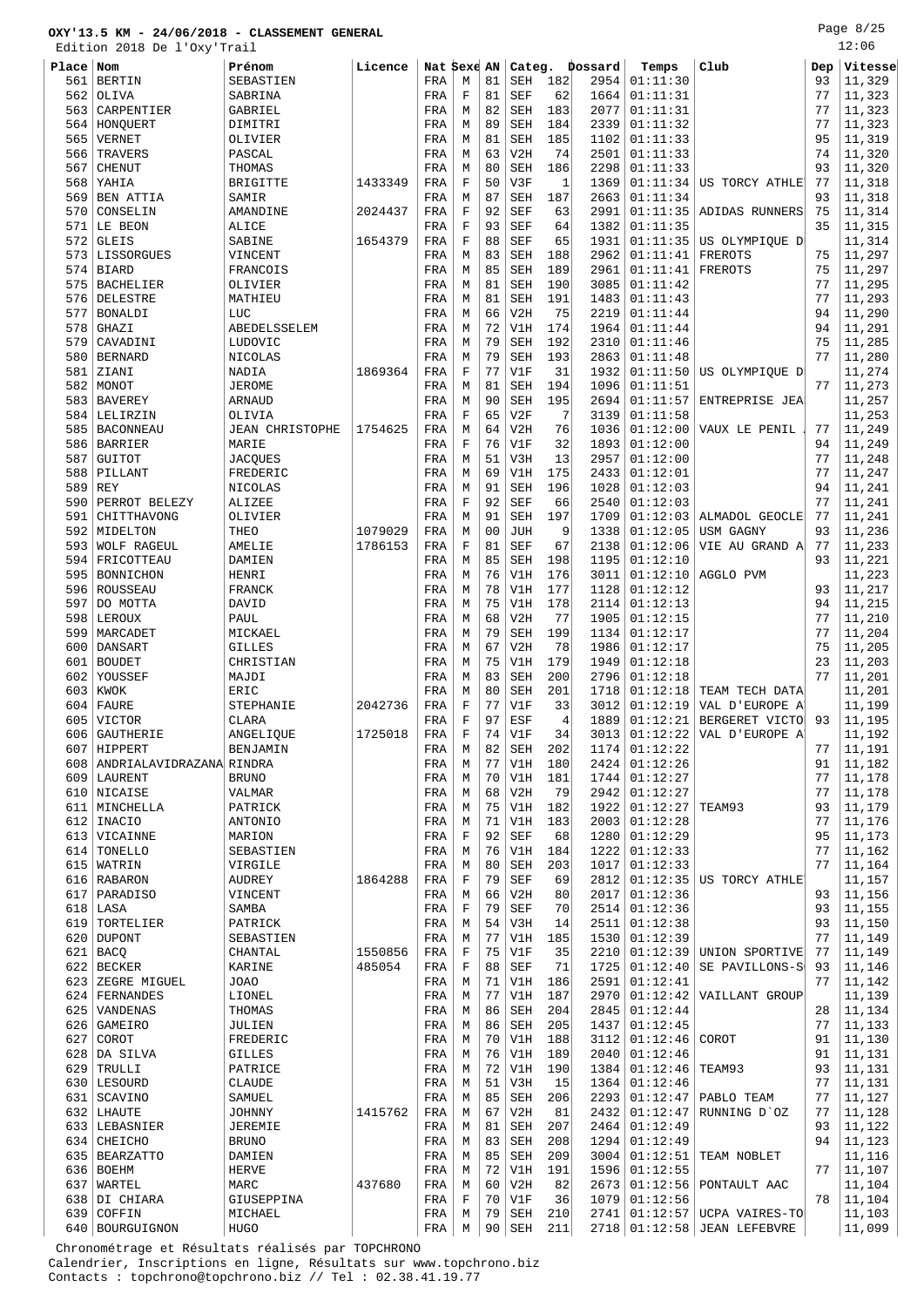# OXY'13.5 KM - 24/06/2018 - CLASSEMENT GENERAL

Edition 2018 De l'Oxy'Trail

12:06

| Place | Nom | Prénom | Licence | Nat | Sexe | AN | Categ. | | Dossard | Temps | Club | Dep | Vitesse |
|---|---|---|---|---|---|---|---|---|---|---|---|---|---|
| 561 | BERTIN | SEBASTIEN | | FRA | M | 81 | SEH | 182 | 2954 | 01:11:30 | | 93 | 11,329 |
| 562 | OLIVA | SABRINA | | FRA | F | 81 | SEF | 62 | 1664 | 01:11:31 | | 77 | 11,323 |
| 563 | CARPENTIER | GABRIEL | | FRA | M | 82 | SEH | 183 | 2077 | 01:11:31 | | 77 | 11,323 |
| 564 | HONQUERT | DIMITRI | | FRA | M | 89 | SEH | 184 | 2339 | 01:11:32 | | 77 | 11,323 |
| 565 | VERNET | OLIVIER | | FRA | M | 81 | SEH | 185 | 1102 | 01:11:33 | | 95 | 11,319 |
| 566 | TRAVERS | PASCAL | | FRA | M | 63 | V2H | 74 | 2501 | 01:11:33 | | 74 | 11,320 |
| 567 | CHENUT | THOMAS | | FRA | M | 80 | SEH | 186 | 2298 | 01:11:33 | | 93 | 11,320 |
| 568 | YAHIA | BRIGITTE | 1433349 | FRA | F | 50 | V3F | 1 | 1369 | 01:11:34 | US TORCY ATHLE | 77 | 11,318 |
| 569 | BEN ATTIA | SAMIR | | FRA | M | 87 | SEH | 187 | 2663 | 01:11:34 | | 93 | 11,318 |
| 570 | CONSELIN | AMANDINE | 2024437 | FRA | F | 92 | SEF | 63 | 2991 | 01:11:35 | ADIDAS RUNNERS | 75 | 11,314 |
| 571 | LE BEON | ALICE | | FRA | F | 93 | SEF | 64 | 1382 | 01:11:35 | | 35 | 11,315 |
| 572 | GLEIS | SABINE | 1654379 | FRA | F | 88 | SEF | 65 | 1931 | 01:11:35 | US OLYMPIQUE D | | 11,314 |
| 573 | LISSORGUES | VINCENT | | FRA | M | 83 | SEH | 188 | 2962 | 01:11:41 | FREROTS | 75 | 11,297 |
| 574 | BIARD | FRANCOIS | | FRA | M | 85 | SEH | 189 | 2961 | 01:11:41 | FREROTS | 75 | 11,297 |
| 575 | BACHELIER | OLIVIER | | FRA | M | 81 | SEH | 190 | 3085 | 01:11:42 | | 77 | 11,295 |
| 576 | DELESTRE | MATHIEU | | FRA | M | 81 | SEH | 191 | 1483 | 01:11:43 | | 77 | 11,293 |
| 577 | BONALDI | LUC | | FRA | M | 66 | V2H | 75 | 2219 | 01:11:44 | | 94 | 11,290 |
| 578 | GHAZI | ABEDELSSELEM | | FRA | M | 72 | V1H | 174 | 1964 | 01:11:44 | | 94 | 11,291 |
| 579 | CAVADINI | LUDOVIC | | FRA | M | 79 | SEH | 192 | 2310 | 01:11:46 | | 75 | 11,285 |
| 580 | BERNARD | NICOLAS | | FRA | M | 79 | SEH | 193 | 2863 | 01:11:48 | | 77 | 11,280 |
| 581 | ZIANI | NADIA | 1869364 | FRA | F | 77 | V1F | 31 | 1932 | 01:11:50 | US OLYMPIQUE D | | 11,274 |
| 582 | MONOT | JEROME | | FRA | M | 81 | SEH | 194 | 1096 | 01:11:51 | | 77 | 11,273 |
| 583 | BAVEREY | ARNAUD | | FRA | M | 90 | SEH | 195 | 2694 | 01:11:57 | ENTREPRISE JEA | | 11,257 |
| 584 | LELIRZIN | OLIVIA | | FRA | F | 65 | V2F | 7 | 3139 | 01:11:58 | | | 11,253 |
| 585 | BACONNEAU | JEAN CHRISTOPHE | 1754625 | FRA | M | 64 | V2H | 76 | 1036 | 01:12:00 | VAUX LE PENIL | 77 | 11,249 |
| 586 | BARRIER | MARIE | | FRA | F | 76 | V1F | 32 | 1893 | 01:12:00 | | 94 | 11,249 |
| 587 | GUITOT | JACQUES | | FRA | M | 51 | V3H | 13 | 2957 | 01:12:00 | | 77 | 11,248 |
| 588 | PILLANT | FREDERIC | | FRA | M | 69 | V1H | 175 | 2433 | 01:12:01 | | 77 | 11,247 |
| 589 | REY | NICOLAS | | FRA | M | 91 | SEH | 196 | 1028 | 01:12:03 | | 94 | 11,241 |
| 590 | PERROT BELEZY | ALIZEE | | FRA | F | 92 | SEF | 66 | 2540 | 01:12:03 | | 77 | 11,241 |
| 591 | CHITTHAVONG | OLIVIER | | FRA | M | 91 | SEH | 197 | 1709 | 01:12:03 | ALMADOL GEOCLE | 77 | 11,241 |
| 592 | MIDELTON | THEO | 1079029 | FRA | M | 00 | JUH | 9 | 1338 | 01:12:05 | USM GAGNY | 93 | 11,236 |
| 593 | WOLF RAGEUL | AMELIE | 1786153 | FRA | F | 81 | SEF | 67 | 2138 | 01:12:06 | VIE AU GRAND A | 77 | 11,233 |
| 594 | FRICOTTEAU | DAMIEN | | FRA | M | 85 | SEH | 198 | 1195 | 01:12:10 | | 93 | 11,221 |
| 595 | BONNICHON | HENRI | | FRA | M | 76 | V1H | 176 | 3011 | 01:12:10 | AGGLO PVM | | 11,223 |
| 596 | ROUSSEAU | FRANCK | | FRA | M | 78 | V1H | 177 | 1128 | 01:12:12 | | 93 | 11,217 |
| 597 | DO MOTTA | DAVID | | FRA | M | 75 | V1H | 178 | 2114 | 01:12:13 | | 94 | 11,215 |
| 598 | LEROUX | PAUL | | FRA | M | 68 | V2H | 77 | 1905 | 01:12:15 | | 77 | 11,210 |
| 599 | MARCADET | MICKAEL | | FRA | M | 79 | SEH | 199 | 1134 | 01:12:17 | | 77 | 11,204 |
| 600 | DANSART | GILLES | | FRA | M | 67 | V2H | 78 | 1986 | 01:12:17 | | 75 | 11,205 |
| 601 | BOUDET | CHRISTIAN | | FRA | M | 75 | V1H | 179 | 1949 | 01:12:18 | | 23 | 11,203 |
| 602 | YOUSSEF | MAJDI | | FRA | M | 83 | SEH | 200 | 2796 | 01:12:18 | | 77 | 11,201 |
| 603 | KWOK | ERIC | | FRA | M | 80 | SEH | 201 | 1718 | 01:12:18 | TEAM TECH DATA | | 11,201 |
| 604 | FAURE | STEPHANIE | 2042736 | FRA | F | 77 | V1F | 33 | 3012 | 01:12:19 | VAL D'EUROPE A | | 11,199 |
| 605 | VICTOR | CLARA | | FRA | F | 97 | ESF | 4 | 1889 | 01:12:21 | BERGERET VICTO | 93 | 11,195 |
| 606 | GAUTHERIE | ANGELIQUE | 1725018 | FRA | F | 74 | V1F | 34 | 3013 | 01:12:22 | VAL D'EUROPE A | | 11,192 |
| 607 | HIPPERT | BENJAMIN | | FRA | M | 82 | SEH | 202 | 1174 | 01:12:22 | | 77 | 11,191 |
| 608 | ANDRIALAVIDRAZANA | RINDRA | | FRA | M | 77 | V1H | 180 | 2424 | 01:12:26 | | 91 | 11,182 |
| 609 | LAURENT | BRUNO | | FRA | M | 70 | V1H | 181 | 1744 | 01:12:27 | | 77 | 11,178 |
| 610 | NICAISE | VALMAR | | FRA | M | 68 | V2H | 79 | 2942 | 01:12:27 | | 77 | 11,178 |
| 611 | MINCHELLA | PATRICK | | FRA | M | 75 | V1H | 182 | 1922 | 01:12:27 | TEAM93 | 93 | 11,179 |
| 612 | INACIO | ANTONIO | | FRA | M | 71 | V1H | 183 | 2003 | 01:12:28 | | 77 | 11,176 |
| 613 | VICAINNE | MARION | | FRA | F | 92 | SEF | 68 | 1280 | 01:12:29 | | 95 | 11,173 |
| 614 | TONELLO | SEBASTIEN | | FRA | M | 76 | V1H | 184 | 1222 | 01:12:33 | | 77 | 11,162 |
| 615 | WATRIN | VIRGILE | | FRA | M | 80 | SEH | 203 | 1017 | 01:12:33 | | 77 | 11,164 |
| 616 | RABARON | AUDREY | 1864288 | FRA | F | 79 | SEF | 69 | 2812 | 01:12:35 | US TORCY ATHLE | | 11,157 |
| 617 | PARADISO | VINCENT | | FRA | M | 66 | V2H | 80 | 2017 | 01:12:36 | | 93 | 11,156 |
| 618 | LASA | SAMBA | | FRA | F | 79 | SEF | 70 | 2514 | 01:12:36 | | 93 | 11,155 |
| 619 | TORTELIER | PATRICK | | FRA | M | 54 | V3H | 14 | 2511 | 01:12:38 | | 93 | 11,150 |
| 620 | DUPONT | SEBASTIEN | | FRA | M | 77 | V1H | 185 | 1530 | 01:12:39 | | 77 | 11,149 |
| 621 | BACQ | CHANTAL | 1550856 | FRA | F | 75 | V1F | 35 | 2210 | 01:12:39 | UNION SPORTIVE | 77 | 11,149 |
| 622 | BECKER | KARINE | 485054 | FRA | F | 88 | SEF | 71 | 1725 | 01:12:40 | SE PAVILLONS-S | 93 | 11,146 |
| 623 | ZEGRE MIGUEL | JOAO | | FRA | M | 71 | V1H | 186 | 2591 | 01:12:41 | | 77 | 11,142 |
| 624 | FERNANDES | LIONEL | | FRA | M | 77 | V1H | 187 | 2970 | 01:12:42 | VAILLANT GROUP | | 11,139 |
| 625 | VANDENAS | THOMAS | | FRA | M | 86 | SEH | 204 | 2845 | 01:12:44 | | 28 | 11,134 |
| 626 | GAMEIRO | JULIEN | | FRA | M | 86 | SEH | 205 | 1437 | 01:12:45 | | 77 | 11,133 |
| 627 | COROT | FREDERIC | | FRA | M | 70 | V1H | 188 | 3112 | 01:12:46 | COROT | 91 | 11,130 |
| 628 | DA SILVA | GILLES | | FRA | M | 76 | V1H | 189 | 2040 | 01:12:46 | | 91 | 11,131 |
| 629 | TRULLI | PATRICE | | FRA | M | 72 | V1H | 190 | 1384 | 01:12:46 | TEAM93 | 93 | 11,131 |
| 630 | LESOURD | CLAUDE | | FRA | M | 51 | V3H | 15 | 1364 | 01:12:46 | | 77 | 11,131 |
| 631 | SCAVINO | SAMUEL | | FRA | M | 85 | SEH | 206 | 2293 | 01:12:47 | PABLO TEAM | 77 | 11,127 |
| 632 | LHAUTE | JOHNNY | 1415762 | FRA | M | 67 | V2H | 81 | 2432 | 01:12:47 | RUNNING D`OZ | 77 | 11,128 |
| 633 | LEBASNIER | JEREMIE | | FRA | M | 81 | SEH | 207 | 2464 | 01:12:49 | | 93 | 11,122 |
| 634 | CHEICHO | BRUNO | | FRA | M | 83 | SEH | 208 | 1294 | 01:12:49 | | 94 | 11,123 |
| 635 | BEARZATTO | DAMIEN | | FRA | M | 85 | SEH | 209 | 3004 | 01:12:51 | TEAM NOBLET | | 11,116 |
| 636 | BOEHM | HERVE | | FRA | M | 72 | V1H | 191 | 1596 | 01:12:55 | | 77 | 11,107 |
| 637 | WARTEL | MARC | 437680 | FRA | M | 60 | V2H | 82 | 2673 | 01:12:56 | PONTAULT AAC | | 11,104 |
| 638 | DI CHIARA | GIUSEPPINA | | FRA | F | 70 | V1F | 36 | 1079 | 01:12:56 | | 78 | 11,104 |
| 639 | COFFIN | MICHAEL | | FRA | M | 79 | SEH | 210 | 2741 | 01:12:57 | UCPA VAIRES-TO | | 11,103 |
| 640 | BOURGUIGNON | HUGO | | FRA | M | 90 | SEH | 211 | 2718 | 01:12:58 | JEAN LEFEBVRE | | 11,099 |

Chronométrage et Résultats réalisés par TOPCHRONO
Calendrier, Inscriptions en ligne, Résultats sur www.topchrono.biz
Contacts : topchrono@topchrono.biz // Tel : 02.38.41.19.77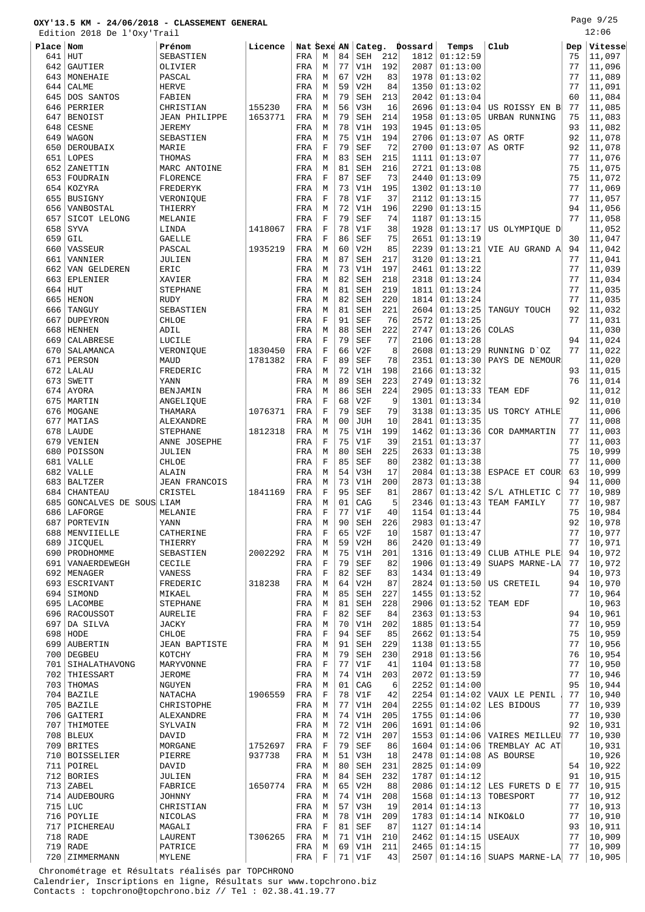**OXY'13.5 KM - 24/06/2018 - CLASSEMENT GENERAL**

Edition 2018 De l'Oxy'Trail

12:06

| Place | Nom | Prénom | Licence | Nat | Sexe | AN | Categ. | | Dossard | Temps | Club | Dep | Vitesse |
|---|---|---|---|---|---|---|---|---|---|---|---|---|---|
| 641 | HUT | SEBASTIEN | | FRA | M | 84 | SEH | 212 | 1812 | 01:12:59 | | 75 | 11,097 |
| 642 | GAUTIER | OLIVIER | | FRA | M | 77 | V1H | 192 | 2087 | 01:13:00 | | 77 | 11,096 |
| 643 | MONEHAIE | PASCAL | | FRA | M | 67 | V2H | 83 | 1978 | 01:13:02 | | 77 | 11,089 |
| 644 | CALME | HERVE | | FRA | M | 59 | V2H | 84 | 1350 | 01:13:02 | | 77 | 11,091 |
| 645 | DOS SANTOS | FABIEN | | FRA | M | 79 | SEH | 213 | 2042 | 01:13:04 | | 60 | 11,084 |
| 646 | PERRIER | CHRISTIAN | 155230 | FRA | M | 56 | V3H | 16 | 2696 | 01:13:04 | US ROISSY EN B | 77 | 11,085 |
| 647 | BENOIST | JEAN PHILIPPE | 1653771 | FRA | M | 79 | SEH | 214 | 1958 | 01:13:05 | URBAN RUNNING | 75 | 11,083 |
| 648 | CESNE | JEREMY | | FRA | M | 78 | V1H | 193 | 1945 | 01:13:05 | | 93 | 11,082 |
| 649 | WAGON | SEBASTIEN | | FRA | M | 75 | V1H | 194 | 2706 | 01:13:07 | AS ORTF | 92 | 11,078 |
| 650 | DEROUBAIX | MARIE | | FRA | F | 79 | SEF | 72 | 2700 | 01:13:07 | AS ORTF | 92 | 11,078 |
| 651 | LOPES | THOMAS | | FRA | M | 83 | SEH | 215 | 1111 | 01:13:07 | | 77 | 11,076 |
| 652 | ZANETTIN | MARC ANTOINE | | FRA | M | 81 | SEH | 216 | 2721 | 01:13:08 | | 75 | 11,075 |
| 653 | FOUDRAIN | FLORENCE | | FRA | F | 87 | SEF | 73 | 2440 | 01:13:09 | | 75 | 11,072 |
| 654 | KOZYRA | FREDERYK | | FRA | M | 73 | V1H | 195 | 1302 | 01:13:10 | | 77 | 11,069 |
| 655 | BUSIGNY | VERONIQUE | | FRA | F | 78 | V1F | 37 | 2112 | 01:13:15 | | 77 | 11,057 |
| 656 | VANBOSTAL | THIERRY | | FRA | M | 72 | V1H | 196 | 2290 | 01:13:15 | | 94 | 11,056 |
| 657 | SICOT LELONG | MELANIE | | FRA | F | 79 | SEF | 74 | 1187 | 01:13:15 | | 77 | 11,058 |
| 658 | SYVA | LINDA | 1418067 | FRA | F | 78 | V1F | 38 | 1928 | 01:13:17 | US OLYMPIQUE D | | 11,052 |
| 659 | GIL | GAELLE | | FRA | F | 86 | SEF | 75 | 2651 | 01:13:19 | | 30 | 11,047 |
| 660 | VASSEUR | PASCAL | 1935219 | FRA | M | 60 | V2H | 85 | 2239 | 01:13:21 | VIE AU GRAND A | 94 | 11,042 |
| 661 | VANNIER | JULIEN | | FRA | M | 87 | SEH | 217 | 3120 | 01:13:21 | | 77 | 11,041 |
| 662 | VAN GELDEREN | ERIC | | FRA | M | 73 | V1H | 197 | 2461 | 01:13:22 | | 77 | 11,039 |
| 663 | EPLENIER | XAVIER | | FRA | M | 82 | SEH | 218 | 2318 | 01:13:24 | | 77 | 11,034 |
| 664 | HUT | STEPHANE | | FRA | M | 81 | SEH | 219 | 1811 | 01:13:24 | | 77 | 11,035 |
| 665 | HENON | RUDY | | FRA | M | 82 | SEH | 220 | 1814 | 01:13:24 | | 77 | 11,035 |
| 666 | TANGUY | SEBASTIEN | | FRA | M | 81 | SEH | 221 | 2604 | 01:13:25 | TANGUY TOUCH | 92 | 11,032 |
| 667 | DUPEYRON | CHLOE | | FRA | F | 91 | SEF | 76 | 2572 | 01:13:25 | | 77 | 11,031 |
| 668 | HENHEN | ADIL | | FRA | M | 88 | SEH | 222 | 2747 | 01:13:26 | COLAS | | 11,030 |
| 669 | CALABRESE | LUCILE | | FRA | F | 79 | SEF | 77 | 2106 | 01:13:28 | | 94 | 11,024 |
| 670 | SALAMANCA | VERONIQUE | 1830450 | FRA | F | 66 | V2F | 8 | 2608 | 01:13:29 | RUNNING D`OZ | 77 | 11,022 |
| 671 | PERSON | MAUD | 1781382 | FRA | F | 89 | SEF | 78 | 2351 | 01:13:30 | PAYS DE NEMOUR | | 11,020 |
| 672 | LALAU | FREDERIC | | FRA | M | 72 | V1H | 198 | 2166 | 01:13:32 | | 93 | 11,015 |
| 673 | SWETT | YANN | | FRA | M | 89 | SEH | 223 | 2749 | 01:13:32 | | 76 | 11,014 |
| 674 | AYORA | BENJAMIN | | FRA | M | 86 | SEH | 224 | 2905 | 01:13:33 | TEAM EDF | | 11,012 |
| 675 | MARTIN | ANGELIQUE | | FRA | F | 68 | V2F | 9 | 1301 | 01:13:34 | | 92 | 11,010 |
| 676 | MOGANE | THAMARA | 1076371 | FRA | F | 79 | SEF | 79 | 3138 | 01:13:35 | US TORCY ATHLE | | 11,006 |
| 677 | MATIAS | ALEXANDRE | | FRA | M | 00 | JUH | 10 | 2841 | 01:13:35 | | 77 | 11,008 |
| 678 | LAUDE | STEPHANE | 1812318 | FRA | M | 75 | V1H | 199 | 1462 | 01:13:36 | COR DAMMARTIN | 77 | 11,003 |
| 679 | VENIEN | ANNE JOSEPHE | | FRA | F | 75 | V1F | 39 | 2151 | 01:13:37 | | 77 | 11,003 |
| 680 | POISSON | JULIEN | | FRA | M | 80 | SEH | 225 | 2633 | 01:13:38 | | 75 | 10,999 |
| 681 | VALLE | CHLOE | | FRA | F | 85 | SEF | 80 | 2382 | 01:13:38 | | 77 | 11,000 |
| 682 | VALLE | ALAIN | | FRA | M | 54 | V3H | 17 | 2084 | 01:13:38 | ESPACE ET COUR | 63 | 10,999 |
| 683 | BALTZER | JEAN FRANCOIS | | FRA | M | 73 | V1H | 200 | 2873 | 01:13:38 | | 94 | 11,000 |
| 684 | CHANTEAU | CRISTEL | 1841169 | FRA | F | 95 | SEF | 81 | 2867 | 01:13:42 | S/L ATHLETIC C | 77 | 10,989 |
| 685 | GONCALVES DE SOUS | LIAM | | FRA | M | 01 | CAG | 5 | 2346 | 01:13:43 | TEAM FAMILY | 77 | 10,987 |
| 686 | LAFORGE | MELANIE | | FRA | F | 77 | V1F | 40 | 1154 | 01:13:44 | | 75 | 10,984 |
| 687 | PORTEVIN | YANN | | FRA | M | 90 | SEH | 226 | 2983 | 01:13:47 | | 92 | 10,978 |
| 688 | MENVIIELLE | CATHERINE | | FRA | F | 65 | V2F | 10 | 1587 | 01:13:47 | | 77 | 10,977 |
| 689 | JICQUEL | THIERRY | | FRA | M | 59 | V2H | 86 | 2420 | 01:13:49 | | 77 | 10,971 |
| 690 | PRODHOMME | SEBASTIEN | 2002292 | FRA | M | 75 | V1H | 201 | 1316 | 01:13:49 | CLUB ATHLE PLE | 94 | 10,972 |
| 691 | VANAERDEWEGH | CECILE | | FRA | F | 79 | SEF | 82 | 1906 | 01:13:49 | SUAPS MARNE-LA | 77 | 10,972 |
| 692 | MENAGER | VANESS | | FRA | F | 82 | SEF | 83 | 1434 | 01:13:49 | | 94 | 10,973 |
| 693 | ESCRIVANT | FREDERIC | 318238 | FRA | M | 64 | V2H | 87 | 2824 | 01:13:50 | US CRETEIL | 94 | 10,970 |
| 694 | SIMOND | MIKAEL | | FRA | M | 85 | SEH | 227 | 1455 | 01:13:52 | | 77 | 10,964 |
| 695 | LACOMBE | STEPHANE | | FRA | M | 81 | SEH | 228 | 2906 | 01:13:52 | TEAM EDF | | 10,963 |
| 696 | RACOUSSOT | AURELIE | | FRA | F | 82 | SEF | 84 | 2363 | 01:13:53 | | 94 | 10,961 |
| 697 | DA SILVA | JACKY | | FRA | M | 70 | V1H | 202 | 1885 | 01:13:54 | | 77 | 10,959 |
| 698 | HODE | CHLOE | | FRA | F | 94 | SEF | 85 | 2662 | 01:13:54 | | 75 | 10,959 |
| 699 | AUBERTIN | JEAN BAPTISTE | | FRA | M | 91 | SEH | 229 | 1138 | 01:13:55 | | 77 | 10,956 |
| 700 | DEGBEU | KOTCHY | | FRA | M | 79 | SEH | 230 | 2918 | 01:13:56 | | 76 | 10,954 |
| 701 | SIHALATHAVONG | MARYVONNE | | FRA | F | 77 | V1F | 41 | 1104 | 01:13:58 | | 77 | 10,950 |
| 702 | THIESSART | JEROME | | FRA | M | 74 | V1H | 203 | 2072 | 01:13:59 | | 77 | 10,946 |
| 703 | THOMAS | NGUYEN | | FRA | M | 01 | CAG | 6 | 2252 | 01:14:00 | | 95 | 10,944 |
| 704 | BAZILE | NATACHA | 1906559 | FRA | F | 78 | V1F | 42 | 2254 | 01:14:02 | VAUX LE PENIL | 77 | 10,940 |
| 705 | BAZILE | CHRISTOPHE | | FRA | M | 77 | V1H | 204 | 2255 | 01:14:02 | LES BIDOUS | 77 | 10,939 |
| 706 | GAITERI | ALEXANDRE | | FRA | M | 74 | V1H | 205 | 1755 | 01:14:06 | | 77 | 10,930 |
| 707 | THIMOTEE | SYLVAIN | | FRA | M | 72 | V1H | 206 | 1691 | 01:14:06 | | 92 | 10,931 |
| 708 | BLEUX | DAVID | | FRA | M | 72 | V1H | 207 | 1553 | 01:14:06 | VAIRES MEILLEU | 77 | 10,930 |
| 709 | BRITES | MORGANE | 1752697 | FRA | F | 79 | SEF | 86 | 1604 | 01:14:06 | TREMBLAY AC AT | | 10,931 |
| 710 | BOISSELIER | PIERRE | 937738 | FRA | M | 51 | V3H | 18 | 2478 | 01:14:08 | AS BOURSE | | 10,926 |
| 711 | POIREL | DAVID | | FRA | M | 80 | SEH | 231 | 2825 | 01:14:09 | | 54 | 10,922 |
| 712 | BORIES | JULIEN | | FRA | M | 84 | SEH | 232 | 1787 | 01:14:12 | | 91 | 10,915 |
| 713 | ZABEL | FABRICE | 1650774 | FRA | M | 65 | V2H | 88 | 2086 | 01:14:12 | LES FURETS D E | 77 | 10,915 |
| 714 | AUDEBOURG | JOHNNY | | FRA | M | 74 | V1H | 208 | 1568 | 01:14:13 | TOBESPORT | 77 | 10,912 |
| 715 | LUC | CHRISTIAN | | FRA | M | 57 | V3H | 19 | 2014 | 01:14:13 | | 77 | 10,913 |
| 716 | POYLIE | NICOLAS | | FRA | M | 78 | V1H | 209 | 1783 | 01:14:14 | NIKO&LO | 77 | 10,910 |
| 717 | PICHEREAU | MAGALI | | FRA | F | 81 | SEF | 87 | 1127 | 01:14:14 | | 93 | 10,911 |
| 718 | RADE | LAURENT | T306265 | FRA | M | 71 | V1H | 210 | 2462 | 01:14:15 | USEAUX | 77 | 10,909 |
| 719 | RADE | PATRICE | | FRA | M | 69 | V1H | 211 | 2465 | 01:14:15 | | 77 | 10,909 |
| 720 | ZIMMERMANN | MYLENE | | FRA | F | 71 | V1F | 43 | 2507 | 01:14:16 | SUAPS MARNE-LA | 77 | 10,905 |

Chronométrage et Résultats réalisés par TOPCHRONO
Calendrier, Inscriptions en ligne, Résultats sur www.topchrono.biz
Contacts : topchrono@topchrono.biz // Tel : 02.38.41.19.77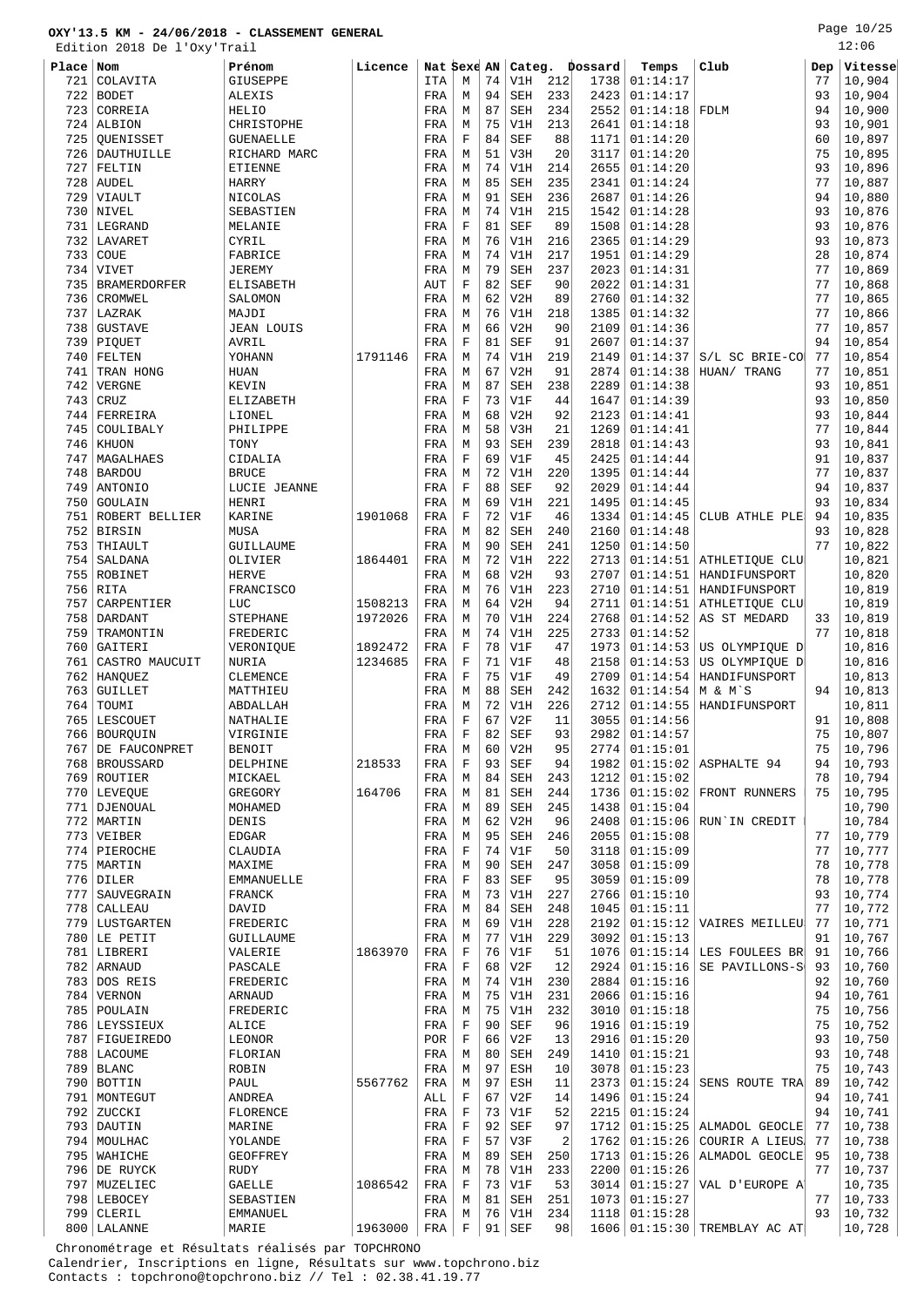**OXY'13.5 KM - 24/06/2018 - CLASSEMENT GENERAL**

Edition 2018 De l'Oxy'Trail

12:06

| Place | Nom | Prénom | Licence | Nat | Sexe | AN | Categ. | | Dossard | Temps | Club | Dep | Vitesse |
|---|---|---|---|---|---|---|---|---|---|---|---|---|---|
| 721 | COLAVITA | GIUSEPPE | | ITA | M | 74 | V1H | 212 | 1738 | 01:14:17 | | 77 | 10,904 |
| 722 | BODET | ALEXIS | | FRA | M | 94 | SEH | 233 | 2423 | 01:14:17 | | 93 | 10,904 |
| 723 | CORREIA | HELIO | | FRA | M | 87 | SEH | 234 | 2552 | 01:14:18 | FDLM | 94 | 10,900 |
| 724 | ALBION | CHRISTOPHE | | FRA | M | 75 | V1H | 213 | 2641 | 01:14:18 | | 93 | 10,901 |
| 725 | QUENISSET | GUENAELLE | | FRA | F | 84 | SEF | 88 | 1171 | 01:14:20 | | 60 | 10,897 |
| 726 | DAUTHUILLE | RICHARD MARC | | FRA | M | 51 | V3H | 20 | 3117 | 01:14:20 | | 75 | 10,895 |
| 727 | FELTIN | ETIENNE | | FRA | M | 74 | V1H | 214 | 2655 | 01:14:20 | | 93 | 10,896 |
| 728 | AUDEL | HARRY | | FRA | M | 85 | SEH | 235 | 2341 | 01:14:24 | | 77 | 10,887 |
| 729 | VIAULT | NICOLAS | | FRA | M | 91 | SEH | 236 | 2687 | 01:14:26 | | 94 | 10,880 |
| 730 | NIVEL | SEBASTIEN | | FRA | M | 74 | V1H | 215 | 1542 | 01:14:28 | | 93 | 10,876 |
| 731 | LEGRAND | MELANIE | | FRA | F | 81 | SEF | 89 | 1508 | 01:14:28 | | 93 | 10,876 |
| 732 | LAVARET | CYRIL | | FRA | M | 76 | V1H | 216 | 2365 | 01:14:29 | | 93 | 10,873 |
| 733 | COUE | FABRICE | | FRA | M | 74 | V1H | 217 | 1951 | 01:14:29 | | 28 | 10,874 |
| 734 | VIVET | JEREMY | | FRA | M | 79 | SEH | 237 | 2023 | 01:14:31 | | 77 | 10,869 |
| 735 | BRAMERDORFER | ELISABETH | | AUT | F | 82 | SEF | 90 | 2022 | 01:14:31 | | 77 | 10,868 |
| 736 | CROMWEL | SALOMON | | FRA | M | 62 | V2H | 89 | 2760 | 01:14:32 | | 77 | 10,865 |
| 737 | LAZRAK | MAJDI | | FRA | M | 76 | V1H | 218 | 1385 | 01:14:32 | | 77 | 10,866 |
| 738 | GUSTAVE | JEAN LOUIS | | FRA | M | 66 | V2H | 90 | 2109 | 01:14:36 | | 77 | 10,857 |
| 739 | PIQUET | AVRIL | | FRA | F | 81 | SEF | 91 | 2607 | 01:14:37 | | 94 | 10,854 |
| 740 | FELTEN | YOHANN | 1791146 | FRA | M | 74 | V1H | 219 | 2149 | 01:14:37 | S/L SC BRIE-CO | 77 | 10,854 |
| 741 | TRAN HONG | HUAN | | FRA | M | 67 | V2H | 91 | 2874 | 01:14:38 | HUAN/ TRANG | 77 | 10,851 |
| 742 | VERGNE | KEVIN | | FRA | M | 87 | SEH | 238 | 2289 | 01:14:38 | | 93 | 10,851 |
| 743 | CRUZ | ELIZABETH | | FRA | F | 73 | V1F | 44 | 1647 | 01:14:39 | | 93 | 10,850 |
| 744 | FERREIRA | LIONEL | | FRA | M | 68 | V2H | 92 | 2123 | 01:14:41 | | 93 | 10,844 |
| 745 | COULIBALY | PHILIPPE | | FRA | M | 58 | V3H | 21 | 1269 | 01:14:41 | | 77 | 10,844 |
| 746 | KHUON | TONY | | FRA | M | 93 | SEH | 239 | 2818 | 01:14:43 | | 93 | 10,841 |
| 747 | MAGALHAES | CIDALIA | | FRA | F | 69 | V1F | 45 | 2425 | 01:14:44 | | 91 | 10,837 |
| 748 | BARDOU | BRUCE | | FRA | M | 72 | V1H | 220 | 1395 | 01:14:44 | | 77 | 10,837 |
| 749 | ANTONIO | LUCIE JEANNE | | FRA | F | 88 | SEF | 92 | 2029 | 01:14:44 | | 94 | 10,837 |
| 750 | GOULAIN | HENRI | | FRA | M | 69 | V1H | 221 | 1495 | 01:14:45 | | 93 | 10,834 |
| 751 | ROBERT BELLIER | KARINE | 1901068 | FRA | F | 72 | V1F | 46 | 1334 | 01:14:45 | CLUB ATHLE PLE | 94 | 10,835 |
| 752 | BIRSIN | MUSA | | FRA | M | 82 | SEH | 240 | 2160 | 01:14:48 | | 93 | 10,828 |
| 753 | THIAULT | GUILLAUME | | FRA | M | 90 | SEH | 241 | 1250 | 01:14:50 | | 77 | 10,822 |
| 754 | SALDANA | OLIVIER | 1864401 | FRA | M | 72 | V1H | 222 | 2713 | 01:14:51 | ATHLETIQUE CLU | | 10,821 |
| 755 | ROBINET | HERVE | | FRA | M | 68 | V2H | 93 | 2707 | 01:14:51 | HANDIFUNSPORT | | 10,820 |
| 756 | RITA | FRANCISCO | | FRA | M | 76 | V1H | 223 | 2710 | 01:14:51 | HANDIFUNSPORT | | 10,819 |
| 757 | CARPENTIER | LUC | 1508213 | FRA | M | 64 | V2H | 94 | 2711 | 01:14:51 | ATHLETIQUE CLU | | 10,819 |
| 758 | DARDANT | STEPHANE | 1972026 | FRA | M | 70 | V1H | 224 | 2768 | 01:14:52 | AS ST MEDARD | 33 | 10,819 |
| 759 | TRAMONTIN | FREDERIC | | FRA | M | 74 | V1H | 225 | 2733 | 01:14:52 | | 77 | 10,818 |
| 760 | GAITERI | VERONIQUE | 1892472 | FRA | F | 78 | V1F | 47 | 1973 | 01:14:53 | US OLYMPIQUE D | | 10,816 |
| 761 | CASTRO MAUCUIT | NURIA | 1234685 | FRA | F | 71 | V1F | 48 | 2158 | 01:14:53 | US OLYMPIQUE D | | 10,816 |
| 762 | HANQUEZ | CLEMENCE | | FRA | F | 75 | V1F | 49 | 2709 | 01:14:54 | HANDIFUNSPORT | | 10,813 |
| 763 | GUILLET | MATTHIEU | | FRA | M | 88 | SEH | 242 | 1632 | 01:14:54 | M & M`S | 94 | 10,813 |
| 764 | TOUMI | ABDALLAH | | FRA | M | 72 | V1H | 226 | 2712 | 01:14:55 | HANDIFUNSPORT | | 10,811 |
| 765 | LESCOUET | NATHALIE | | FRA | F | 67 | V2F | 11 | 3055 | 01:14:56 | | 91 | 10,808 |
| 766 | BOURQUIN | VIRGINIE | | FRA | F | 82 | SEF | 93 | 2982 | 01:14:57 | | 75 | 10,807 |
| 767 | DE FAUCONPRET | BENOIT | | FRA | M | 60 | V2H | 95 | 2774 | 01:15:01 | | 75 | 10,796 |
| 768 | BROUSSARD | DELPHINE | 218533 | FRA | F | 93 | SEF | 94 | 1982 | 01:15:02 | ASPHALTE 94 | 94 | 10,793 |
| 769 | ROUTIER | MICKAEL | | FRA | M | 84 | SEH | 243 | 1212 | 01:15:02 | | 78 | 10,794 |
| 770 | LEVEQUE | GREGORY | 164706 | FRA | M | 81 | SEH | 244 | 1736 | 01:15:02 | FRONT RUNNERS | 75 | 10,795 |
| 771 | DJENOUAL | MOHAMED | | FRA | M | 89 | SEH | 245 | 1438 | 01:15:04 | | | 10,790 |
| 772 | MARTIN | DENIS | | FRA | M | 62 | V2H | 96 | 2408 | 01:15:06 | RUN`IN CREDIT | | 10,784 |
| 773 | VEIBER | EDGAR | | FRA | M | 95 | SEH | 246 | 2055 | 01:15:08 | | 77 | 10,779 |
| 774 | PIEROCHE | CLAUDIA | | FRA | F | 74 | V1F | 50 | 3118 | 01:15:09 | | 77 | 10,777 |
| 775 | MARTIN | MAXIME | | FRA | M | 90 | SEH | 247 | 3058 | 01:15:09 | | 78 | 10,778 |
| 776 | DILER | EMMANUELLE | | FRA | F | 83 | SEF | 95 | 3059 | 01:15:09 | | 78 | 10,778 |
| 777 | SAUVEGRAIN | FRANCK | | FRA | M | 73 | V1H | 227 | 2766 | 01:15:10 | | 93 | 10,774 |
| 778 | CALLEAU | DAVID | | FRA | M | 84 | SEH | 248 | 1045 | 01:15:11 | | 77 | 10,772 |
| 779 | LUSTGARTEN | FREDERIC | | FRA | M | 69 | V1H | 228 | 2192 | 01:15:12 | VAIRES MEILLEU | 77 | 10,771 |
| 780 | LE PETIT | GUILLAUME | | FRA | M | 77 | V1H | 229 | 3092 | 01:15:13 | | 91 | 10,767 |
| 781 | LIBRERI | VALERIE | 1863970 | FRA | F | 76 | V1F | 51 | 1076 | 01:15:14 | LES FOULEES BR | 91 | 10,766 |
| 782 | ARNAUD | PASCALE | | FRA | F | 68 | V2F | 12 | 2924 | 01:15:16 | SE PAVILLONS-S | 93 | 10,760 |
| 783 | DOS REIS | FREDERIC | | FRA | M | 74 | V1H | 230 | 2884 | 01:15:16 | | 92 | 10,760 |
| 784 | VERNON | ARNAUD | | FRA | M | 75 | V1H | 231 | 2066 | 01:15:16 | | 94 | 10,761 |
| 785 | POULAIN | FREDERIC | | FRA | M | 75 | V1H | 232 | 3010 | 01:15:18 | | 75 | 10,756 |
| 786 | LEYSSIEUX | ALICE | | FRA | F | 90 | SEF | 96 | 1916 | 01:15:19 | | 75 | 10,752 |
| 787 | FIGUEIREDO | LEONOR | | POR | F | 66 | V2F | 13 | 2916 | 01:15:20 | | 93 | 10,750 |
| 788 | LACOUME | FLORIAN | | FRA | M | 80 | SEH | 249 | 1410 | 01:15:21 | | 93 | 10,748 |
| 789 | BLANC | ROBIN | | FRA | M | 97 | ESH | 10 | 3078 | 01:15:23 | | 75 | 10,743 |
| 790 | BOTTIN | PAUL | 5567762 | FRA | M | 97 | ESH | 11 | 2373 | 01:15:24 | SENS ROUTE TRA | 89 | 10,742 |
| 791 | MONTEGUT | ANDREA | | ALL | F | 67 | V2F | 14 | 1496 | 01:15:24 | | 94 | 10,741 |
| 792 | ZUCCKI | FLORENCE | | FRA | F | 73 | V1F | 52 | 2215 | 01:15:24 | | 94 | 10,741 |
| 793 | DAUTIN | MARINE | | FRA | F | 92 | SEF | 97 | 1712 | 01:15:25 | ALMADOL GEOCLE | 77 | 10,738 |
| 794 | MOULHAC | YOLANDE | | FRA | F | 57 | V3F | 2 | 1762 | 01:15:26 | COURIR A LIEUS | 77 | 10,738 |
| 795 | WAHICHE | GEOFFREY | | FRA | M | 89 | SEH | 250 | 1713 | 01:15:26 | ALMADOL GEOCLE | 95 | 10,738 |
| 796 | DE RUYCK | RUDY | | FRA | M | 78 | V1H | 233 | 2200 | 01:15:26 | | 77 | 10,737 |
| 797 | MUZELIEC | GAELLE | 1086542 | FRA | F | 73 | V1F | 53 | 3014 | 01:15:27 | VAL D'EUROPE A | | 10,735 |
| 798 | LEBOCEY | SEBASTIEN | | FRA | M | 81 | SEH | 251 | 1073 | 01:15:27 | | 77 | 10,733 |
| 799 | CLERIL | EMMANUEL | | FRA | M | 76 | V1H | 234 | 1118 | 01:15:28 | | 93 | 10,732 |
| 800 | LALANNE | MARIE | 1963000 | FRA | F | 91 | SEF | 98 | 1606 | 01:15:30 | TREMBLAY AC AT | | 10,728 |

Chronométrage et Résultats réalisés par TOPCHRONO
Calendrier, Inscriptions en ligne, Résultats sur www.topchrono.biz
Contacts : topchrono@topchrono.biz // Tel : 02.38.41.19.77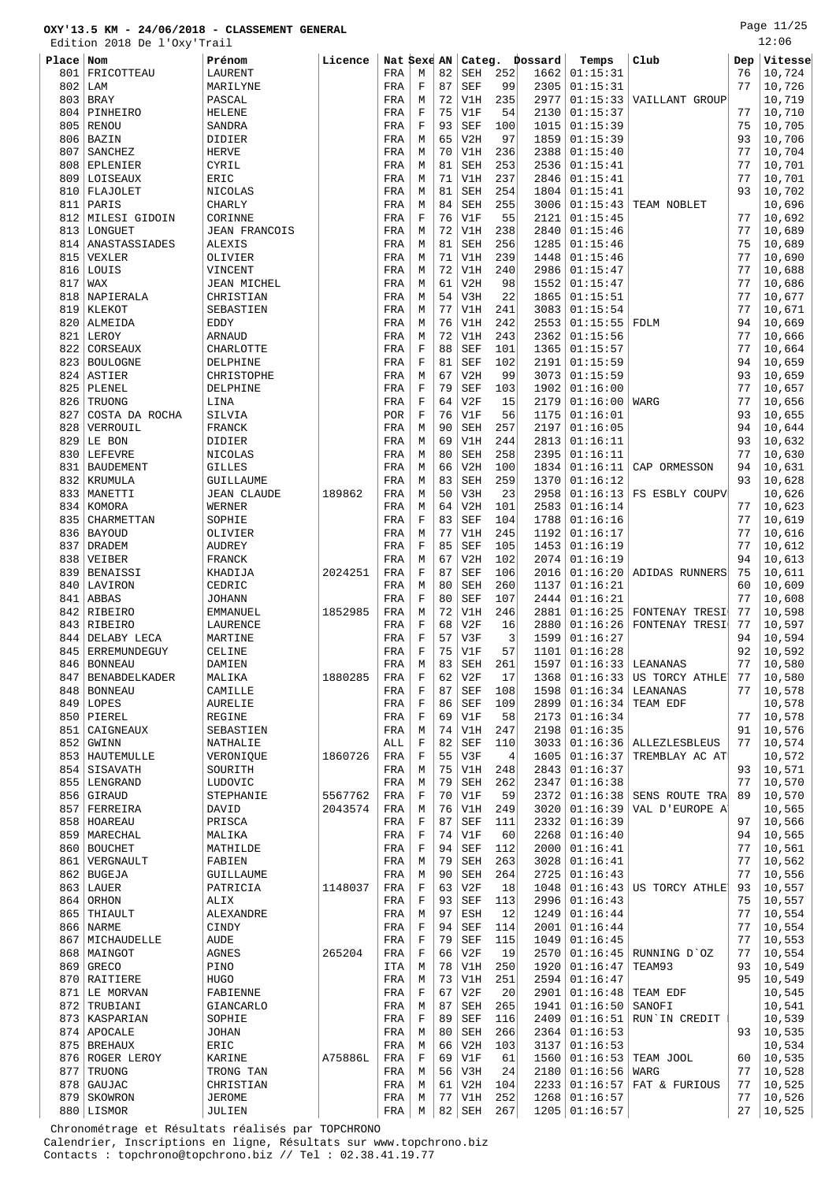**OXY'13.5 KM - 24/06/2018 - CLASSEMENT GENERAL**

Edition 2018 De l'Oxy'Trail

12:06

| Place | Nom | Prénom | Licence | Nat | Sexe | AN | Categ. | | Dossard | Temps | Club | Dep | Vitesse |
|---|---|---|---|---|---|---|---|---|---|---|---|---|---|
| 801 | FRICOTTEAU | LAURENT | | FRA | M | 82 | SEH | 252 | 1662 | 01:15:31 | | 76 | 10,724 |
| 802 | LAM | MARILYNE | | FRA | F | 87 | SEF | 99 | 2305 | 01:15:31 | | 77 | 10,726 |
| 803 | BRAY | PASCAL | | FRA | M | 72 | V1H | 235 | 2977 | 01:15:33 | VAILLANT GROUP | | 10,719 |
| 804 | PINHEIRO | HELENE | | FRA | F | 75 | V1F | 54 | 2130 | 01:15:37 | | 77 | 10,710 |
| 805 | RENOU | SANDRA | | FRA | F | 93 | SEF | 100 | 1015 | 01:15:39 | | 75 | 10,705 |
| 806 | BAZIN | DIDIER | | FRA | M | 65 | V2H | 97 | 1859 | 01:15:39 | | 93 | 10,706 |
| 807 | SANCHEZ | HERVE | | FRA | M | 70 | V1H | 236 | 2388 | 01:15:40 | | 77 | 10,704 |
| 808 | EPLENIER | CYRIL | | FRA | M | 81 | SEH | 253 | 2536 | 01:15:41 | | 77 | 10,701 |
| 809 | LOISEAUX | ERIC | | FRA | M | 71 | V1H | 237 | 2846 | 01:15:41 | | 77 | 10,701 |
| 810 | FLAJOLET | NICOLAS | | FRA | M | 81 | SEH | 254 | 1804 | 01:15:41 | | 93 | 10,702 |
| 811 | PARIS | CHARLY | | FRA | M | 84 | SEH | 255 | 3006 | 01:15:43 | TEAM NOBLET | | 10,696 |
| 812 | MILESI GIDOIN | CORINNE | | FRA | F | 76 | V1F | 55 | 2121 | 01:15:45 | | 77 | 10,692 |
| 813 | LONGUET | JEAN FRANCOIS | | FRA | M | 72 | V1H | 238 | 2840 | 01:15:46 | | 77 | 10,689 |
| 814 | ANASTASSIADES | ALEXIS | | FRA | M | 81 | SEH | 256 | 1285 | 01:15:46 | | 75 | 10,689 |
| 815 | VEXLER | OLIVIER | | FRA | M | 71 | V1H | 239 | 1448 | 01:15:46 | | 77 | 10,690 |
| 816 | LOUIS | VINCENT | | FRA | M | 72 | V1H | 240 | 2986 | 01:15:47 | | 77 | 10,688 |
| 817 | WAX | JEAN MICHEL | | FRA | M | 61 | V2H | 98 | 1552 | 01:15:47 | | 77 | 10,686 |
| 818 | NAPIERALA | CHRISTIAN | | FRA | M | 54 | V3H | 22 | 1865 | 01:15:51 | | 77 | 10,677 |
| 819 | KLEKOT | SEBASTIEN | | FRA | M | 77 | V1H | 241 | 3083 | 01:15:54 | | 77 | 10,671 |
| 820 | ALMEIDA | EDDY | | FRA | M | 76 | V1H | 242 | 2553 | 01:15:55 | FDLM | 94 | 10,669 |
| 821 | LEROY | ARNAUD | | FRA | M | 72 | V1H | 243 | 2362 | 01:15:56 | | 77 | 10,666 |
| 822 | CORSEAUX | CHARLOTTE | | FRA | F | 88 | SEF | 101 | 1365 | 01:15:57 | | 77 | 10,664 |
| 823 | BOULOGNE | DELPHINE | | FRA | F | 81 | SEF | 102 | 2191 | 01:15:59 | | 94 | 10,659 |
| 824 | ASTIER | CHRISTOPHE | | FRA | M | 67 | V2H | 99 | 3073 | 01:15:59 | | 93 | 10,659 |
| 825 | PLENEL | DELPHINE | | FRA | F | 79 | SEF | 103 | 1902 | 01:16:00 | | 77 | 10,657 |
| 826 | TRUONG | LINA | | FRA | F | 64 | V2F | 15 | 2179 | 01:16:00 | WARG | 77 | 10,656 |
| 827 | COSTA DA ROCHA | SILVIA | | POR | F | 76 | V1F | 56 | 1175 | 01:16:01 | | 93 | 10,655 |
| 828 | VERROUIL | FRANCK | | FRA | M | 90 | SEH | 257 | 2197 | 01:16:05 | | 94 | 10,644 |
| 829 | LE BON | DIDIER | | FRA | M | 69 | V1H | 244 | 2813 | 01:16:11 | | 93 | 10,632 |
| 830 | LEFEVRE | NICOLAS | | FRA | M | 80 | SEH | 258 | 2395 | 01:16:11 | | 77 | 10,630 |
| 831 | BAUDEMENT | GILLES | | FRA | M | 66 | V2H | 100 | 1834 | 01:16:11 | CAP ORMESSON | 94 | 10,631 |
| 832 | KRUMULA | GUILLAUME | | FRA | M | 83 | SEH | 259 | 1370 | 01:16:12 | | 93 | 10,628 |
| 833 | MANETTI | JEAN CLAUDE | 189862 | FRA | M | 50 | V3H | 23 | 2958 | 01:16:13 | FS ESBLY COUPV | | 10,626 |
| 834 | KOMORA | WERNER | | FRA | M | 64 | V2H | 101 | 2583 | 01:16:14 | | 77 | 10,623 |
| 835 | CHARMETTAN | SOPHIE | | FRA | F | 83 | SEF | 104 | 1788 | 01:16:16 | | 77 | 10,619 |
| 836 | BAYOUD | OLIVIER | | FRA | M | 77 | V1H | 245 | 1192 | 01:16:17 | | 77 | 10,616 |
| 837 | DRADEM | AUDREY | | FRA | F | 85 | SEF | 105 | 1453 | 01:16:19 | | 77 | 10,612 |
| 838 | VEIBER | FRANCK | | FRA | M | 67 | V2H | 102 | 2074 | 01:16:19 | | 94 | 10,613 |
| 839 | BENAISSI | KHADIJA | 2024251 | FRA | F | 87 | SEF | 106 | 2016 | 01:16:20 | ADIDAS RUNNERS | 75 | 10,611 |
| 840 | LAVIRON | CEDRIC | | FRA | M | 80 | SEH | 260 | 1137 | 01:16:21 | | 60 | 10,609 |
| 841 | ABBAS | JOHANN | | FRA | F | 80 | SEF | 107 | 2444 | 01:16:21 | | 77 | 10,608 |
| 842 | RIBEIRO | EMMANUEL | 1852985 | FRA | M | 72 | V1H | 246 | 2881 | 01:16:25 | FONTENAY TRESI | 77 | 10,598 |
| 843 | RIBEIRO | LAURENCE | | FRA | F | 68 | V2F | 16 | 2880 | 01:16:26 | FONTENAY TRESI | 77 | 10,597 |
| 844 | DELABY LECA | MARTINE | | FRA | F | 57 | V3F | 3 | 1599 | 01:16:27 | | 94 | 10,594 |
| 845 | ERREMUNDEGUY | CELINE | | FRA | F | 75 | V1F | 57 | 1101 | 01:16:28 | | 92 | 10,592 |
| 846 | BONNEAU | DAMIEN | | FRA | M | 83 | SEH | 261 | 1597 | 01:16:33 | LEANANAS | 77 | 10,580 |
| 847 | BENABDELKADER | MALIKA | 1880285 | FRA | F | 62 | V2F | 17 | 1368 | 01:16:33 | US TORCY ATHLE | 77 | 10,580 |
| 848 | BONNEAU | CAMILLE | | FRA | F | 87 | SEF | 108 | 1598 | 01:16:34 | LEANANAS | 77 | 10,578 |
| 849 | LOPES | AURELIE | | FRA | F | 86 | SEF | 109 | 2899 | 01:16:34 | TEAM EDF | | 10,578 |
| 850 | PIEREL | REGINE | | FRA | F | 69 | V1F | 58 | 2173 | 01:16:34 | | 77 | 10,578 |
| 851 | CAIGNEAUX | SEBASTIEN | | FRA | M | 74 | V1H | 247 | 2198 | 01:16:35 | | 91 | 10,576 |
| 852 | GWINN | NATHALIE | | ALL | F | 82 | SEF | 110 | 3033 | 01:16:36 | ALLEZLESBLEUS | 77 | 10,574 |
| 853 | HAUTEMULLE | VERONIQUE | 1860726 | FRA | F | 55 | V3F | 4 | 1605 | 01:16:37 | TREMBLAY AC AT | | 10,572 |
| 854 | SISAVATH | SOURITH | | FRA | M | 75 | V1H | 248 | 2843 | 01:16:37 | | 93 | 10,571 |
| 855 | LENGRAND | LUDOVIC | | FRA | M | 79 | SEH | 262 | 2347 | 01:16:38 | | 77 | 10,570 |
| 856 | GIRAUD | STEPHANIE | 5567762 | FRA | F | 70 | V1F | 59 | 2372 | 01:16:38 | SENS ROUTE TRA | 89 | 10,570 |
| 857 | FERREIRA | DAVID | 2043574 | FRA | M | 76 | V1H | 249 | 3020 | 01:16:39 | VAL D'EUROPE A | | 10,565 |
| 858 | HOAREAU | PRISCA | | FRA | F | 87 | SEF | 111 | 2332 | 01:16:39 | | 97 | 10,566 |
| 859 | MARECHAL | MALIKA | | FRA | F | 74 | V1F | 60 | 2268 | 01:16:40 | | 94 | 10,565 |
| 860 | BOUCHET | MATHILDE | | FRA | F | 94 | SEF | 112 | 2000 | 01:16:41 | | 77 | 10,561 |
| 861 | VERGNAULT | FABIEN | | FRA | M | 79 | SEH | 263 | 3028 | 01:16:41 | | 77 | 10,562 |
| 862 | BUGEJA | GUILLAUME | | FRA | M | 90 | SEH | 264 | 2725 | 01:16:43 | | 77 | 10,556 |
| 863 | LAUER | PATRICIA | 1148037 | FRA | F | 63 | V2F | 18 | 1048 | 01:16:43 | US TORCY ATHLE | 93 | 10,557 |
| 864 | ORHON | ALIX | | FRA | F | 93 | SEF | 113 | 2996 | 01:16:43 | | 75 | 10,557 |
| 865 | THIAULT | ALEXANDRE | | FRA | M | 97 | ESH | 12 | 1249 | 01:16:44 | | 77 | 10,554 |
| 866 | NARME | CINDY | | FRA | F | 94 | SEF | 114 | 2001 | 01:16:44 | | 77 | 10,554 |
| 867 | MICHAUDELLE | AUDE | | FRA | F | 79 | SEF | 115 | 1049 | 01:16:45 | | 77 | 10,553 |
| 868 | MAINGOT | AGNES | 265204 | FRA | F | 66 | V2F | 19 | 2570 | 01:16:45 | RUNNING D`OZ | 77 | 10,554 |
| 869 | GRECO | PINO | | ITA | M | 78 | V1H | 250 | 1920 | 01:16:47 | TEAM93 | 93 | 10,549 |
| 870 | RAITIERE | HUGO | | FRA | M | 73 | V1H | 251 | 2594 | 01:16:47 | | 95 | 10,549 |
| 871 | LE MORVAN | FABIENNE | | FRA | F | 67 | V2F | 20 | 2901 | 01:16:48 | TEAM EDF | | 10,545 |
| 872 | TRUBIANI | GIANCARLO | | FRA | M | 87 | SEH | 265 | 1941 | 01:16:50 | SANOFI | | 10,541 |
| 873 | KASPARIAN | SOPHIE | | FRA | F | 89 | SEF | 116 | 2409 | 01:16:51 | RUN`IN CREDIT | | 10,539 |
| 874 | APOCALE | JOHAN | | FRA | M | 80 | SEH | 266 | 2364 | 01:16:53 | | 93 | 10,535 |
| 875 | BREHAUX | ERIC | | FRA | M | 66 | V2H | 103 | 3137 | 01:16:53 | | | 10,534 |
| 876 | ROGER LEROY | KARINE | A75886L | FRA | F | 69 | V1F | 61 | 1560 | 01:16:53 | TEAM JOOL | 60 | 10,535 |
| 877 | TRUONG | TRONG TAN | | FRA | M | 56 | V3H | 24 | 2180 | 01:16:56 | WARG | 77 | 10,528 |
| 878 | GAUJAC | CHRISTIAN | | FRA | M | 61 | V2H | 104 | 2233 | 01:16:57 | FAT & FURIOUS | 77 | 10,525 |
| 879 | SKOWRON | JEROME | | FRA | M | 77 | V1H | 252 | 1268 | 01:16:57 | | 77 | 10,526 |
| 880 | LISMOR | JULIEN | | FRA | M | 82 | SEH | 267 | 1205 | 01:16:57 | | 27 | 10,525 |

Chronométrage et Résultats réalisés par TOPCHRONO
Calendrier, Inscriptions en ligne, Résultats sur www.topchrono.biz
Contacts : topchrono@topchrono.biz // Tel : 02.38.41.19.77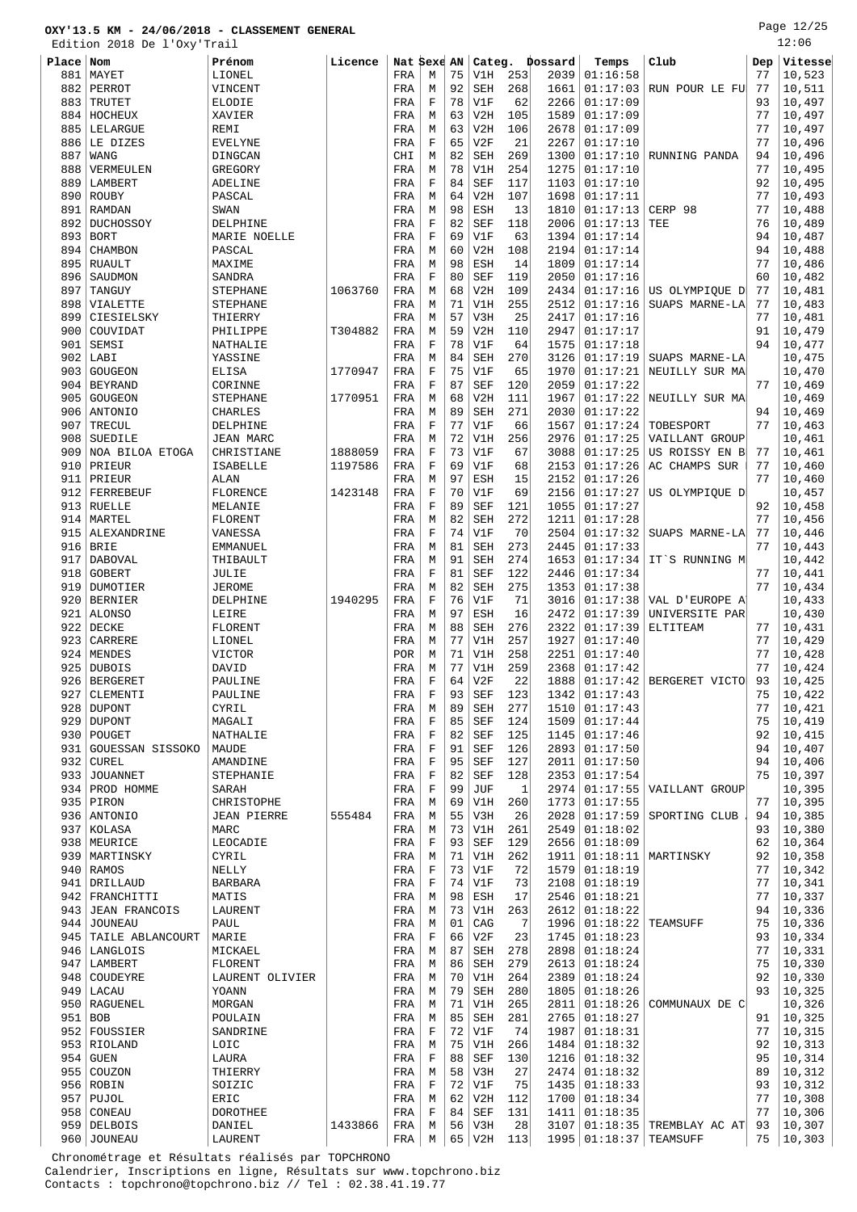# OXY'13.5 KM - 24/06/2018 - CLASSEMENT GENERAL

Edition 2018 De l'Oxy'Trail

12:06

| Place | Nom | Prénom | Licence | Nat | Sexe | AN | Categ. | | Dossard | Temps | Club | Dep | Vitesse |
|---|---|---|---|---|---|---|---|---|---|---|---|---|---|
| 881 | MAYET | LIONEL | | FRA | M | 75 | V1H | 253 | 2039 | 01:16:58 | | 77 | 10,523 |
| 882 | PERROT | VINCENT | | FRA | M | 92 | SEH | 268 | 1661 | 01:17:03 | RUN POUR LE FU | 77 | 10,511 |
| 883 | TRUTET | ELODIE | | FRA | F | 78 | V1F | 62 | 2266 | 01:17:09 | | 93 | 10,497 |
| 884 | HOCHEUX | XAVIER | | FRA | M | 63 | V2H | 105 | 1589 | 01:17:09 | | 77 | 10,497 |
| 885 | LELARGUE | REMI | | FRA | M | 63 | V2H | 106 | 2678 | 01:17:09 | | 77 | 10,497 |
| 886 | LE DIZES | EVELYNE | | FRA | F | 65 | V2F | 21 | 2267 | 01:17:10 | | 77 | 10,496 |
| 887 | WANG | DINGCAN | | CHI | M | 82 | SEH | 269 | 1300 | 01:17:10 | RUNNING PANDA | 94 | 10,496 |
| 888 | VERMEULEN | GREGORY | | FRA | M | 78 | V1H | 254 | 1275 | 01:17:10 | | 77 | 10,495 |
| 889 | LAMBERT | ADELINE | | FRA | F | 84 | SEF | 117 | 1103 | 01:17:10 | | 92 | 10,495 |
| 890 | ROUBY | PASCAL | | FRA | M | 64 | V2H | 107 | 1698 | 01:17:11 | | 77 | 10,493 |
| 891 | RAMDAN | SWAN | | FRA | M | 98 | ESH | 13 | 1810 | 01:17:13 | CERP 98 | 77 | 10,488 |
| 892 | DUCHOSSOY | DELPHINE | | FRA | F | 82 | SEF | 118 | 2006 | 01:17:13 | TEE | 76 | 10,489 |
| 893 | BORT | MARIE NOELLE | | FRA | F | 69 | V1F | 63 | 1394 | 01:17:14 | | 94 | 10,487 |
| 894 | CHAMBON | PASCAL | | FRA | M | 60 | V2H | 108 | 2194 | 01:17:14 | | 94 | 10,488 |
| 895 | RUAULT | MAXIME | | FRA | M | 98 | ESH | 14 | 1809 | 01:17:14 | | 77 | 10,486 |
| 896 | SAUDMON | SANDRA | | FRA | F | 80 | SEF | 119 | 2050 | 01:17:16 | | 60 | 10,482 |
| 897 | TANGUY | STEPHANE | 1063760 | FRA | M | 68 | V2H | 109 | 2434 | 01:17:16 | US OLYMPIQUE D | 77 | 10,481 |
| 898 | VIALETTE | STEPHANE | | FRA | M | 71 | V1H | 255 | 2512 | 01:17:16 | SUAPS MARNE-LA | 77 | 10,483 |
| 899 | CIESIELSKY | THIERRY | | FRA | M | 57 | V3H | 25 | 2417 | 01:17:16 | | 77 | 10,481 |
| 900 | COUVIDAT | PHILIPPE | T304882 | FRA | M | 59 | V2H | 110 | 2947 | 01:17:17 | | 91 | 10,479 |
| 901 | SEMSI | NATHALIE | | FRA | F | 78 | V1F | 64 | 1575 | 01:17:18 | | 94 | 10,477 |
| 902 | LABI | YASSINE | | FRA | M | 84 | SEH | 270 | 3126 | 01:17:19 | SUAPS MARNE-LA | | 10,475 |
| 903 | GOUGEON | ELISA | 1770947 | FRA | F | 75 | V1F | 65 | 1970 | 01:17:21 | NEUILLY SUR MA | | 10,470 |
| 904 | BEYRAND | CORINNE | | FRA | F | 87 | SEF | 120 | 2059 | 01:17:22 | | 77 | 10,469 |
| 905 | GOUGEON | STEPHANE | 1770951 | FRA | M | 68 | V2H | 111 | 1967 | 01:17:22 | NEUILLY SUR MA | | 10,469 |
| 906 | ANTONIO | CHARLES | | FRA | M | 89 | SEH | 271 | 2030 | 01:17:22 | | 94 | 10,469 |
| 907 | TRECUL | DELPHINE | | FRA | F | 77 | V1F | 66 | 1567 | 01:17:24 | TOBESPORT | 77 | 10,463 |
| 908 | SUEDILE | JEAN MARC | | FRA | M | 72 | V1H | 256 | 2976 | 01:17:25 | VAILLANT GROUP | | 10,461 |
| 909 | NOA BILOA ETOGA | CHRISTIANE | 1888059 | FRA | F | 73 | V1F | 67 | 3088 | 01:17:25 | US ROISSY EN B | 77 | 10,461 |
| 910 | PRIEUR | ISABELLE | 1197586 | FRA | F | 69 | V1F | 68 | 2153 | 01:17:26 | AC CHAMPS SUR | 77 | 10,460 |
| 911 | PRIEUR | ALAN | | FRA | M | 97 | ESH | 15 | 2152 | 01:17:26 | | 77 | 10,460 |
| 912 | FERREBEUF | FLORENCE | 1423148 | FRA | F | 70 | V1F | 69 | 2156 | 01:17:27 | US OLYMPIQUE D | | 10,457 |
| 913 | RUELLE | MELANIE | | FRA | F | 89 | SEF | 121 | 1055 | 01:17:27 | | 92 | 10,458 |
| 914 | MARTEL | FLORENT | | FRA | M | 82 | SEH | 272 | 1211 | 01:17:28 | | 77 | 10,456 |
| 915 | ALEXANDRINE | VANESSA | | FRA | F | 74 | V1F | 70 | 2504 | 01:17:32 | SUAPS MARNE-LA | 77 | 10,446 |
| 916 | BRIE | EMMANUEL | | FRA | M | 81 | SEH | 273 | 2445 | 01:17:33 | | 77 | 10,443 |
| 917 | DABOVAL | THIBAULT | | FRA | M | 91 | SEH | 274 | 1653 | 01:17:34 | IT`S RUNNING M | | 10,442 |
| 918 | GOBERT | JULIE | | FRA | F | 81 | SEF | 122 | 2446 | 01:17:34 | | 77 | 10,441 |
| 919 | DUMOTIER | JEROME | | FRA | M | 82 | SEH | 275 | 1353 | 01:17:38 | | 77 | 10,434 |
| 920 | BERNIER | DELPHINE | 1940295 | FRA | F | 76 | V1F | 71 | 3016 | 01:17:38 | VAL D'EUROPE A | | 10,433 |
| 921 | ALONSO | LEIRE | | FRA | M | 97 | ESH | 16 | 2472 | 01:17:39 | UNIVERSITE PAR | | 10,430 |
| 922 | DECKE | FLORENT | | FRA | M | 88 | SEH | 276 | 2322 | 01:17:39 | ELTITEAM | 77 | 10,431 |
| 923 | CARRERE | LIONEL | | FRA | M | 77 | V1H | 257 | 1927 | 01:17:40 | | 77 | 10,429 |
| 924 | MENDES | VICTOR | | POR | M | 71 | V1H | 258 | 2251 | 01:17:40 | | 77 | 10,428 |
| 925 | DUBOIS | DAVID | | FRA | M | 77 | V1H | 259 | 2368 | 01:17:42 | | 77 | 10,424 |
| 926 | BERGERET | PAULINE | | FRA | F | 64 | V2F | 22 | 1888 | 01:17:42 | BERGERET VICTO | 93 | 10,425 |
| 927 | CLEMENTI | PAULINE | | FRA | F | 93 | SEF | 123 | 1342 | 01:17:43 | | 75 | 10,422 |
| 928 | DUPONT | CYRIL | | FRA | M | 89 | SEH | 277 | 1510 | 01:17:43 | | 77 | 10,421 |
| 929 | DUPONT | MAGALI | | FRA | F | 85 | SEF | 124 | 1509 | 01:17:44 | | 75 | 10,419 |
| 930 | POUGET | NATHALIE | | FRA | F | 82 | SEF | 125 | 1145 | 01:17:46 | | 92 | 10,415 |
| 931 | GOUESSAN SISSOKO | MAUDE | | FRA | F | 91 | SEF | 126 | 2893 | 01:17:50 | | 94 | 10,407 |
| 932 | CUREL | AMANDINE | | FRA | F | 95 | SEF | 127 | 2011 | 01:17:50 | | 94 | 10,406 |
| 933 | JOUANNET | STEPHANIE | | FRA | F | 82 | SEF | 128 | 2353 | 01:17:54 | | 75 | 10,397 |
| 934 | PROD HOMME | SARAH | | FRA | F | 99 | JUF | 1 | 2974 | 01:17:55 | VAILLANT GROUP | | 10,395 |
| 935 | PIRON | CHRISTOPHE | | FRA | M | 69 | V1H | 260 | 1773 | 01:17:55 | | 77 | 10,395 |
| 936 | ANTONIO | JEAN PIERRE | 555484 | FRA | M | 55 | V3H | 26 | 2028 | 01:17:59 | SPORTING CLUB | 94 | 10,385 |
| 937 | KOLASA | MARC | | FRA | M | 73 | V1H | 261 | 2549 | 01:18:02 | | 93 | 10,380 |
| 938 | MEURICE | LEOCADIE | | FRA | F | 93 | SEF | 129 | 2656 | 01:18:09 | | 62 | 10,364 |
| 939 | MARTINSKY | CYRIL | | FRA | M | 71 | V1H | 262 | 1911 | 01:18:11 | MARTINSKY | 92 | 10,358 |
| 940 | RAMOS | NELLY | | FRA | F | 73 | V1F | 72 | 1579 | 01:18:19 | | 77 | 10,342 |
| 941 | DRILLAUD | BARBARA | | FRA | F | 74 | V1F | 73 | 2108 | 01:18:19 | | 77 | 10,341 |
| 942 | FRANCHITTI | MATIS | | FRA | M | 98 | ESH | 17 | 2546 | 01:18:21 | | 77 | 10,337 |
| 943 | JEAN FRANCOIS | LAURENT | | FRA | M | 73 | V1H | 263 | 2612 | 01:18:22 | | 94 | 10,336 |
| 944 | JOUNEAU | PAUL | | FRA | M | 01 | CAG | 7 | 1996 | 01:18:22 | TEAMSUFF | 75 | 10,336 |
| 945 | TAILE ABLANCOURT | MARIE | | FRA | F | 66 | V2F | 23 | 1745 | 01:18:23 | | 93 | 10,334 |
| 946 | LANGLOIS | MICKAEL | | FRA | M | 87 | SEH | 278 | 2898 | 01:18:24 | | 77 | 10,331 |
| 947 | LAMBERT | FLORENT | | FRA | M | 86 | SEH | 279 | 2613 | 01:18:24 | | 75 | 10,330 |
| 948 | COUDEYRE | LAURENT OLIVIER | | FRA | M | 70 | V1H | 264 | 2389 | 01:18:24 | | 92 | 10,330 |
| 949 | LACAU | YOANN | | FRA | M | 79 | SEH | 280 | 1805 | 01:18:26 | | 93 | 10,325 |
| 950 | RAGUENEL | MORGAN | | FRA | M | 71 | V1H | 265 | 2811 | 01:18:26 | COMMUNAUX DE C | | 10,326 |
| 951 | BOB | POULAIN | | FRA | M | 85 | SEH | 281 | 2765 | 01:18:27 | | 91 | 10,325 |
| 952 | FOUSSIER | SANDRINE | | FRA | F | 72 | V1F | 74 | 1987 | 01:18:31 | | 77 | 10,315 |
| 953 | RIOLAND | LOIC | | FRA | M | 75 | V1H | 266 | 1484 | 01:18:32 | | 92 | 10,313 |
| 954 | GUEN | LAURA | | FRA | F | 88 | SEF | 130 | 1216 | 01:18:32 | | 95 | 10,314 |
| 955 | COUZON | THIERRY | | FRA | M | 58 | V3H | 27 | 2474 | 01:18:32 | | 89 | 10,312 |
| 956 | ROBIN | SOIZIC | | FRA | F | 72 | V1F | 75 | 1435 | 01:18:33 | | 93 | 10,312 |
| 957 | PUJOL | ERIC | | FRA | M | 62 | V2H | 112 | 1700 | 01:18:34 | | 77 | 10,308 |
| 958 | CONEAU | DOROTHEE | | FRA | F | 84 | SEF | 131 | 1411 | 01:18:35 | | 77 | 10,306 |
| 959 | DELBOIS | DANIEL | 1433866 | FRA | M | 56 | V3H | 28 | 3107 | 01:18:35 | TREMBLAY AC AT | 93 | 10,307 |
| 960 | JOUNEAU | LAURENT | | FRA | M | 65 | V2H | 113 | 1995 | 01:18:37 | TEAMSUFF | 75 | 10,303 |

Chronométrage et Résultats réalisés par TOPCHRONO
Calendrier, Inscriptions en ligne, Résultats sur www.topchrono.biz
Contacts : topchrono@topchrono.biz // Tel : 02.38.41.19.77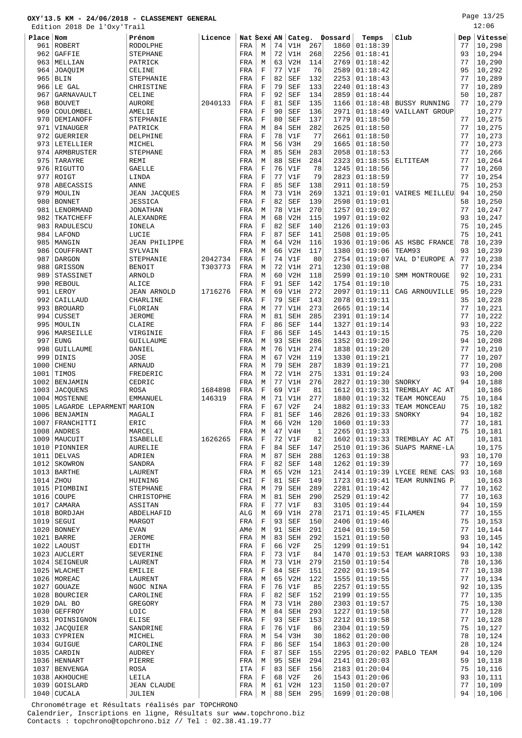**OXY'13.5 KM - 24/06/2018 - CLASSEMENT GENERAL**
Edition 2018 De l'Oxy'Trail

12:06

| Place | Nom | Prénom | Licence | Nat | Sexe | AN | Categ. | | Dossard | Temps | Club | Dep | Vitesse |
|---|---|---|---|---|---|---|---|---|---|---|---|---|---|
| 961 | ROBERT | RODOLPHE | | FRA | M | 74 | V1H | 267 | 1860 | 01:18:39 | | 77 | 10,298 |
| 962 | GAFFIE | STEPHANE | | FRA | M | 72 | V1H | 268 | 2256 | 01:18:41 | | 93 | 10,294 |
| 963 | MELLIAN | PATRICK | | FRA | M | 63 | V2H | 114 | 2769 | 01:18:42 | | 77 | 10,290 |
| 964 | JOAQUIM | CELINE | | FRA | F | 77 | V1F | 76 | 2589 | 01:18:42 | | 95 | 10,292 |
| 965 | BLIN | STEPHANIE | | FRA | F | 82 | SEF | 132 | 2253 | 01:18:43 | | 77 | 10,289 |
| 966 | LE GAL | CHRISTINE | | FRA | F | 79 | SEF | 133 | 2240 | 01:18:43 | | 77 | 10,289 |
| 967 | GARNAVAULT | CELINE | | FRA | F | 92 | SEF | 134 | 2859 | 01:18:44 | | 50 | 10,287 |
| 968 | BOUVET | AURORE | 2040133 | FRA | F | 81 | SEF | 135 | 1166 | 01:18:48 | BUSSY RUNNING | 77 | 10,279 |
| 969 | COULOMBEL | AMELIE | | FRA | F | 90 | SEF | 136 | 2971 | 01:18:49 | VAILLANT GROUP | | 10,277 |
| 970 | DEMIANOFF | STEPHANIE | | FRA | F | 80 | SEF | 137 | 1779 | 01:18:50 | | 77 | 10,275 |
| 971 | VINAUGER | PATRICK | | FRA | M | 84 | SEH | 282 | 2625 | 01:18:50 | | 77 | 10,275 |
| 972 | GUERRIER | DELPHINE | | FRA | F | 78 | V1F | 77 | 2661 | 01:18:50 | | 77 | 10,273 |
| 973 | LETELLIER | MICHEL | | FRA | M | 56 | V3H | 29 | 1665 | 01:18:50 | | 77 | 10,273 |
| 974 | ARMBRUSTER | STEPHANE | | FRA | M | 85 | SEH | 283 | 2058 | 01:18:53 | | 77 | 10,266 |
| 975 | TARAYRE | REMI | | FRA | M | 88 | SEH | 284 | 2323 | 01:18:55 | ELTITEAM | 77 | 10,264 |
| 976 | RIGUTTO | GAELLE | | FRA | F | 76 | V1F | 78 | 1245 | 01:18:56 | | 77 | 10,260 |
| 977 | ROIGT | LINDA | | FRA | F | 77 | V1F | 79 | 2823 | 01:18:59 | | 77 | 10,254 |
| 978 | ABECASSIS | ANNE | | FRA | F | 85 | SEF | 138 | 2911 | 01:18:59 | | 75 | 10,253 |
| 979 | MOULIN | JEAN JACQUES | | FRA | M | 73 | V1H | 269 | 1321 | 01:19:01 | VAIRES MEILLEU | 94 | 10,250 |
| 980 | BONNET | JESSICA | | FRA | F | 82 | SEF | 139 | 2598 | 01:19:01 | | 58 | 10,250 |
| 981 | LENORMAND | JONATHAN | | FRA | M | 78 | V1H | 270 | 1257 | 01:19:02 | | 77 | 10,247 |
| 982 | TKATCHEFF | ALEXANDRE | | FRA | M | 68 | V2H | 115 | 1997 | 01:19:02 | | 93 | 10,247 |
| 983 | RADULESCU | IONELA | | FRA | F | 82 | SEF | 140 | 2126 | 01:19:03 | | 75 | 10,245 |
| 984 | LAFOND | LUCIE | | FRA | F | 87 | SEF | 141 | 2508 | 01:19:05 | | 75 | 10,241 |
| 985 | MANGIN | JEAN PHILIPPE | | FRA | M | 64 | V2H | 116 | 1936 | 01:19:06 | AS HSBC FRANCE | 78 | 10,239 |
| 986 | COUFFRANT | SYLVAIN | | FRA | M | 66 | V2H | 117 | 1380 | 01:19:06 | TEAM93 | 93 | 10,239 |
| 987 | DARGON | STEPHANIE | 2042734 | FRA | F | 74 | V1F | 80 | 2754 | 01:19:07 | VAL D'EUROPE A | 77 | 10,238 |
| 988 | GRISSON | BENOIT | T303773 | FRA | M | 72 | V1H | 271 | 1230 | 01:19:08 | | 77 | 10,234 |
| 989 | STASSINET | ARNOLD | | FRA | M | 60 | V2H | 118 | 2599 | 01:19:10 | SMM MONTROUGE | 92 | 10,231 |
| 990 | REBOUL | ALICE | | FRA | F | 91 | SEF | 142 | 1754 | 01:19:10 | | 75 | 10,231 |
| 991 | LEROY | JEAN ARNOLD | 1716276 | FRA | M | 69 | V1H | 272 | 2097 | 01:19:11 | CAG ARNOUVILLE | 95 | 10,229 |
| 992 | CAILLAUD | CHARLINE | | FRA | F | 79 | SEF | 143 | 2078 | 01:19:11 | | 35 | 10,228 |
| 993 | BROUARD | FLORIAN | | FRA | M | 77 | V1H | 273 | 2665 | 01:19:14 | | 77 | 10,221 |
| 994 | CUSSET | JEROME | | FRA | M | 81 | SEH | 285 | 2391 | 01:19:14 | | 77 | 10,222 |
| 995 | MOULIN | CLAIRE | | FRA | F | 86 | SEF | 144 | 1327 | 01:19:14 | | 93 | 10,222 |
| 996 | MARSEILLE | VIRGINIE | | FRA | F | 86 | SEF | 145 | 1443 | 01:19:15 | | 75 | 10,220 |
| 997 | EUNG | GUILLAUME | | FRA | M | 93 | SEH | 286 | 1352 | 01:19:20 | | 94 | 10,208 |
| 998 | GUILLAUME | DANIEL | | FRA | M | 76 | V1H | 274 | 1838 | 01:19:20 | | 77 | 10,210 |
| 999 | DINIS | JOSE | | FRA | M | 67 | V2H | 119 | 1330 | 01:19:21 | | 77 | 10,207 |
| 1000 | CHENU | ARNAUD | | FRA | M | 79 | SEH | 287 | 1839 | 01:19:21 | | 77 | 10,208 |
| 1001 | TIMOS | FREDERIC | | FRA | M | 72 | V1H | 275 | 1331 | 01:19:24 | | 93 | 10,200 |
| 1002 | BENJAMIN | CEDRIC | | FRA | M | 77 | V1H | 276 | 2827 | 01:19:30 | SNORKY | 94 | 10,188 |
| 1003 | JACQUENS | ROSA | 1684898 | FRA | F | 69 | V1F | 81 | 1612 | 01:19:31 | TREMBLAY AC AT | | 10,186 |
| 1004 | MOSTENNE | EMMANUEL | 146319 | FRA | M | 71 | V1H | 277 | 1880 | 01:19:32 | TEAM MONCEAU | 75 | 10,184 |
| 1005 | LAGARDE LEPARMENT | MARION | | FRA | F | 67 | V2F | 24 | 1882 | 01:19:33 | TEAM MONCEAU | 75 | 10,182 |
| 1006 | BENJAMIN | MAGALI | | FRA | F | 81 | SEF | 146 | 2826 | 01:19:33 | SNORKY | 94 | 10,182 |
| 1007 | FRANCHITTI | ERIC | | FRA | M | 66 | V2H | 120 | 1060 | 01:19:33 | | 77 | 10,181 |
| 1008 | ANDRES | MARCEL | | FRA | M | 47 | V4H | 1 | 2265 | 01:19:33 | | 75 | 10,181 |
| 1009 | MAUCUIT | ISABELLE | 1626265 | FRA | F | 72 | V1F | 82 | 1602 | 01:19:33 | TREMBLAY AC AT | | 10,181 |
| 1010 | PIONNIER | AURELIE | | FRA | F | 84 | SEF | 147 | 2510 | 01:19:36 | SUAPS MARNE-LA | | 10,175 |
| 1011 | DELVAS | ADRIEN | | FRA | M | 87 | SEH | 288 | 1263 | 01:19:38 | | 93 | 10,170 |
| 1012 | SKOWRON | SANDRA | | FRA | F | 82 | SEF | 148 | 1262 | 01:19:39 | | 77 | 10,169 |
| 1013 | BARTHE | LAURENT | | FRA | M | 65 | V2H | 121 | 2414 | 01:19:39 | LYCEE RENE CAS | 93 | 10,168 |
| 1014 | ZHOU | HUINING | | CHI | F | 81 | SEF | 149 | 1723 | 01:19:41 | TEAM RUNNING P | | 10,163 |
| 1015 | PIOMBINI | STEPHANE | | FRA | M | 79 | SEH | 289 | 2281 | 01:19:42 | | 77 | 10,162 |
| 1016 | COUPE | CHRISTOPHE | | FRA | M | 81 | SEH | 290 | 2529 | 01:19:42 | | 77 | 10,163 |
| 1017 | CAMARA | ASSITAN | | FRA | F | 77 | V1F | 83 | 3105 | 01:19:44 | | 94 | 10,159 |
| 1018 | BORDJAH | ABDELHAFID | | ALG | M | 69 | V1H | 278 | 2171 | 01:19:45 | FILAMEN | 77 | 10,155 |
| 1019 | SEGUI | MARGOT | | FRA | F | 93 | SEF | 150 | 2406 | 01:19:46 | | 75 | 10,153 |
| 1020 | BONNEY | EVAN | | AMé | M | 91 | SEH | 291 | 2104 | 01:19:50 | | 77 | 10,144 |
| 1021 | BARRE | JEROME | | FRA | M | 83 | SEH | 292 | 1521 | 01:19:50 | | 93 | 10,145 |
| 1022 | LAOUST | EDITH | | FRA | F | 66 | V2F | 25 | 1299 | 01:19:51 | | 94 | 10,142 |
| 1023 | AUCLERT | SEVERINE | | FRA | F | 73 | V1F | 84 | 1470 | 01:19:53 | TEAM WARRIORS | 93 | 10,138 |
| 1024 | SEIGNEUR | LAURENT | | FRA | M | 73 | V1H | 279 | 2150 | 01:19:54 | | 78 | 10,136 |
| 1025 | WLACHET | EMILIE | | FRA | F | 84 | SEF | 151 | 2202 | 01:19:54 | | 77 | 10,138 |
| 1026 | MOREAC | LAURENT | | FRA | M | 65 | V2H | 122 | 1555 | 01:19:55 | | 77 | 10,134 |
| 1027 | GOUAZE | NGOC NINA | | FRA | F | 76 | V1F | 85 | 2257 | 01:19:55 | | 92 | 10,135 |
| 1028 | BOURCIER | CAROLINE | | FRA | F | 82 | SEF | 152 | 2199 | 01:19:55 | | 77 | 10,135 |
| 1029 | DAL BO | GREGORY | | FRA | M | 73 | V1H | 280 | 2303 | 01:19:57 | | 75 | 10,130 |
| 1030 | GEFFROY | LOIC | | FRA | M | 84 | SEH | 293 | 1227 | 01:19:58 | | 77 | 10,128 |
| 1031 | POINSIGNON | ELISE | | FRA | F | 93 | SEF | 153 | 2212 | 01:19:58 | | 77 | 10,128 |
| 1032 | JACQUIER | SANDRINE | | FRA | F | 76 | V1F | 86 | 2304 | 01:19:59 | | 75 | 10,127 |
| 1033 | CYPRIEN | MICHEL | | FRA | M | 54 | V3H | 30 | 1862 | 01:20:00 | | 78 | 10,124 |
| 1034 | GUIGUE | CAROLINE | | FRA | F | 86 | SEF | 154 | 1863 | 01:20:00 | | 28 | 10,124 |
| 1035 | CARDIN | AUDREY | | FRA | F | 87 | SEF | 155 | 2295 | 01:20:02 | PABLO TEAM | 94 | 10,120 |
| 1036 | HENNART | PIERRE | | FRA | M | 95 | SEH | 294 | 2141 | 01:20:03 | | 59 | 10,118 |
| 1037 | BENVENGA | ROSA | | ITA | F | 83 | SEF | 156 | 2183 | 01:20:04 | | 75 | 10,116 |
| 1038 | AKHOUCHE | LEILA | | FRA | F | 68 | V2F | 26 | 1543 | 01:20:06 | | 93 | 10,111 |
| 1039 | GOISLARD | JEAN CLAUDE | | FRA | M | 61 | V2H | 123 | 1150 | 01:20:07 | | 77 | 10,109 |
| 1040 | CUCALA | JULIEN | | FRA | M | 88 | SEH | 295 | 1699 | 01:20:08 | | 94 | 10,106 |

Chronométrage et Résultats réalisés par TOPCHRONO
Calendrier, Inscriptions en ligne, Résultats sur www.topchrono.biz
Contacts : topchrono@topchrono.biz // Tel : 02.38.41.19.77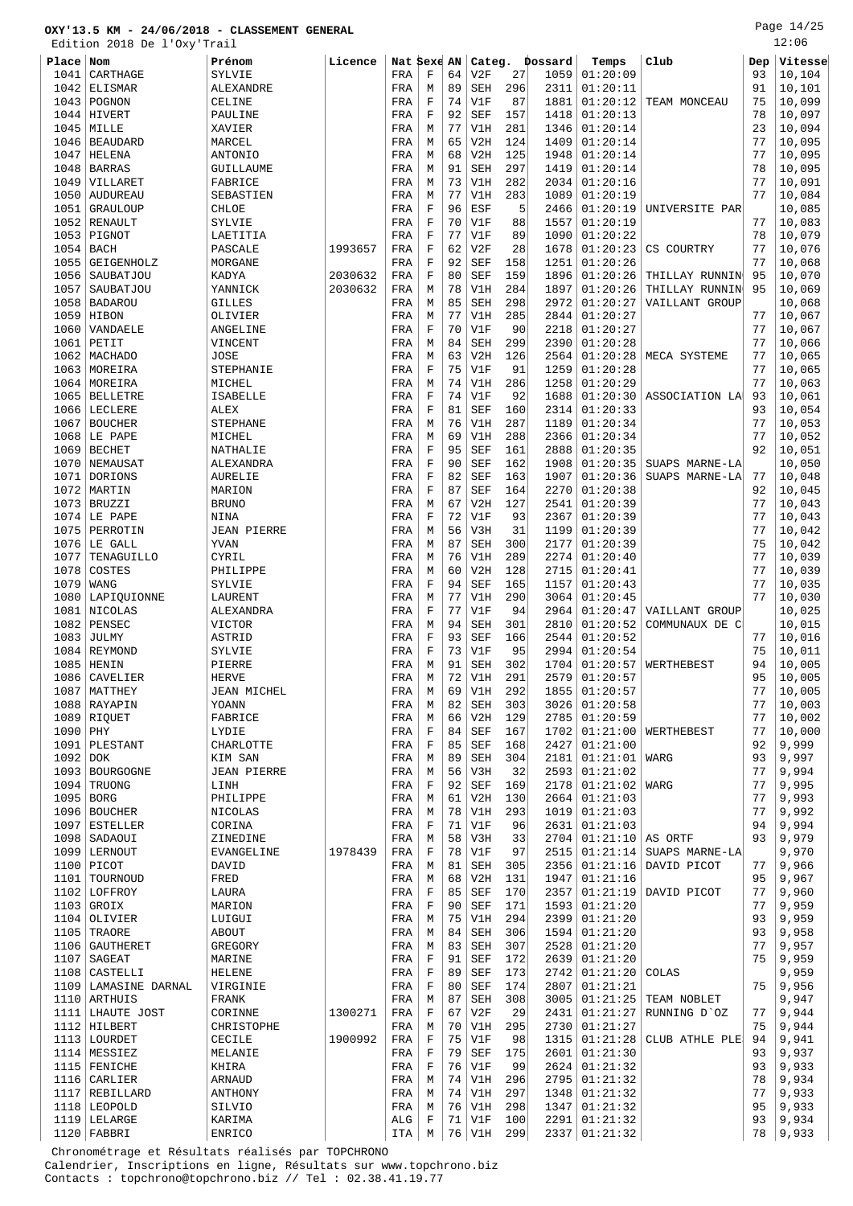**OXY'13.5 KM - 24/06/2018 - CLASSEMENT GENERAL**

Edition 2018 De l'Oxy'Trail

12:06

| Place | Nom | Prénom | Licence | Nat | Sexe | AN | Categ. | | Dossard | Temps | Club | Dep | Vitesse |
|---|---|---|---|---|---|---|---|---|---|---|---|---|---|
| 1041 | CARTHAGE | SYLVIE | | FRA | F | 64 | V2F | 27 | 1059 | 01:20:09 | | 93 | 10,104 |
| 1042 | ELISMAR | ALEXANDRE | | FRA | M | 89 | SEH | 296 | 2311 | 01:20:11 | | 91 | 10,101 |
| 1043 | POGNON | CELINE | | FRA | F | 74 | V1F | 87 | 1881 | 01:20:12 | TEAM MONCEAU | 75 | 10,099 |
| 1044 | HIVERT | PAULINE | | FRA | F | 92 | SEF | 157 | 1418 | 01:20:13 | | 78 | 10,097 |
| 1045 | MILLE | XAVIER | | FRA | M | 77 | V1H | 281 | 1346 | 01:20:14 | | 23 | 10,094 |
| 1046 | BEAUDARD | MARCEL | | FRA | M | 65 | V2H | 124 | 1409 | 01:20:14 | | 77 | 10,095 |
| 1047 | HELENA | ANTONIO | | FRA | M | 68 | V2H | 125 | 1948 | 01:20:14 | | 77 | 10,095 |
| 1048 | BARRAS | GUILLAUME | | FRA | M | 91 | SEH | 297 | 1419 | 01:20:14 | | 78 | 10,095 |
| 1049 | VILLARET | FABRICE | | FRA | M | 73 | V1H | 282 | 2034 | 01:20:16 | | 77 | 10,091 |
| 1050 | AUDUREAU | SEBASTIEN | | FRA | M | 77 | V1H | 283 | 1089 | 01:20:19 | | 77 | 10,084 |
| 1051 | GRAULOUP | CHLOE | | FRA | F | 96 | ESF | 5 | 2466 | 01:20:19 | UNIVERSITE PAR | | 10,085 |
| 1052 | RENAULT | SYLVIE | | FRA | F | 70 | V1F | 88 | 1557 | 01:20:19 | | 77 | 10,083 |
| 1053 | PIGNOT | LAETITIA | | FRA | F | 77 | V1F | 89 | 1090 | 01:20:22 | | 78 | 10,079 |
| 1054 | BACH | PASCALE | 1993657 | FRA | F | 62 | V2F | 28 | 1678 | 01:20:23 | CS COURTRY | 77 | 10,076 |
| 1055 | GEIGENHOLZ | MORGANE | | FRA | F | 92 | SEF | 158 | 1251 | 01:20:26 | | 77 | 10,068 |
| 1056 | SAUBATJOU | KADYA | 2030632 | FRA | F | 80 | SEF | 159 | 1896 | 01:20:26 | THILLAY RUNNIN | 95 | 10,070 |
| 1057 | SAUBATJOU | YANNICK | 2030632 | FRA | M | 78 | V1H | 284 | 1897 | 01:20:26 | THILLAY RUNNIN | 95 | 10,069 |
| 1058 | BADAROU | GILLES | | FRA | M | 85 | SEH | 298 | 2972 | 01:20:27 | VAILLANT GROUP | | 10,068 |
| 1059 | HIBON | OLIVIER | | FRA | M | 77 | V1H | 285 | 2844 | 01:20:27 | | 77 | 10,067 |
| 1060 | VANDAELE | ANGELINE | | FRA | F | 70 | V1F | 90 | 2218 | 01:20:27 | | 77 | 10,067 |
| 1061 | PETIT | VINCENT | | FRA | M | 84 | SEH | 299 | 2390 | 01:20:28 | | 77 | 10,066 |
| 1062 | MACHADO | JOSE | | FRA | M | 63 | V2H | 126 | 2564 | 01:20:28 | MECA SYSTEME | 77 | 10,065 |
| 1063 | MOREIRA | STEPHANIE | | FRA | F | 75 | V1F | 91 | 1259 | 01:20:28 | | 77 | 10,065 |
| 1064 | MOREIRA | MICHEL | | FRA | M | 74 | V1H | 286 | 1258 | 01:20:29 | | 77 | 10,063 |
| 1065 | BELLETRE | ISABELLE | | FRA | F | 74 | V1F | 92 | 1688 | 01:20:30 | ASSOCIATION LA | 93 | 10,061 |
| 1066 | LECLERE | ALEX | | FRA | F | 81 | SEF | 160 | 2314 | 01:20:33 | | 93 | 10,054 |
| 1067 | BOUCHER | STEPHANE | | FRA | M | 76 | V1H | 287 | 1189 | 01:20:34 | | 77 | 10,053 |
| 1068 | LE PAPE | MICHEL | | FRA | M | 69 | V1H | 288 | 2366 | 01:20:34 | | 77 | 10,052 |
| 1069 | BECHET | NATHALIE | | FRA | F | 95 | SEF | 161 | 2888 | 01:20:35 | | 92 | 10,051 |
| 1070 | NEMAUSAT | ALEXANDRA | | FRA | F | 90 | SEF | 162 | 1908 | 01:20:35 | SUAPS MARNE-LA | | 10,050 |
| 1071 | DORIONS | AURELIE | | FRA | F | 82 | SEF | 163 | 1907 | 01:20:36 | SUAPS MARNE-LA | 77 | 10,048 |
| 1072 | MARTIN | MARION | | FRA | F | 87 | SEF | 164 | 2270 | 01:20:38 | | 92 | 10,045 |
| 1073 | BRUZZI | BRUNO | | FRA | M | 67 | V2H | 127 | 2541 | 01:20:39 | | 77 | 10,043 |
| 1074 | LE PAPE | NINA | | FRA | F | 72 | V1F | 93 | 2367 | 01:20:39 | | 77 | 10,043 |
| 1075 | PERROTIN | JEAN PIERRE | | FRA | M | 56 | V3H | 31 | 1199 | 01:20:39 | | 77 | 10,042 |
| 1076 | LE GALL | YVAN | | FRA | M | 87 | SEH | 300 | 2177 | 01:20:39 | | 75 | 10,042 |
| 1077 | TENAGUILLO | CYRIL | | FRA | M | 76 | V1H | 289 | 2274 | 01:20:40 | | 77 | 10,039 |
| 1078 | COSTES | PHILIPPE | | FRA | M | 60 | V2H | 128 | 2715 | 01:20:41 | | 77 | 10,039 |
| 1079 | WANG | SYLVIE | | FRA | F | 94 | SEF | 165 | 1157 | 01:20:43 | | 77 | 10,035 |
| 1080 | LAPIQUIONNE | LAURENT | | FRA | M | 77 | V1H | 290 | 3064 | 01:20:45 | | 77 | 10,030 |
| 1081 | NICOLAS | ALEXANDRA | | FRA | F | 77 | V1F | 94 | 2964 | 01:20:47 | VAILLANT GROUP | | 10,025 |
| 1082 | PENSEC | VICTOR | | FRA | M | 94 | SEH | 301 | 2810 | 01:20:52 | COMMUNAUX DE C | | 10,015 |
| 1083 | JULMY | ASTRID | | FRA | F | 93 | SEF | 166 | 2544 | 01:20:52 | | 77 | 10,016 |
| 1084 | REYMOND | SYLVIE | | FRA | F | 73 | V1F | 95 | 2994 | 01:20:54 | | 75 | 10,011 |
| 1085 | HENIN | PIERRE | | FRA | M | 91 | SEH | 302 | 1704 | 01:20:57 | WERTHEBEST | 94 | 10,005 |
| 1086 | CAVELIER | HERVE | | FRA | M | 72 | V1H | 291 | 2579 | 01:20:57 | | 95 | 10,005 |
| 1087 | MATTHEY | JEAN MICHEL | | FRA | M | 69 | V1H | 292 | 1855 | 01:20:57 | | 77 | 10,005 |
| 1088 | RAYAPIN | YOANN | | FRA | M | 82 | SEH | 303 | 3026 | 01:20:58 | | 77 | 10,003 |
| 1089 | RIQUET | FABRICE | | FRA | M | 66 | V2H | 129 | 2785 | 01:20:59 | | 77 | 10,002 |
| 1090 | PHY | LYDIE | | FRA | F | 84 | SEF | 167 | 1702 | 01:21:00 | WERTHEBEST | 77 | 10,000 |
| 1091 | PLESTANT | CHARLOTTE | | FRA | F | 85 | SEF | 168 | 2427 | 01:21:00 | | 92 | 9,999 |
| 1092 | DOK | KIM SAN | | FRA | M | 89 | SEH | 304 | 2181 | 01:21:01 | WARG | 93 | 9,997 |
| 1093 | BOURGOGNE | JEAN PIERRE | | FRA | M | 56 | V3H | 32 | 2593 | 01:21:02 | | 77 | 9,994 |
| 1094 | TRUONG | LINH | | FRA | F | 92 | SEF | 169 | 2178 | 01:21:02 | WARG | 77 | 9,995 |
| 1095 | BORG | PHILIPPE | | FRA | M | 61 | V2H | 130 | 2664 | 01:21:03 | | 77 | 9,993 |
| 1096 | BOUCHER | NICOLAS | | FRA | M | 78 | V1H | 293 | 1019 | 01:21:03 | | 77 | 9,992 |
| 1097 | ESTELLER | CORINA | | FRA | F | 71 | V1F | 96 | 2631 | 01:21:03 | | 94 | 9,994 |
| 1098 | SADAOUI | ZINEDINE | | FRA | M | 58 | V3H | 33 | 2704 | 01:21:10 | AS ORTF | 93 | 9,979 |
| 1099 | LERNOUT | EVANGELINE | 1978439 | FRA | F | 78 | V1F | 97 | 2515 | 01:21:14 | SUAPS MARNE-LA | | 9,970 |
| 1100 | PICOT | DAVID | | FRA | M | 81 | SEH | 305 | 2356 | 01:21:16 | DAVID PICOT | 77 | 9,966 |
| 1101 | TOURNOUD | FRED | | FRA | M | 68 | V2H | 131 | 1947 | 01:21:16 | | 95 | 9,967 |
| 1102 | LOFFROY | LAURA | | FRA | F | 85 | SEF | 170 | 2357 | 01:21:19 | DAVID PICOT | 77 | 9,960 |
| 1103 | GROIX | MARION | | FRA | F | 90 | SEF | 171 | 1593 | 01:21:20 | | 77 | 9,959 |
| 1104 | OLIVIER | LUIGUI | | FRA | M | 75 | V1H | 294 | 2399 | 01:21:20 | | 93 | 9,959 |
| 1105 | TRAORE | ABOUT | | FRA | M | 84 | SEH | 306 | 1594 | 01:21:20 | | 93 | 9,958 |
| 1106 | GAUTHERET | GREGORY | | FRA | M | 83 | SEH | 307 | 2528 | 01:21:20 | | 77 | 9,957 |
| 1107 | SAGEAT | MARINE | | FRA | F | 91 | SEF | 172 | 2639 | 01:21:20 | | 75 | 9,959 |
| 1108 | CASTELLI | HELENE | | FRA | F | 89 | SEF | 173 | 2742 | 01:21:20 | COLAS | | 9,959 |
| 1109 | LAMASINE DARNAL | VIRGINIE | | FRA | F | 80 | SEF | 174 | 2807 | 01:21:21 | | 75 | 9,956 |
| 1110 | ARTHUIS | FRANK | | FRA | M | 87 | SEH | 308 | 3005 | 01:21:25 | TEAM NOBLET | | 9,947 |
| 1111 | LHAUTE JOST | CORINNE | 1300271 | FRA | F | 67 | V2F | 29 | 2431 | 01:21:27 | RUNNING D`OZ | 77 | 9,944 |
| 1112 | HILBERT | CHRISTOPHE | | FRA | M | 70 | V1H | 295 | 2730 | 01:21:27 | | 75 | 9,944 |
| 1113 | LOURDET | CECILE | 1900992 | FRA | F | 75 | V1F | 98 | 1315 | 01:21:28 | CLUB ATHLE PLE | 94 | 9,941 |
| 1114 | MESSIEZ | MELANIE | | FRA | F | 79 | SEF | 175 | 2601 | 01:21:30 | | 93 | 9,937 |
| 1115 | FENICHE | KHIRA | | FRA | F | 76 | V1F | 99 | 2624 | 01:21:32 | | 93 | 9,933 |
| 1116 | CARLIER | ARNAUD | | FRA | M | 74 | V1H | 296 | 2795 | 01:21:32 | | 78 | 9,934 |
| 1117 | REBILLARD | ANTHONY | | FRA | M | 74 | V1H | 297 | 1348 | 01:21:32 | | 77 | 9,933 |
| 1118 | LEOPOLD | SILVIO | | FRA | M | 76 | V1H | 298 | 1347 | 01:21:32 | | 95 | 9,933 |
| 1119 | LELARGE | KARIMA | | ALG | F | 71 | V1F | 100 | 2291 | 01:21:32 | | 93 | 9,934 |
| 1120 | FABBRI | ENRICO | | ITA | M | 76 | V1H | 299 | 2337 | 01:21:32 | | 78 | 9,933 |

Chronométrage et Résultats réalisés par TOPCHRONO
Calendrier, Inscriptions en ligne, Résultats sur www.topchrono.biz
Contacts : topchrono@topchrono.biz // Tel : 02.38.41.19.77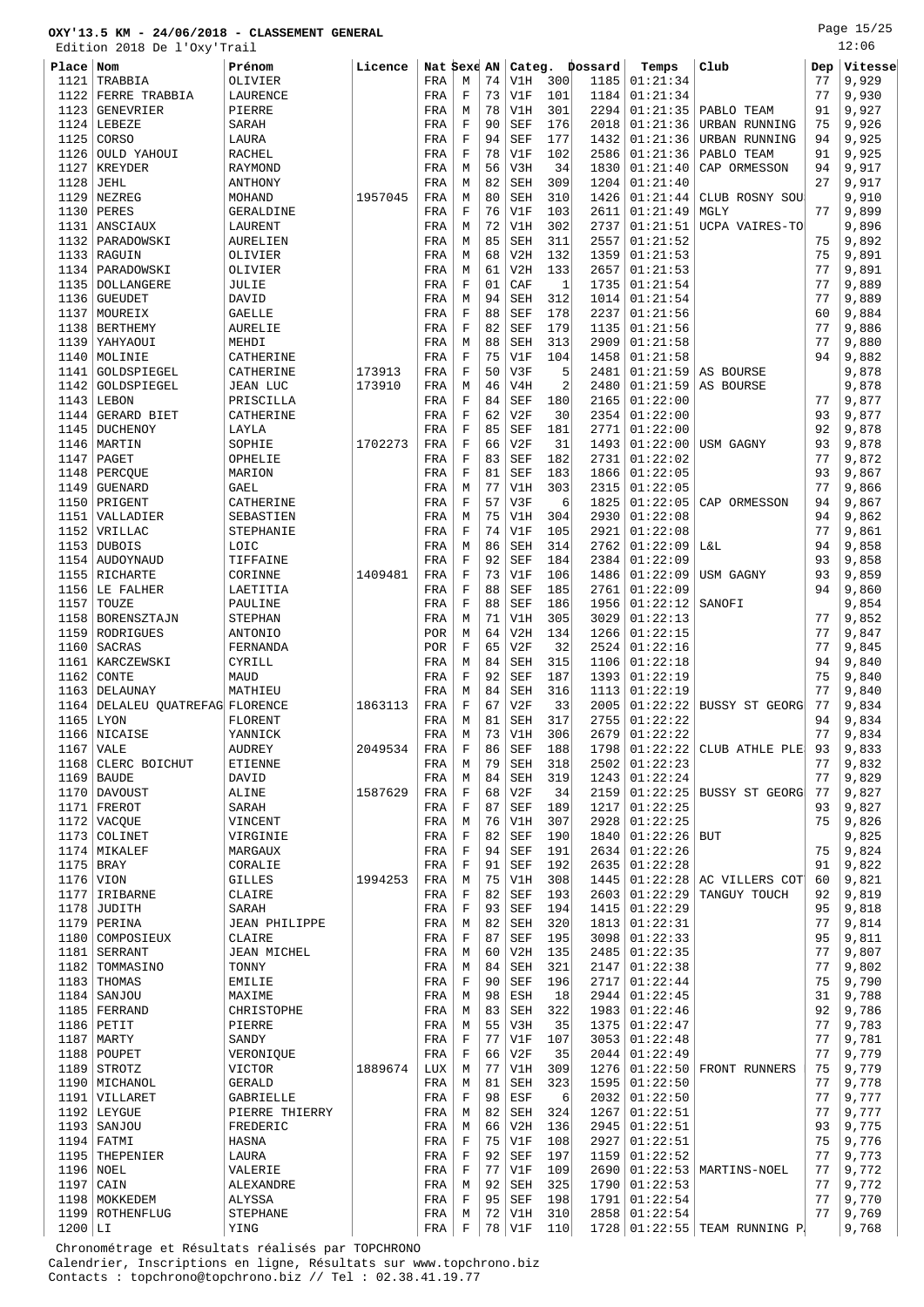**OXY'13.5 KM - 24/06/2018 - CLASSEMENT GENERAL**

Edition 2018 De l'Oxy'Trail

12:06

| Place | Nom | Prénom | Licence | Nat | Sexe | AN | Categ. | | Dossard | Temps | Club | Dep | Vitesse |
|---|---|---|---|---|---|---|---|---|---|---|---|---|---|
| 1121 | TRABBIA | OLIVIER | | FRA | M | 74 | V1H | 300 | 1185 | 01:21:34 | | 77 | 9,929 |
| 1122 | FERRE TRABBIA | LAURENCE | | FRA | F | 73 | V1F | 101 | 1184 | 01:21:34 | | 77 | 9,930 |
| 1123 | GENEVRIER | PIERRE | | FRA | M | 78 | V1H | 301 | 2294 | 01:21:35 | PABLO TEAM | 91 | 9,927 |
| 1124 | LEBEZE | SARAH | | FRA | F | 90 | SEF | 176 | 2018 | 01:21:36 | URBAN RUNNING | 75 | 9,926 |
| 1125 | CORSO | LAURA | | FRA | F | 94 | SEF | 177 | 1432 | 01:21:36 | URBAN RUNNING | 94 | 9,925 |
| 1126 | OULD YAHOUI | RACHEL | | FRA | F | 78 | V1F | 102 | 2586 | 01:21:36 | PABLO TEAM | 91 | 9,925 |
| 1127 | KREYDER | RAYMOND | | FRA | M | 56 | V3H | 34 | 1830 | 01:21:40 | CAP ORMESSON | 94 | 9,917 |
| 1128 | JEHL | ANTHONY | | FRA | M | 82 | SEH | 309 | 1204 | 01:21:40 | | 27 | 9,917 |
| 1129 | NEZREG | MOHAND | 1957045 | FRA | M | 80 | SEH | 310 | 1426 | 01:21:44 | CLUB ROSNY SOU | | 9,910 |
| 1130 | PERES | GERALDINE | | FRA | F | 76 | V1F | 103 | 2611 | 01:21:49 | MGLY | 77 | 9,899 |
| 1131 | ANSCIAUX | LAURENT | | FRA | M | 72 | V1H | 302 | 2737 | 01:21:51 | UCPA VAIRES-TO | | 9,896 |
| 1132 | PARADOWSKI | AURELIEN | | FRA | M | 85 | SEH | 311 | 2557 | 01:21:52 | | 75 | 9,892 |
| 1133 | RAGUIN | OLIVIER | | FRA | M | 68 | V2H | 132 | 1359 | 01:21:53 | | 75 | 9,891 |
| 1134 | PARADOWSKI | OLIVIER | | FRA | M | 61 | V2H | 133 | 2657 | 01:21:53 | | 77 | 9,891 |
| 1135 | DOLLANGERE | JULIE | | FRA | F | 01 | CAF | 1 | 1735 | 01:21:54 | | 77 | 9,889 |
| 1136 | GUEUDET | DAVID | | FRA | M | 94 | SEH | 312 | 1014 | 01:21:54 | | 77 | 9,889 |
| 1137 | MOUREIX | GAELLE | | FRA | F | 88 | SEF | 178 | 2237 | 01:21:56 | | 60 | 9,884 |
| 1138 | BERTHEMY | AURELIE | | FRA | F | 82 | SEF | 179 | 1135 | 01:21:56 | | 77 | 9,886 |
| 1139 | YAHYAOUI | MEHDI | | FRA | M | 88 | SEH | 313 | 2909 | 01:21:58 | | 77 | 9,880 |
| 1140 | MOLINIE | CATHERINE | | FRA | F | 75 | V1F | 104 | 1458 | 01:21:58 | | 94 | 9,882 |
| 1141 | GOLDSPIEGEL | CATHERINE | 173913 | FRA | F | 50 | V3F | 5 | 2481 | 01:21:59 | AS BOURSE | | 9,878 |
| 1142 | GOLDSPIEGEL | JEAN LUC | 173910 | FRA | M | 46 | V4H | 2 | 2480 | 01:21:59 | AS BOURSE | | 9,878 |
| 1143 | LEBON | PRISCILLA | | FRA | F | 84 | SEF | 180 | 2165 | 01:22:00 | | 77 | 9,877 |
| 1144 | GERARD BIET | CATHERINE | | FRA | F | 62 | V2F | 30 | 2354 | 01:22:00 | | 93 | 9,877 |
| 1145 | DUCHENOY | LAYLA | | FRA | F | 85 | SEF | 181 | 2771 | 01:22:00 | | 92 | 9,878 |
| 1146 | MARTIN | SOPHIE | 1702273 | FRA | F | 66 | V2F | 31 | 1493 | 01:22:00 | USM GAGNY | 93 | 9,878 |
| 1147 | PAGET | OPHELIE | | FRA | F | 83 | SEF | 182 | 2731 | 01:22:02 | | 77 | 9,872 |
| 1148 | PERCQUE | MARION | | FRA | F | 81 | SEF | 183 | 1866 | 01:22:05 | | 93 | 9,867 |
| 1149 | GUENARD | GAEL | | FRA | M | 77 | V1H | 303 | 2315 | 01:22:05 | | 77 | 9,866 |
| 1150 | PRIGENT | CATHERINE | | FRA | F | 57 | V3F | 6 | 1825 | 01:22:05 | CAP ORMESSON | 94 | 9,867 |
| 1151 | VALLADIER | SEBASTIEN | | FRA | M | 75 | V1H | 304 | 2930 | 01:22:08 | | 94 | 9,862 |
| 1152 | VRILLAC | STEPHANIE | | FRA | F | 74 | V1F | 105 | 2921 | 01:22:08 | | 77 | 9,861 |
| 1153 | DUBOIS | LOIC | | FRA | M | 86 | SEH | 314 | 2762 | 01:22:09 | L&L | 94 | 9,858 |
| 1154 | AUDOYNAUD | TIFFAINE | | FRA | F | 92 | SEF | 184 | 2384 | 01:22:09 | | 93 | 9,858 |
| 1155 | RICHARTE | CORINNE | 1409481 | FRA | F | 73 | V1F | 106 | 1486 | 01:22:09 | USM GAGNY | 93 | 9,859 |
| 1156 | LE FALHER | LAETITIA | | FRA | F | 88 | SEF | 185 | 2761 | 01:22:09 | | 94 | 9,860 |
| 1157 | TOUZE | PAULINE | | FRA | F | 88 | SEF | 186 | 1956 | 01:22:12 | SANOFI | | 9,854 |
| 1158 | BORENSZTAJN | STEPHAN | | FRA | M | 71 | V1H | 305 | 3029 | 01:22:13 | | 77 | 9,852 |
| 1159 | RODRIGUES | ANTONIO | | POR | M | 64 | V2H | 134 | 1266 | 01:22:15 | | 77 | 9,847 |
| 1160 | SACRAS | FERNANDA | | POR | F | 65 | V2F | 32 | 2524 | 01:22:16 | | 77 | 9,845 |
| 1161 | KARCZEWSKI | CYRILL | | FRA | M | 84 | SEH | 315 | 1106 | 01:22:18 | | 94 | 9,840 |
| 1162 | CONTE | MAUD | | FRA | F | 92 | SEF | 187 | 1393 | 01:22:19 | | 75 | 9,840 |
| 1163 | DELAUNAY | MATHIEU | | FRA | M | 84 | SEH | 316 | 1113 | 01:22:19 | | 77 | 9,840 |
| 1164 | DELALEU QUATREFAG | FLORENCE | 1863113 | FRA | F | 67 | V2F | 33 | 2005 | 01:22:22 | BUSSY ST GEORG | 77 | 9,834 |
| 1165 | LYON | FLORENT | | FRA | M | 81 | SEH | 317 | 2755 | 01:22:22 | | 94 | 9,834 |
| 1166 | NICAISE | YANNICK | | FRA | M | 73 | V1H | 306 | 2679 | 01:22:22 | | 77 | 9,834 |
| 1167 | VALE | AUDREY | 2049534 | FRA | F | 86 | SEF | 188 | 1798 | 01:22:22 | CLUB ATHLE PLE | 93 | 9,833 |
| 1168 | CLERC BOICHUT | ETIENNE | | FRA | M | 79 | SEH | 318 | 2502 | 01:22:23 | | 77 | 9,832 |
| 1169 | BAUDE | DAVID | | FRA | M | 84 | SEH | 319 | 1243 | 01:22:24 | | 77 | 9,829 |
| 1170 | DAVOUST | ALINE | 1587629 | FRA | F | 68 | V2F | 34 | 2159 | 01:22:25 | BUSSY ST GEORG | 77 | 9,827 |
| 1171 | FREROT | SARAH | | FRA | F | 87 | SEF | 189 | 1217 | 01:22:25 | | 93 | 9,827 |
| 1172 | VACQUE | VINCENT | | FRA | M | 76 | V1H | 307 | 2928 | 01:22:25 | | 75 | 9,826 |
| 1173 | COLINET | VIRGINIE | | FRA | F | 82 | SEF | 190 | 1840 | 01:22:26 | BUT | | 9,825 |
| 1174 | MIKALEF | MARGAUX | | FRA | F | 94 | SEF | 191 | 2634 | 01:22:26 | | 75 | 9,824 |
| 1175 | BRAY | CORALIE | | FRA | F | 91 | SEF | 192 | 2635 | 01:22:28 | | 91 | 9,822 |
| 1176 | VION | GILLES | 1994253 | FRA | M | 75 | V1H | 308 | 1445 | 01:22:28 | AC VILLERS COT | 60 | 9,821 |
| 1177 | IRIBARNE | CLAIRE | | FRA | F | 82 | SEF | 193 | 2603 | 01:22:29 | TANGUY TOUCH | 92 | 9,819 |
| 1178 | JUDITH | SARAH | | FRA | F | 93 | SEF | 194 | 1415 | 01:22:29 | | 95 | 9,818 |
| 1179 | PERINA | JEAN PHILIPPE | | FRA | M | 82 | SEH | 320 | 1813 | 01:22:31 | | 77 | 9,814 |
| 1180 | COMPOSIEUX | CLAIRE | | FRA | F | 87 | SEF | 195 | 3098 | 01:22:33 | | 95 | 9,811 |
| 1181 | SERRANT | JEAN MICHEL | | FRA | M | 60 | V2H | 135 | 2485 | 01:22:35 | | 77 | 9,807 |
| 1182 | TOMMASINO | TONNY | | FRA | M | 84 | SEH | 321 | 2147 | 01:22:38 | | 77 | 9,802 |
| 1183 | THOMAS | EMILIE | | FRA | F | 90 | SEF | 196 | 2717 | 01:22:44 | | 75 | 9,790 |
| 1184 | SANJOU | MAXIME | | FRA | M | 98 | ESH | 18 | 2944 | 01:22:45 | | 31 | 9,788 |
| 1185 | FERRAND | CHRISTOPHE | | FRA | M | 83 | SEH | 322 | 1983 | 01:22:46 | | 92 | 9,786 |
| 1186 | PETIT | PIERRE | | FRA | M | 55 | V3H | 35 | 1375 | 01:22:47 | | 77 | 9,783 |
| 1187 | MARTY | SANDY | | FRA | F | 77 | V1F | 107 | 3053 | 01:22:48 | | 77 | 9,781 |
| 1188 | POUPET | VERONIQUE | | FRA | F | 66 | V2F | 35 | 2044 | 01:22:49 | | 77 | 9,779 |
| 1189 | STROTZ | VICTOR | 1889674 | LUX | M | 77 | V1H | 309 | 1276 | 01:22:50 | FRONT RUNNERS | 75 | 9,779 |
| 1190 | MICHANOL | GERALD | | FRA | M | 81 | SEH | 323 | 1595 | 01:22:50 | | 77 | 9,778 |
| 1191 | VILLARET | GABRIELLE | | FRA | F | 98 | ESF | 6 | 2032 | 01:22:50 | | 77 | 9,777 |
| 1192 | LEYGUE | PIERRE THIERRY | | FRA | M | 82 | SEH | 324 | 1267 | 01:22:51 | | 77 | 9,777 |
| 1193 | SANJOU | FREDERIC | | FRA | M | 66 | V2H | 136 | 2945 | 01:22:51 | | 93 | 9,775 |
| 1194 | FATMI | HASNA | | FRA | F | 75 | V1F | 108 | 2927 | 01:22:51 | | 75 | 9,776 |
| 1195 | THEPENIER | LAURA | | FRA | F | 92 | SEF | 197 | 1159 | 01:22:52 | | 77 | 9,773 |
| 1196 | NOEL | VALERIE | | FRA | F | 77 | V1F | 109 | 2690 | 01:22:53 | MARTINS-NOEL | 77 | 9,772 |
| 1197 | CAIN | ALEXANDRE | | FRA | M | 92 | SEH | 325 | 1790 | 01:22:53 | | 77 | 9,772 |
| 1198 | MOKKEDEM | ALYSSA | | FRA | F | 95 | SEF | 198 | 1791 | 01:22:54 | | 77 | 9,770 |
| 1199 | ROTHENFLUG | STEPHANE | | FRA | M | 72 | V1H | 310 | 2858 | 01:22:54 | | 77 | 9,769 |
| 1200 | LI | YING | | FRA | F | 78 | V1F | 110 | 1728 | 01:22:55 | TEAM RUNNING P | | 9,768 |

Chronométrage et Résultats réalisés par TOPCHRONO
Calendrier, Inscriptions en ligne, Résultats sur www.topchrono.biz
Contacts : topchrono@topchrono.biz // Tel : 02.38.41.19.77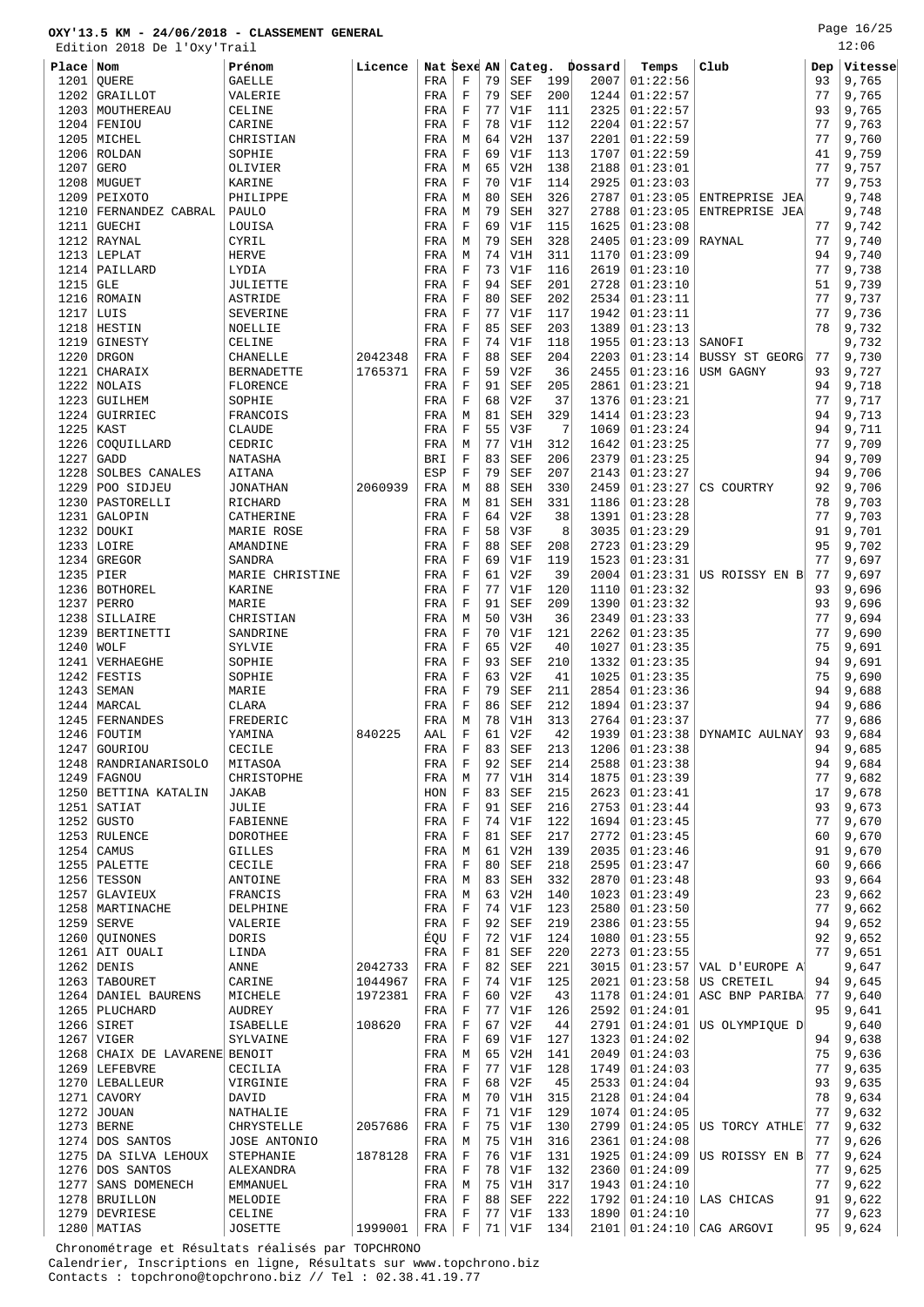# OXY'13.5 KM - 24/06/2018 - CLASSEMENT GENERAL

Edition 2018 De l'Oxy'Trail

12:06

| Place | Nom | Prénom | Licence | Nat | Sexe | AN | Categ. | | Dossard | Temps | Club | Dep | Vitesse |
|---|---|---|---|---|---|---|---|---|---|---|---|---|---|
| 1201 | QUERE | GAELLE | | FRA | F | 79 | SEF | 199 | 2007 | 01:22:56 | | 93 | 9,765 |
| 1202 | GRAILLOT | VALERIE | | FRA | F | 79 | SEF | 200 | 1244 | 01:22:57 | | 77 | 9,765 |
| 1203 | MOUTHEREAU | CELINE | | FRA | F | 77 | V1F | 111 | 2325 | 01:22:57 | | 93 | 9,765 |
| 1204 | FENIOU | CARINE | | FRA | F | 78 | V1F | 112 | 2204 | 01:22:57 | | 77 | 9,763 |
| 1205 | MICHEL | CHRISTIAN | | FRA | M | 64 | V2H | 137 | 2201 | 01:22:59 | | 77 | 9,760 |
| 1206 | ROLDAN | SOPHIE | | FRA | F | 69 | V1F | 113 | 1707 | 01:22:59 | | 41 | 9,759 |
| 1207 | GERO | OLIVIER | | FRA | M | 65 | V2H | 138 | 2188 | 01:23:01 | | 77 | 9,757 |
| 1208 | MUGUET | KARINE | | FRA | F | 70 | V1F | 114 | 2925 | 01:23:03 | | 77 | 9,753 |
| 1209 | PEIXOTO | PHILIPPE | | FRA | M | 80 | SEH | 326 | 2787 | 01:23:05 | ENTREPRISE JEA | | 9,748 |
| 1210 | FERNANDEZ CABRAL | PAULO | | FRA | M | 79 | SEH | 327 | 2788 | 01:23:05 | ENTREPRISE JEA | | 9,748 |
| 1211 | GUECHI | LOUISA | | FRA | F | 69 | V1F | 115 | 1625 | 01:23:08 | | 77 | 9,742 |
| 1212 | RAYNAL | CYRIL | | FRA | M | 79 | SEH | 328 | 2405 | 01:23:09 | RAYNAL | 77 | 9,740 |
| 1213 | LEPLAT | HERVE | | FRA | M | 74 | V1H | 311 | 1170 | 01:23:09 | | 94 | 9,740 |
| 1214 | PAILLARD | LYDIA | | FRA | F | 73 | V1F | 116 | 2619 | 01:23:10 | | 77 | 9,738 |
| 1215 | GLE | JULIETTE | | FRA | F | 94 | SEF | 201 | 2728 | 01:23:10 | | 51 | 9,739 |
| 1216 | ROMAIN | ASTRIDE | | FRA | F | 80 | SEF | 202 | 2534 | 01:23:11 | | 77 | 9,737 |
| 1217 | LUIS | SEVERINE | | FRA | F | 77 | V1F | 117 | 1942 | 01:23:11 | | 77 | 9,736 |
| 1218 | HESTIN | NOELLIE | | FRA | F | 85 | SEF | 203 | 1389 | 01:23:13 | | 78 | 9,732 |
| 1219 | GINESTY | CELINE | | FRA | F | 74 | V1F | 118 | 1955 | 01:23:13 | SANOFI | | 9,732 |
| 1220 | DRGON | CHANELLE | 2042348 | FRA | F | 88 | SEF | 204 | 2203 | 01:23:14 | BUSSY ST GEORG | 77 | 9,730 |
| 1221 | CHARAIX | BERNADETTE | 1765371 | FRA | F | 59 | V2F | 36 | 2455 | 01:23:16 | USM GAGNY | 93 | 9,727 |
| 1222 | NOLAIS | FLORENCE | | FRA | F | 91 | SEF | 205 | 2861 | 01:23:21 | | 94 | 9,718 |
| 1223 | GUILHEM | SOPHIE | | FRA | F | 68 | V2F | 37 | 1376 | 01:23:21 | | 77 | 9,717 |
| 1224 | GUIRRIEC | FRANCOIS | | FRA | M | 81 | SEH | 329 | 1414 | 01:23:23 | | 77 | 9,713 |
| 1225 | KAST | CLAUDE | | FRA | F | 55 | V3F | 7 | 1069 | 01:23:24 | | 94 | 9,711 |
| 1226 | COQUILLARD | CEDRIC | | FRA | M | 77 | V1H | 312 | 1642 | 01:23:25 | | 77 | 9,709 |
| 1227 | GADD | NATASHA | | BRI | F | 83 | SEF | 206 | 2379 | 01:23:25 | | 94 | 9,709 |
| 1228 | SOLBES CANALES | AITANA | | ESP | F | 79 | SEF | 207 | 2143 | 01:23:27 | | 94 | 9,706 |
| 1229 | POO SIDJEU | JONATHAN | 2060939 | FRA | M | 88 | SEH | 330 | 2459 | 01:23:27 | CS COURTRY | 92 | 9,706 |
| 1230 | PASTORELLI | RICHARD | | FRA | M | 81 | SEH | 331 | 1186 | 01:23:28 | | 78 | 9,703 |
| 1231 | GALOPIN | CATHERINE | | FRA | F | 64 | V2F | 38 | 1391 | 01:23:28 | | 77 | 9,703 |
| 1232 | DOUKI | MARIE ROSE | | FRA | F | 58 | V3F | 8 | 3035 | 01:23:29 | | 91 | 9,701 |
| 1233 | LOIRE | AMANDINE | | FRA | F | 88 | SEF | 208 | 2723 | 01:23:29 | | 95 | 9,702 |
| 1234 | GREGOR | SANDRA | | FRA | F | 69 | V1F | 119 | 1523 | 01:23:31 | | 77 | 9,697 |
| 1235 | PIER | MARIE CHRISTINE | | FRA | F | 61 | V2F | 39 | 2004 | 01:23:31 | US ROISSY EN B | 77 | 9,697 |
| 1236 | BOTHOREL | KARINE | | FRA | F | 77 | V1F | 120 | 1110 | 01:23:32 | | 93 | 9,696 |
| 1237 | PERRO | MARIE | | FRA | F | 91 | SEF | 209 | 1390 | 01:23:32 | | 93 | 9,696 |
| 1238 | SILLAIRE | CHRISTIAN | | FRA | M | 50 | V3H | 36 | 2349 | 01:23:33 | | 77 | 9,694 |
| 1239 | BERTINETTI | SANDRINE | | FRA | F | 70 | V1F | 121 | 2262 | 01:23:35 | | 77 | 9,690 |
| 1240 | WOLF | SYLVIE | | FRA | F | 65 | V2F | 40 | 1027 | 01:23:35 | | 75 | 9,691 |
| 1241 | VERHAEGHE | SOPHIE | | FRA | F | 93 | SEF | 210 | 1332 | 01:23:35 | | 94 | 9,691 |
| 1242 | FESTIS | SOPHIE | | FRA | F | 63 | V2F | 41 | 1025 | 01:23:35 | | 75 | 9,690 |
| 1243 | SEMAN | MARIE | | FRA | F | 79 | SEF | 211 | 2854 | 01:23:36 | | 94 | 9,688 |
| 1244 | MARCAL | CLARA | | FRA | F | 86 | SEF | 212 | 1894 | 01:23:37 | | 94 | 9,686 |
| 1245 | FERNANDES | FREDERIC | | FRA | M | 78 | V1H | 313 | 2764 | 01:23:37 | | 77 | 9,686 |
| 1246 | FOUTIM | YAMINA | 840225 | AAL | F | 61 | V2F | 42 | 1939 | 01:23:38 | DYNAMIC AULNAY | 93 | 9,684 |
| 1247 | GOURIOU | CECILE | | FRA | F | 83 | SEF | 213 | 1206 | 01:23:38 | | 94 | 9,685 |
| 1248 | RANDRIANARISOLO | MITASOA | | FRA | F | 92 | SEF | 214 | 2588 | 01:23:38 | | 94 | 9,684 |
| 1249 | FAGNOU | CHRISTOPHE | | FRA | M | 77 | V1H | 314 | 1875 | 01:23:39 | | 77 | 9,682 |
| 1250 | BETTINA KATALIN | JAKAB | | HON | F | 83 | SEF | 215 | 2623 | 01:23:41 | | 17 | 9,678 |
| 1251 | SATIAT | JULIE | | FRA | F | 91 | SEF | 216 | 2753 | 01:23:44 | | 93 | 9,673 |
| 1252 | GUSTO | FABIENNE | | FRA | F | 74 | V1F | 122 | 1694 | 01:23:45 | | 77 | 9,670 |
| 1253 | RULENCE | DOROTHEE | | FRA | F | 81 | SEF | 217 | 2772 | 01:23:45 | | 60 | 9,670 |
| 1254 | CAMUS | GILLES | | FRA | M | 61 | V2H | 139 | 2035 | 01:23:46 | | 91 | 9,670 |
| 1255 | PALETTE | CECILE | | FRA | F | 80 | SEF | 218 | 2595 | 01:23:47 | | 60 | 9,666 |
| 1256 | TESSON | ANTOINE | | FRA | M | 83 | SEH | 332 | 2870 | 01:23:48 | | 93 | 9,664 |
| 1257 | GLAVIEUX | FRANCIS | | FRA | M | 63 | V2H | 140 | 1023 | 01:23:49 | | 23 | 9,662 |
| 1258 | MARTINACHE | DELPHINE | | FRA | F | 74 | V1F | 123 | 2580 | 01:23:50 | | 77 | 9,662 |
| 1259 | SERVE | VALERIE | | FRA | F | 92 | SEF | 219 | 2386 | 01:23:55 | | 94 | 9,652 |
| 1260 | QUINONES | DORIS | | ÉQU | F | 72 | V1F | 124 | 1080 | 01:23:55 | | 92 | 9,652 |
| 1261 | AIT OUALI | LINDA | | FRA | F | 81 | SEF | 220 | 2273 | 01:23:55 | | 77 | 9,651 |
| 1262 | DENIS | ANNE | 2042733 | FRA | F | 82 | SEF | 221 | 3015 | 01:23:57 | VAL D'EUROPE A | | 9,647 |
| 1263 | TABOURET | CARINE | 1044967 | FRA | F | 74 | V1F | 125 | 2021 | 01:23:58 | US CRETEIL | 94 | 9,645 |
| 1264 | DANIEL BAURENS | MICHELE | 1972381 | FRA | F | 60 | V2F | 43 | 1178 | 01:24:01 | ASC BNP PARIBA | 77 | 9,640 |
| 1265 | PLUCHARD | AUDREY | | FRA | F | 77 | V1F | 126 | 2592 | 01:24:01 | | 95 | 9,641 |
| 1266 | SIRET | ISABELLE | 108620 | FRA | F | 67 | V2F | 44 | 2791 | 01:24:01 | US OLYMPIQUE D | | 9,640 |
| 1267 | VIGER | SYLVAINE | | FRA | F | 69 | V1F | 127 | 1323 | 01:24:02 | | 94 | 9,638 |
| 1268 | CHAIX DE LAVARENE | BENOIT | | FRA | M | 65 | V2H | 141 | 2049 | 01:24:03 | | 75 | 9,636 |
| 1269 | LEFEBVRE | CECILIA | | FRA | F | 77 | V1F | 128 | 1749 | 01:24:03 | | 77 | 9,635 |
| 1270 | LEBALLEUR | VIRGINIE | | FRA | F | 68 | V2F | 45 | 2533 | 01:24:04 | | 93 | 9,635 |
| 1271 | CAVORY | DAVID | | FRA | M | 70 | V1H | 315 | 2128 | 01:24:04 | | 78 | 9,634 |
| 1272 | JOUAN | NATHALIE | | FRA | F | 71 | V1F | 129 | 1074 | 01:24:05 | | 77 | 9,632 |
| 1273 | BERNE | CHRYSTELLE | 2057686 | FRA | F | 75 | V1F | 130 | 2799 | 01:24:05 | US TORCY ATHLE | 77 | 9,632 |
| 1274 | DOS SANTOS | JOSE ANTONIO | | FRA | M | 75 | V1H | 316 | 2361 | 01:24:08 | | 77 | 9,626 |
| 1275 | DA SILVA LEHOUX | STEPHANIE | 1878128 | FRA | F | 76 | V1F | 131 | 1925 | 01:24:09 | US ROISSY EN B | 77 | 9,624 |
| 1276 | DOS SANTOS | ALEXANDRA | | FRA | F | 78 | V1F | 132 | 2360 | 01:24:09 | | 77 | 9,625 |
| 1277 | SANS DOMENECH | EMMANUEL | | FRA | M | 75 | V1H | 317 | 1943 | 01:24:10 | | 77 | 9,622 |
| 1278 | BRUILLON | MELODIE | | FRA | F | 88 | SEF | 222 | 1792 | 01:24:10 | LAS CHICAS | 91 | 9,622 |
| 1279 | DEVRIESE | CELINE | | FRA | F | 77 | V1F | 133 | 1890 | 01:24:10 | | 77 | 9,623 |
| 1280 | MATIAS | JOSETTE | 1999001 | FRA | F | 71 | V1F | 134 | 2101 | 01:24:10 | CAG ARGOVI | 95 | 9,624 |

Chronométrage et Résultats réalisés par TOPCHRONO
Calendrier, Inscriptions en ligne, Résultats sur www.topchrono.biz
Contacts : topchrono@topchrono.biz // Tel : 02.38.41.19.77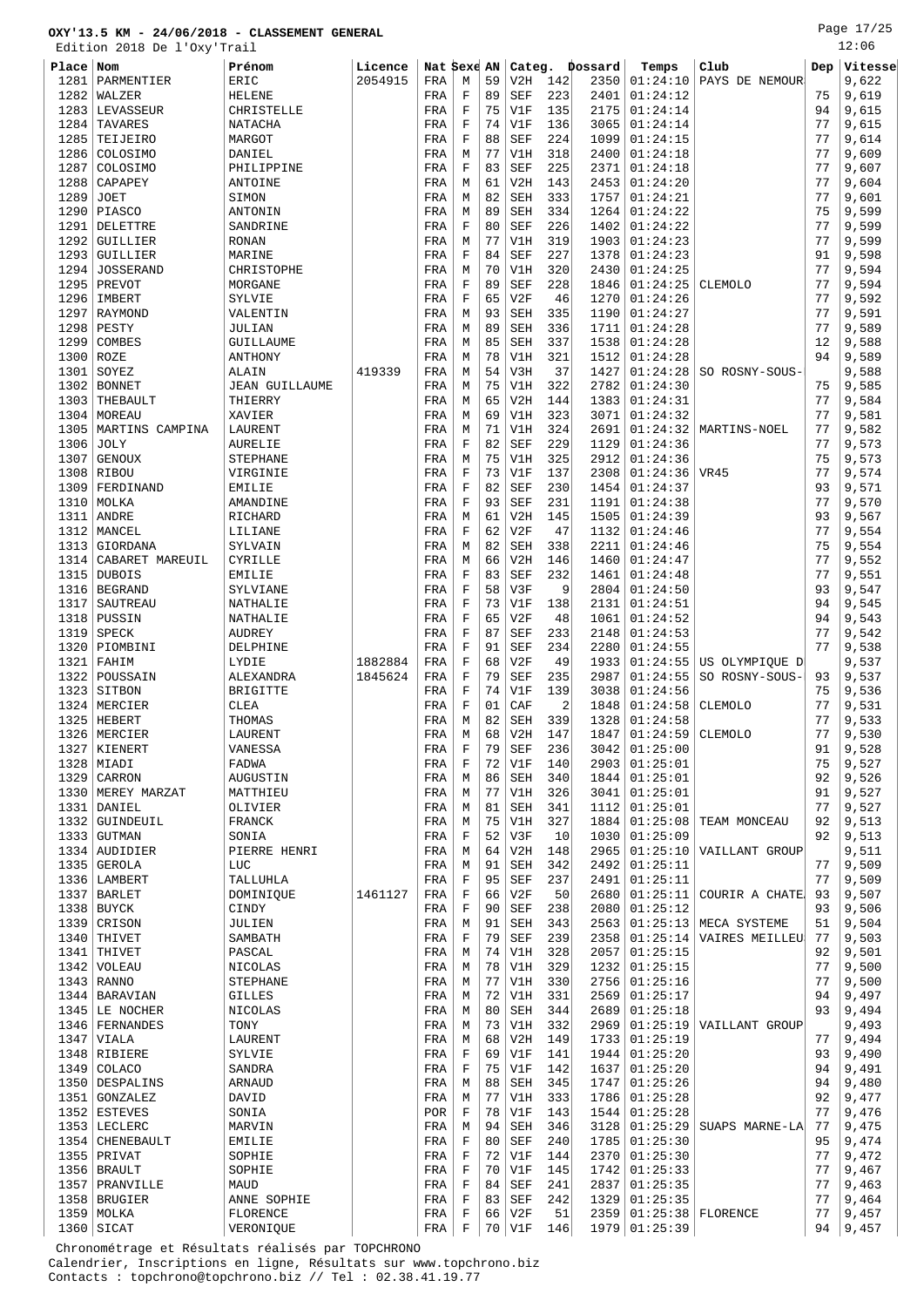**OXY'13.5 KM - 24/06/2018 - CLASSEMENT GENERAL**

Edition 2018 De l'Oxy'Trail

12:06

| Place | Nom | Prénom | Licence | Nat | Sexe | AN | Categ. | | Dossard | Temps | Club | Dep | Vitesse |
|---|---|---|---|---|---|---|---|---|---|---|---|---|---|
| 1281 | PARMENTIER | ERIC | 2054915 | FRA | M | 59 | V2H | 142 | 2350 | 01:24:10 | PAYS DE NEMOUR | | 9,622 |
| 1282 | WALZER | HELENE | | FRA | F | 89 | SEF | 223 | 2401 | 01:24:12 | | 75 | 9,619 |
| 1283 | LEVASSEUR | CHRISTELLE | | FRA | F | 75 | V1F | 135 | 2175 | 01:24:14 | | 94 | 9,615 |
| 1284 | TAVARES | NATACHA | | FRA | F | 74 | V1F | 136 | 3065 | 01:24:14 | | 77 | 9,615 |
| 1285 | TEIJEIRO | MARGOT | | FRA | F | 88 | SEF | 224 | 1099 | 01:24:15 | | 77 | 9,614 |
| 1286 | COLOSIMO | DANIEL | | FRA | M | 77 | V1H | 318 | 2400 | 01:24:18 | | 77 | 9,609 |
| 1287 | COLOSIMO | PHILIPPINE | | FRA | F | 83 | SEF | 225 | 2371 | 01:24:18 | | 77 | 9,607 |
| 1288 | CAPAPEY | ANTOINE | | FRA | M | 61 | V2H | 143 | 2453 | 01:24:20 | | 77 | 9,604 |
| 1289 | JOET | SIMON | | FRA | M | 82 | SEH | 333 | 1757 | 01:24:21 | | 77 | 9,601 |
| 1290 | PIASCO | ANTONIN | | FRA | M | 89 | SEH | 334 | 1264 | 01:24:22 | | 75 | 9,599 |
| 1291 | DELETTRE | SANDRINE | | FRA | F | 80 | SEF | 226 | 1402 | 01:24:22 | | 77 | 9,599 |
| 1292 | GUILLIER | RONAN | | FRA | M | 77 | V1H | 319 | 1903 | 01:24:23 | | 77 | 9,599 |
| 1293 | GUILLIER | MARINE | | FRA | F | 84 | SEF | 227 | 1378 | 01:24:23 | | 91 | 9,598 |
| 1294 | JOSSERAND | CHRISTOPHE | | FRA | M | 70 | V1H | 320 | 2430 | 01:24:25 | | 77 | 9,594 |
| 1295 | PREVOT | MORGANE | | FRA | F | 89 | SEF | 228 | 1846 | 01:24:25 | CLEMOLO | 77 | 9,594 |
| 1296 | IMBERT | SYLVIE | | FRA | F | 65 | V2F | 46 | 1270 | 01:24:26 | | 77 | 9,592 |
| 1297 | RAYMOND | VALENTIN | | FRA | M | 93 | SEH | 335 | 1190 | 01:24:27 | | 77 | 9,591 |
| 1298 | PESTY | JULIAN | | FRA | M | 89 | SEH | 336 | 1711 | 01:24:28 | | 77 | 9,589 |
| 1299 | COMBES | GUILLAUME | | FRA | M | 85 | SEH | 337 | 1538 | 01:24:28 | | 12 | 9,588 |
| 1300 | ROZE | ANTHONY | | FRA | M | 78 | V1H | 321 | 1512 | 01:24:28 | | 94 | 9,589 |
| 1301 | SOYEZ | ALAIN | 419339 | FRA | M | 54 | V3H | 37 | 1427 | 01:24:28 | SO ROSNY-SOUS- | | 9,588 |
| 1302 | BONNET | JEAN GUILLAUME | | FRA | M | 75 | V1H | 322 | 2782 | 01:24:30 | | 75 | 9,585 |
| 1303 | THEBAULT | THIERRY | | FRA | M | 65 | V2H | 144 | 1383 | 01:24:31 | | 77 | 9,584 |
| 1304 | MOREAU | XAVIER | | FRA | M | 69 | V1H | 323 | 3071 | 01:24:32 | | 77 | 9,581 |
| 1305 | MARTINS CAMPINA | LAURENT | | FRA | M | 71 | V1H | 324 | 2691 | 01:24:32 | MARTINS-NOEL | 77 | 9,582 |
| 1306 | JOLY | AURELIE | | FRA | F | 82 | SEF | 229 | 1129 | 01:24:36 | | 77 | 9,573 |
| 1307 | GENOUX | STEPHANE | | FRA | M | 75 | V1H | 325 | 2912 | 01:24:36 | | 75 | 9,573 |
| 1308 | RIBOU | VIRGINIE | | FRA | F | 73 | V1F | 137 | 2308 | 01:24:36 | VR45 | 77 | 9,574 |
| 1309 | FERDINAND | EMILIE | | FRA | F | 82 | SEF | 230 | 1454 | 01:24:37 | | 93 | 9,571 |
| 1310 | MOLKA | AMANDINE | | FRA | F | 93 | SEF | 231 | 1191 | 01:24:38 | | 77 | 9,570 |
| 1311 | ANDRE | RICHARD | | FRA | M | 61 | V2H | 145 | 1505 | 01:24:39 | | 93 | 9,567 |
| 1312 | MANCEL | LILIANE | | FRA | F | 62 | V2F | 47 | 1132 | 01:24:46 | | 77 | 9,554 |
| 1313 | GIORDANA | SYLVAIN | | FRA | M | 82 | SEH | 338 | 2211 | 01:24:46 | | 75 | 9,554 |
| 1314 | CABARET MAREUIL | CYRILLE | | FRA | M | 66 | V2H | 146 | 1460 | 01:24:47 | | 77 | 9,552 |
| 1315 | DUBOIS | EMILIE | | FRA | F | 83 | SEF | 232 | 1461 | 01:24:48 | | 77 | 9,551 |
| 1316 | BEGRAND | SYLVIANE | | FRA | F | 58 | V3F | 9 | 2804 | 01:24:50 | | 93 | 9,547 |
| 1317 | SAUTREAU | NATHALIE | | FRA | F | 73 | V1F | 138 | 2131 | 01:24:51 | | 94 | 9,545 |
| 1318 | PUSSIN | NATHALIE | | FRA | F | 65 | V2F | 48 | 1061 | 01:24:52 | | 94 | 9,543 |
| 1319 | SPECK | AUDREY | | FRA | F | 87 | SEF | 233 | 2148 | 01:24:53 | | 77 | 9,542 |
| 1320 | PIOMBINI | DELPHINE | | FRA | F | 91 | SEF | 234 | 2280 | 01:24:55 | | 77 | 9,538 |
| 1321 | FAHIM | LYDIE | 1882884 | FRA | F | 68 | V2F | 49 | 1933 | 01:24:55 | US OLYMPIQUE D | | 9,537 |
| 1322 | POUSSAIN | ALEXANDRA | 1845624 | FRA | F | 79 | SEF | 235 | 2987 | 01:24:55 | SO ROSNY-SOUS- | 93 | 9,537 |
| 1323 | SITBON | BRIGITTE | | FRA | F | 74 | V1F | 139 | 3038 | 01:24:56 | | 75 | 9,536 |
| 1324 | MERCIER | CLEA | | FRA | F | 01 | CAF | 2 | 1848 | 01:24:58 | CLEMOLO | 77 | 9,531 |
| 1325 | HEBERT | THOMAS | | FRA | M | 82 | SEH | 339 | 1328 | 01:24:58 | | 77 | 9,533 |
| 1326 | MERCIER | LAURENT | | FRA | M | 68 | V2H | 147 | 1847 | 01:24:59 | CLEMOLO | 77 | 9,530 |
| 1327 | KIENERT | VANESSA | | FRA | F | 79 | SEF | 236 | 3042 | 01:25:00 | | 91 | 9,528 |
| 1328 | MIADI | FADWA | | FRA | F | 72 | V1F | 140 | 2903 | 01:25:01 | | 75 | 9,527 |
| 1329 | CARRON | AUGUSTIN | | FRA | M | 86 | SEH | 340 | 1844 | 01:25:01 | | 92 | 9,526 |
| 1330 | MEREY MARZAT | MATTHIEU | | FRA | M | 77 | V1H | 326 | 3041 | 01:25:01 | | 91 | 9,527 |
| 1331 | DANIEL | OLIVIER | | FRA | M | 81 | SEH | 341 | 1112 | 01:25:01 | | 77 | 9,527 |
| 1332 | GUINDEUIL | FRANCK | | FRA | M | 75 | V1H | 327 | 1884 | 01:25:08 | TEAM MONCEAU | 92 | 9,513 |
| 1333 | GUTMAN | SONIA | | FRA | F | 52 | V3F | 10 | 1030 | 01:25:09 | | 92 | 9,513 |
| 1334 | AUDIDIER | PIERRE HENRI | | FRA | M | 64 | V2H | 148 | 2965 | 01:25:10 | VAILLANT GROUP | | 9,511 |
| 1335 | GEROLA | LUC | | FRA | M | 91 | SEH | 342 | 2492 | 01:25:11 | | 77 | 9,509 |
| 1336 | LAMBERT | TALLUHLA | | FRA | F | 95 | SEF | 237 | 2491 | 01:25:11 | | 77 | 9,509 |
| 1337 | BARLET | DOMINIQUE | 1461127 | FRA | F | 66 | V2F | 50 | 2680 | 01:25:11 | COURIR A CHATE | 93 | 9,507 |
| 1338 | BUYCK | CINDY | | FRA | F | 90 | SEF | 238 | 2080 | 01:25:12 | | 93 | 9,506 |
| 1339 | CRISON | JULIEN | | FRA | M | 91 | SEH | 343 | 2563 | 01:25:13 | MECA SYSTEME | 51 | 9,504 |
| 1340 | THIVET | SAMBATH | | FRA | F | 79 | SEF | 239 | 2358 | 01:25:14 | VAIRES MEILLEU | 77 | 9,503 |
| 1341 | THIVET | PASCAL | | FRA | M | 74 | V1H | 328 | 2057 | 01:25:15 | | 92 | 9,501 |
| 1342 | VOLEAU | NICOLAS | | FRA | M | 78 | V1H | 329 | 1232 | 01:25:15 | | 77 | 9,500 |
| 1343 | RANNO | STEPHANE | | FRA | M | 77 | V1H | 330 | 2756 | 01:25:16 | | 77 | 9,500 |
| 1344 | BARAVIAN | GILLES | | FRA | M | 72 | V1H | 331 | 2569 | 01:25:17 | | 94 | 9,497 |
| 1345 | LE NOCHER | NICOLAS | | FRA | M | 80 | SEH | 344 | 2689 | 01:25:18 | | 93 | 9,494 |
| 1346 | FERNANDES | TONY | | FRA | M | 73 | V1H | 332 | 2969 | 01:25:19 | VAILLANT GROUP | | 9,493 |
| 1347 | VIALA | LAURENT | | FRA | M | 68 | V2H | 149 | 1733 | 01:25:19 | | 77 | 9,494 |
| 1348 | RIBIERE | SYLVIE | | FRA | F | 69 | V1F | 141 | 1944 | 01:25:20 | | 93 | 9,490 |
| 1349 | COLACO | SANDRA | | FRA | F | 75 | V1F | 142 | 1637 | 01:25:20 | | 94 | 9,491 |
| 1350 | DESPALINS | ARNAUD | | FRA | M | 88 | SEH | 345 | 1747 | 01:25:26 | | 94 | 9,480 |
| 1351 | GONZALEZ | DAVID | | FRA | M | 77 | V1H | 333 | 1786 | 01:25:28 | | 92 | 9,477 |
| 1352 | ESTEVES | SONIA | | POR | F | 78 | V1F | 143 | 1544 | 01:25:28 | | 77 | 9,476 |
| 1353 | LECLERC | MARVIN | | FRA | M | 94 | SEH | 346 | 3128 | 01:25:29 | SUAPS MARNE-LA | 77 | 9,475 |
| 1354 | CHENEBAULT | EMILIE | | FRA | F | 80 | SEF | 240 | 1785 | 01:25:30 | | 95 | 9,474 |
| 1355 | PRIVAT | SOPHIE | | FRA | F | 72 | V1F | 144 | 2370 | 01:25:30 | | 77 | 9,472 |
| 1356 | BRAULT | SOPHIE | | FRA | F | 70 | V1F | 145 | 1742 | 01:25:33 | | 77 | 9,467 |
| 1357 | PRANVILLE | MAUD | | FRA | F | 84 | SEF | 241 | 2837 | 01:25:35 | | 77 | 9,463 |
| 1358 | BRUGIER | ANNE SOPHIE | | FRA | F | 83 | SEF | 242 | 1329 | 01:25:35 | | 77 | 9,464 |
| 1359 | MOLKA | FLORENCE | | FRA | F | 66 | V2F | 51 | 2359 | 01:25:38 | FLORENCE | 77 | 9,457 |
| 1360 | SICAT | VERONIQUE | | FRA | F | 70 | V1F | 146 | 1979 | 01:25:39 | | 94 | 9,457 |

Chronométrage et Résultats réalisés par TOPCHRONO
Calendrier, Inscriptions en ligne, Résultats sur www.topchrono.biz
Contacts : topchrono@topchrono.biz // Tel : 02.38.41.19.77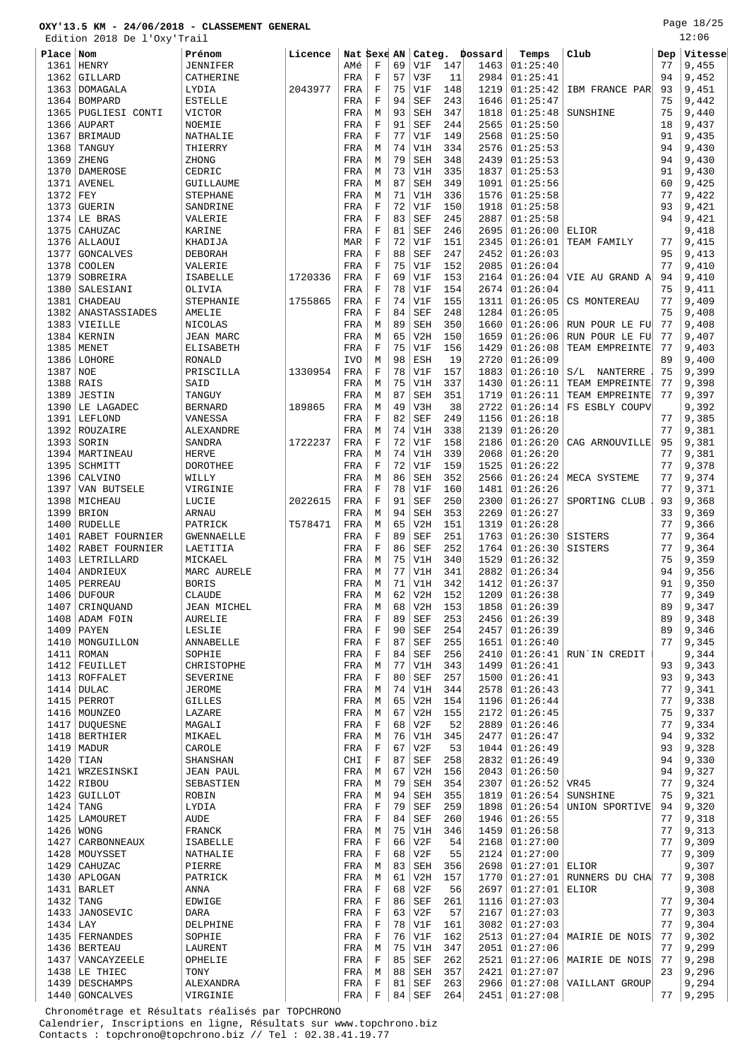**OXY'13.5 KM - 24/06/2018 - CLASSEMENT GENERAL**

Edition 2018 De l'Oxy'Trail

12:06

| Place | Nom | Prénom | Licence | Nat | Sexe | AN | Categ. | | Dossard | Temps | Club | Dep | Vitesse |
|---|---|---|---|---|---|---|---|---|---|---|---|---|---|
| 1361 | HENRY | JENNIFER | | AMé | F | 69 | V1F | 147 | 1463 | 01:25:40 | | 77 | 9,455 |
| 1362 | GILLARD | CATHERINE | | FRA | F | 57 | V3F | 11 | 2984 | 01:25:41 | | 94 | 9,452 |
| 1363 | DOMAGALA | LYDIA | 2043977 | FRA | F | 75 | V1F | 148 | 1219 | 01:25:42 | IBM FRANCE PAR | 93 | 9,451 |
| 1364 | BOMPARD | ESTELLE | | FRA | F | 94 | SEF | 243 | 1646 | 01:25:47 | | 75 | 9,442 |
| 1365 | PUGLIESI CONTI | VICTOR | | FRA | M | 93 | SEH | 347 | 1818 | 01:25:48 | SUNSHINE | 75 | 9,440 |
| 1366 | AUPART | NOEMIE | | FRA | F | 91 | SEF | 244 | 2565 | 01:25:50 | | 18 | 9,437 |
| 1367 | BRIMAUD | NATHALIE | | FRA | F | 77 | V1F | 149 | 2568 | 01:25:50 | | 91 | 9,435 |
| 1368 | TANGUY | THIERRY | | FRA | M | 74 | V1H | 334 | 2576 | 01:25:53 | | 94 | 9,430 |
| 1369 | ZHENG | ZHONG | | FRA | M | 79 | SEH | 348 | 2439 | 01:25:53 | | 94 | 9,430 |
| 1370 | DAMEROSE | CEDRIC | | FRA | M | 73 | V1H | 335 | 1837 | 01:25:53 | | 91 | 9,430 |
| 1371 | AVENEL | GUILLAUME | | FRA | M | 87 | SEH | 349 | 1091 | 01:25:56 | | 60 | 9,425 |
| 1372 | FEY | STEPHANE | | FRA | M | 71 | V1H | 336 | 1576 | 01:25:58 | | 77 | 9,422 |
| 1373 | GUERIN | SANDRINE | | FRA | F | 72 | V1F | 150 | 1918 | 01:25:58 | | 93 | 9,421 |
| 1374 | LE BRAS | VALERIE | | FRA | F | 83 | SEF | 245 | 2887 | 01:25:58 | | 94 | 9,421 |
| 1375 | CAHUZAC | KARINE | | FRA | F | 81 | SEF | 246 | 2695 | 01:26:00 | ELIOR | | 9,418 |
| 1376 | ALLAOUI | KHADIJA | | MAR | F | 72 | V1F | 151 | 2345 | 01:26:01 | TEAM FAMILY | 77 | 9,415 |
| 1377 | GONCALVES | DEBORAH | | FRA | F | 88 | SEF | 247 | 2452 | 01:26:03 | | 95 | 9,413 |
| 1378 | COOLEN | VALERIE | | FRA | F | 75 | V1F | 152 | 2085 | 01:26:04 | | 77 | 9,410 |
| 1379 | SOBREIRA | ISABELLE | 1720336 | FRA | F | 69 | V1F | 153 | 2164 | 01:26:04 | VIE AU GRAND A | 94 | 9,410 |
| 1380 | SALESIANI | OLIVIA | | FRA | F | 78 | V1F | 154 | 2674 | 01:26:04 | | 75 | 9,411 |
| 1381 | CHADEAU | STEPHANIE | 1755865 | FRA | F | 74 | V1F | 155 | 1311 | 01:26:05 | CS MONTEREAU | 77 | 9,409 |
| 1382 | ANASTASSIADES | AMELIE | | FRA | F | 84 | SEF | 248 | 1284 | 01:26:05 | | 75 | 9,408 |
| 1383 | VIEILLE | NICOLAS | | FRA | M | 89 | SEH | 350 | 1660 | 01:26:06 | RUN POUR LE FU | 77 | 9,408 |
| 1384 | KERNIN | JEAN MARC | | FRA | M | 65 | V2H | 150 | 1659 | 01:26:06 | RUN POUR LE FU | 77 | 9,407 |
| 1385 | MENET | ELISABETH | | FRA | F | 75 | V1F | 156 | 1429 | 01:26:08 | TEAM EMPREINTE | 77 | 9,403 |
| 1386 | LOHORE | RONALD | | IVO | M | 98 | ESH | 19 | 2720 | 01:26:09 | | 89 | 9,400 |
| 1387 | NOE | PRISCILLA | 1330954 | FRA | F | 78 | V1F | 157 | 1883 | 01:26:10 | S/L NANTERRE | 75 | 9,399 |
| 1388 | RAIS | SAID | | FRA | M | 75 | V1H | 337 | 1430 | 01:26:11 | TEAM EMPREINTE | 77 | 9,398 |
| 1389 | JESTIN | TANGUY | | FRA | M | 87 | SEH | 351 | 1719 | 01:26:11 | TEAM EMPREINTE | 77 | 9,397 |
| 1390 | LE LAGADEC | BERNARD | 189865 | FRA | M | 49 | V3H | 38 | 2722 | 01:26:14 | FS ESBLY COUPV | | 9,392 |
| 1391 | LEFLOND | VANESSA | | FRA | F | 82 | SEF | 249 | 1156 | 01:26:18 | | 77 | 9,385 |
| 1392 | ROUZAIRE | ALEXANDRE | | FRA | M | 74 | V1H | 338 | 2139 | 01:26:20 | | 77 | 9,381 |
| 1393 | SORIN | SANDRA | 1722237 | FRA | F | 72 | V1F | 158 | 2186 | 01:26:20 | CAG ARNOUVILLE | 95 | 9,381 |
| 1394 | MARTINEAU | HERVE | | FRA | M | 74 | V1H | 339 | 2068 | 01:26:20 | | 77 | 9,381 |
| 1395 | SCHMITT | DOROTHEE | | FRA | F | 72 | V1F | 159 | 1525 | 01:26:22 | | 77 | 9,378 |
| 1396 | CALVINO | WILLY | | FRA | M | 86 | SEH | 352 | 2566 | 01:26:24 | MECA SYSTEME | 77 | 9,374 |
| 1397 | VAN BUTSELE | VIRGINIE | | FRA | F | 78 | V1F | 160 | 1481 | 01:26:26 | | 77 | 9,371 |
| 1398 | MICHEAU | LUCIE | 2022615 | FRA | F | 91 | SEF | 250 | 2300 | 01:26:27 | SPORTING CLUB | 93 | 9,368 |
| 1399 | BRION | ARNAU | | FRA | M | 94 | SEH | 353 | 2269 | 01:26:27 | | 33 | 9,369 |
| 1400 | RUDELLE | PATRICK | T578471 | FRA | M | 65 | V2H | 151 | 1319 | 01:26:28 | | 77 | 9,366 |
| 1401 | RABET FOURNIER | GWENNAELLE | | FRA | F | 89 | SEF | 251 | 1763 | 01:26:30 | SISTERS | 77 | 9,364 |
| 1402 | RABET FOURNIER | LAETITIA | | FRA | F | 86 | SEF | 252 | 1764 | 01:26:30 | SISTERS | 77 | 9,364 |
| 1403 | LETRILLARD | MICKAEL | | FRA | M | 75 | V1H | 340 | 1529 | 01:26:32 | | 75 | 9,359 |
| 1404 | ANDRIEUX | MARC AURELE | | FRA | M | 77 | V1H | 341 | 2882 | 01:26:34 | | 94 | 9,356 |
| 1405 | PERREAU | BORIS | | FRA | M | 71 | V1H | 342 | 1412 | 01:26:37 | | 91 | 9,350 |
| 1406 | DUFOUR | CLAUDE | | FRA | M | 62 | V2H | 152 | 1209 | 01:26:38 | | 77 | 9,349 |
| 1407 | CRINQUAND | JEAN MICHEL | | FRA | M | 68 | V2H | 153 | 1858 | 01:26:39 | | 89 | 9,347 |
| 1408 | ADAM FOIN | AURELIE | | FRA | F | 89 | SEF | 253 | 2456 | 01:26:39 | | 89 | 9,348 |
| 1409 | PAYEN | LESLIE | | FRA | F | 90 | SEF | 254 | 2457 | 01:26:39 | | 89 | 9,346 |
| 1410 | MONGUILLON | ANNABELLE | | FRA | F | 87 | SEF | 255 | 1651 | 01:26:40 | | 77 | 9,345 |
| 1411 | ROMAN | SOPHIE | | FRA | F | 84 | SEF | 256 | 2410 | 01:26:41 | RUN`IN CREDIT | | 9,344 |
| 1412 | FEUILLET | CHRISTOPHE | | FRA | M | 77 | V1H | 343 | 1499 | 01:26:41 | | 93 | 9,343 |
| 1413 | ROFFALET | SEVERINE | | FRA | F | 80 | SEF | 257 | 1500 | 01:26:41 | | 93 | 9,343 |
| 1414 | DULAC | JEROME | | FRA | M | 74 | V1H | 344 | 2578 | 01:26:43 | | 77 | 9,341 |
| 1415 | PERROT | GILLES | | FRA | M | 65 | V2H | 154 | 1196 | 01:26:44 | | 77 | 9,338 |
| 1416 | MOUNZEO | LAZARE | | FRA | M | 67 | V2H | 155 | 2172 | 01:26:45 | | 75 | 9,337 |
| 1417 | DUQUESNE | MAGALI | | FRA | F | 68 | V2F | 52 | 2889 | 01:26:46 | | 77 | 9,334 |
| 1418 | BERTHIER | MIKAEL | | FRA | M | 76 | V1H | 345 | 2477 | 01:26:47 | | 94 | 9,332 |
| 1419 | MADUR | CAROLE | | FRA | F | 67 | V2F | 53 | 1044 | 01:26:49 | | 93 | 9,328 |
| 1420 | TIAN | SHANSHAN | | CHI | F | 87 | SEF | 258 | 2832 | 01:26:49 | | 94 | 9,330 |
| 1421 | WRZESINSKI | JEAN PAUL | | FRA | M | 67 | V2H | 156 | 2043 | 01:26:50 | | 94 | 9,327 |
| 1422 | RIBOU | SEBASTIEN | | FRA | M | 79 | SEH | 354 | 2307 | 01:26:52 | VR45 | 77 | 9,324 |
| 1423 | GUILLOT | ROBIN | | FRA | M | 94 | SEH | 355 | 1819 | 01:26:54 | SUNSHINE | 75 | 9,321 |
| 1424 | TANG | LYDIA | | FRA | F | 79 | SEF | 259 | 1898 | 01:26:54 | UNION SPORTIVE | 94 | 9,320 |
| 1425 | LAMOURET | AUDE | | FRA | F | 84 | SEF | 260 | 1946 | 01:26:55 | | 77 | 9,318 |
| 1426 | WONG | FRANCK | | FRA | M | 75 | V1H | 346 | 1459 | 01:26:58 | | 77 | 9,313 |
| 1427 | CARBONNEAUX | ISABELLE | | FRA | F | 66 | V2F | 54 | 2168 | 01:27:00 | | 77 | 9,309 |
| 1428 | MOUYSSET | NATHALIE | | FRA | F | 68 | V2F | 55 | 2124 | 01:27:00 | | 77 | 9,309 |
| 1429 | CAHUZAC | PIERRE | | FRA | M | 83 | SEH | 356 | 2698 | 01:27:01 | ELIOR | | 9,307 |
| 1430 | APLOGAN | PATRICK | | FRA | M | 61 | V2H | 157 | 1770 | 01:27:01 | RUNNERS DU CHA | 77 | 9,308 |
| 1431 | BARLET | ANNA | | FRA | F | 68 | V2F | 56 | 2697 | 01:27:01 | ELIOR | | 9,308 |
| 1432 | TANG | EDWIGE | | FRA | F | 86 | SEF | 261 | 1116 | 01:27:03 | | 77 | 9,304 |
| 1433 | JANOSEVIC | DARA | | FRA | F | 63 | V2F | 57 | 2167 | 01:27:03 | | 77 | 9,303 |
| 1434 | LAY | DELPHINE | | FRA | F | 78 | V1F | 161 | 3082 | 01:27:03 | | 77 | 9,304 |
| 1435 | FERNANDES | SOPHIE | | FRA | F | 76 | V1F | 162 | 2513 | 01:27:04 | MAIRIE DE NOIS | 77 | 9,302 |
| 1436 | BERTEAU | LAURENT | | FRA | M | 75 | V1H | 347 | 2051 | 01:27:06 | | 77 | 9,299 |
| 1437 | VANCAYZEELE | OPHELIE | | FRA | F | 85 | SEF | 262 | 2521 | 01:27:06 | MAIRIE DE NOIS | 77 | 9,298 |
| 1438 | LE THIEC | TONY | | FRA | M | 88 | SEH | 357 | 2421 | 01:27:07 | | 23 | 9,296 |
| 1439 | DESCHAMPS | ALEXANDRA | | FRA | F | 81 | SEF | 263 | 2966 | 01:27:08 | VAILLANT GROUP | | 9,294 |
| 1440 | GONCALVES | VIRGINIE | | FRA | F | 84 | SEF | 264 | 2451 | 01:27:08 | | 77 | 9,295 |

Chronométrage et Résultats réalisés par TOPCHRONO
Calendrier, Inscriptions en ligne, Résultats sur www.topchrono.biz
Contacts : topchrono@topchrono.biz // Tel : 02.38.41.19.77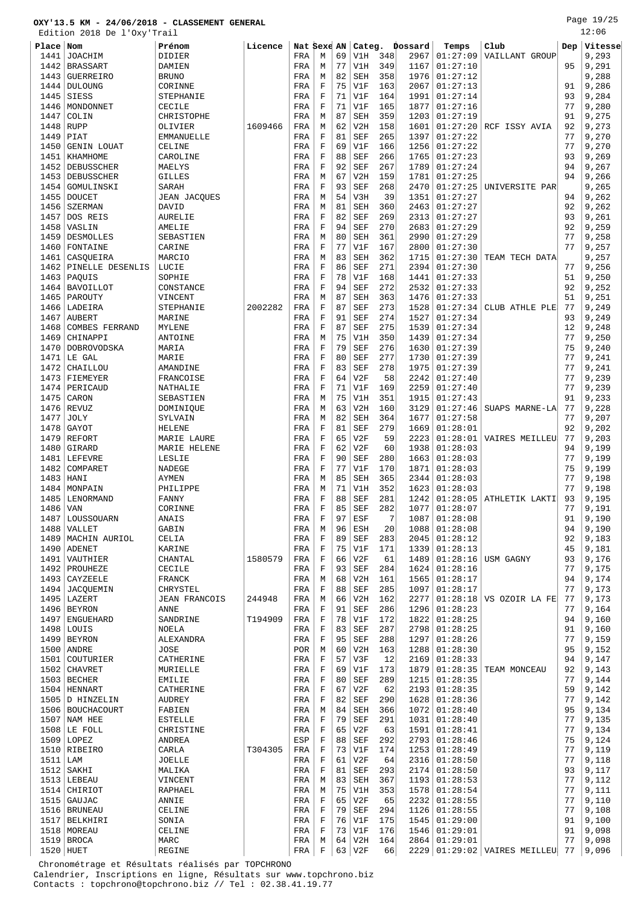**OXY'13.5 KM - 24/06/2018 - CLASSEMENT GENERAL**

Edition 2018 De l'Oxy'Trail

12:06

| Place | Nom | Prénom | Licence | Nat | Sexe | AN | Categ. | | Dossard | Temps | Club | Dep | Vitesse |
|---|---|---|---|---|---|---|---|---|---|---|---|---|---|
| 1441 | JOACHIM | DIDIER | | FRA | M | 69 | V1H | 348 | 2967 | 01:27:09 | VAILLANT GROUP | | 9,293 |
| 1442 | BRASSART | DAMIEN | | FRA | M | 77 | V1H | 349 | 1167 | 01:27:10 | | 95 | 9,291 |
| 1443 | GUERREIRO | BRUNO | | FRA | M | 82 | SEH | 358 | 1976 | 01:27:12 | | | 9,288 |
| 1444 | DULOUNG | CORINNE | | FRA | F | 75 | V1F | 163 | 2067 | 01:27:13 | | 91 | 9,286 |
| 1445 | SIESS | STEPHANIE | | FRA | F | 71 | V1F | 164 | 1991 | 01:27:14 | | 93 | 9,284 |
| 1446 | MONDONNET | CECILE | | FRA | F | 71 | V1F | 165 | 1877 | 01:27:16 | | 77 | 9,280 |
| 1447 | COLIN | CHRISTOPHE | | FRA | M | 87 | SEH | 359 | 1203 | 01:27:19 | | 91 | 9,275 |
| 1448 | RUPP | OLIVIER | 1609466 | FRA | M | 62 | V2H | 158 | 1601 | 01:27:20 | RCF ISSY AVIA | 92 | 9,273 |
| 1449 | PIAT | EMMANUELLE | | FRA | F | 81 | SEF | 265 | 1397 | 01:27:22 | | 77 | 9,270 |
| 1450 | GENIN LOUAT | CELINE | | FRA | F | 69 | V1F | 166 | 1256 | 01:27:22 | | 77 | 9,270 |
| 1451 | KHAMHOME | CAROLINE | | FRA | F | 88 | SEF | 266 | 1765 | 01:27:23 | | 93 | 9,269 |
| 1452 | DEBUSSCHER | MAELYS | | FRA | F | 92 | SEF | 267 | 1789 | 01:27:24 | | 94 | 9,267 |
| 1453 | DEBUSSCHER | GILLES | | FRA | M | 67 | V2H | 159 | 1781 | 01:27:25 | | 94 | 9,266 |
| 1454 | GOMULINSKI | SARAH | | FRA | F | 93 | SEF | 268 | 2470 | 01:27:25 | UNIVERSITE PAR | | 9,265 |
| 1455 | DOUCET | JEAN JACQUES | | FRA | M | 54 | V3H | 39 | 1351 | 01:27:27 | | 94 | 9,262 |
| 1456 | SZERMAN | DAVID | | FRA | M | 81 | SEH | 360 | 2463 | 01:27:27 | | 92 | 9,262 |
| 1457 | DOS REIS | AURELIE | | FRA | F | 82 | SEF | 269 | 2313 | 01:27:27 | | 93 | 9,261 |
| 1458 | VASLIN | AMELIE | | FRA | F | 94 | SEF | 270 | 2683 | 01:27:29 | | 92 | 9,259 |
| 1459 | DESMOLLES | SEBASTIEN | | FRA | M | 80 | SEH | 361 | 2990 | 01:27:29 | | 77 | 9,258 |
| 1460 | FONTAINE | CARINE | | FRA | F | 77 | V1F | 167 | 2800 | 01:27:30 | | 77 | 9,257 |
| 1461 | CASQUEIRA | MARCIO | | FRA | M | 83 | SEH | 362 | 1715 | 01:27:30 | TEAM TECH DATA | | 9,257 |
| 1462 | PINELLE DESENLIS | LUCIE | | FRA | F | 86 | SEF | 271 | 2394 | 01:27:30 | | 77 | 9,256 |
| 1463 | PAQUIS | SOPHIE | | FRA | F | 78 | V1F | 168 | 1441 | 01:27:33 | | 51 | 9,250 |
| 1464 | BAVOILLOT | CONSTANCE | | FRA | F | 94 | SEF | 272 | 2532 | 01:27:33 | | 92 | 9,252 |
| 1465 | PAROUTY | VINCENT | | FRA | M | 87 | SEH | 363 | 1476 | 01:27:33 | | 51 | 9,251 |
| 1466 | LADEIRA | STEPHANIE | 2002282 | FRA | F | 87 | SEF | 273 | 1528 | 01:27:34 | CLUB ATHLE PLE | 77 | 9,249 |
| 1467 | AUBERT | MARINE | | FRA | F | 91 | SEF | 274 | 1527 | 01:27:34 | | 93 | 9,249 |
| 1468 | COMBES FERRAND | MYLENE | | FRA | F | 87 | SEF | 275 | 1539 | 01:27:34 | | 12 | 9,248 |
| 1469 | CHINAPPI | ANTOINE | | FRA | M | 75 | V1H | 350 | 1439 | 01:27:34 | | 77 | 9,250 |
| 1470 | DOBROVODSKA | MARIA | | FRA | F | 79 | SEF | 276 | 1630 | 01:27:39 | | 75 | 9,240 |
| 1471 | LE GAL | MARIE | | FRA | F | 80 | SEF | 277 | 1730 | 01:27:39 | | 77 | 9,241 |
| 1472 | CHAILLOU | AMANDINE | | FRA | F | 83 | SEF | 278 | 1975 | 01:27:39 | | 77 | 9,241 |
| 1473 | FIEMEYER | FRANCOISE | | FRA | F | 64 | V2F | 58 | 2242 | 01:27:40 | | 77 | 9,239 |
| 1474 | PERICAUD | NATHALIE | | FRA | F | 71 | V1F | 169 | 2259 | 01:27:40 | | 77 | 9,239 |
| 1475 | CARON | SEBASTIEN | | FRA | M | 75 | V1H | 351 | 1915 | 01:27:43 | | 91 | 9,233 |
| 1476 | REVUZ | DOMINIQUE | | FRA | M | 63 | V2H | 160 | 3129 | 01:27:46 | SUAPS MARNE-LA | 77 | 9,228 |
| 1477 | JOLY | SYLVAIN | | FRA | M | 82 | SEH | 364 | 1677 | 01:27:58 | | 77 | 9,207 |
| 1478 | GAYOT | HELENE | | FRA | F | 81 | SEF | 279 | 1669 | 01:28:01 | | 92 | 9,202 |
| 1479 | REFORT | MARIE LAURE | | FRA | F | 65 | V2F | 59 | 2223 | 01:28:01 | VAIRES MEILLEU | 77 | 9,203 |
| 1480 | GIRARD | MARIE HELENE | | FRA | F | 62 | V2F | 60 | 1938 | 01:28:03 | | 94 | 9,199 |
| 1481 | LEFEVRE | LESLIE | | FRA | F | 90 | SEF | 280 | 1663 | 01:28:03 | | 77 | 9,199 |
| 1482 | COMPARET | NADEGE | | FRA | F | 77 | V1F | 170 | 1871 | 01:28:03 | | 75 | 9,199 |
| 1483 | HANI | AYMEN | | FRA | M | 85 | SEH | 365 | 2344 | 01:28:03 | | 77 | 9,198 |
| 1484 | MONPAIN | PHILIPPE | | FRA | M | 71 | V1H | 352 | 1623 | 01:28:03 | | 77 | 9,198 |
| 1485 | LENORMAND | FANNY | | FRA | F | 88 | SEF | 281 | 1242 | 01:28:05 | ATHLETIK LAKTI | 93 | 9,195 |
| 1486 | VAN | CORINNE | | FRA | F | 85 | SEF | 282 | 1077 | 01:28:07 | | 77 | 9,191 |
| 1487 | LOUSSOUARN | ANAIS | | FRA | F | 97 | ESF | 7 | 1087 | 01:28:08 | | 91 | 9,190 |
| 1488 | VALLET | GABIN | | FRA | M | 96 | ESH | 20 | 1088 | 01:28:08 | | 94 | 9,190 |
| 1489 | MACHIN AURIOL | CELIA | | FRA | F | 89 | SEF | 283 | 2045 | 01:28:12 | | 92 | 9,183 |
| 1490 | ADENET | KARINE | | FRA | F | 75 | V1F | 171 | 1339 | 01:28:13 | | 45 | 9,181 |
| 1491 | VAUTHIER | CHANTAL | 1580579 | FRA | F | 66 | V2F | 61 | 1489 | 01:28:16 | USM GAGNY | 93 | 9,176 |
| 1492 | PROUHEZE | CECILE | | FRA | F | 93 | SEF | 284 | 1624 | 01:28:16 | | 77 | 9,175 |
| 1493 | CAYZEELE | FRANCK | | FRA | M | 68 | V2H | 161 | 1565 | 01:28:17 | | 94 | 9,174 |
| 1494 | JACQUEMIN | CHRYSTEL | | FRA | F | 88 | SEF | 285 | 1097 | 01:28:17 | | 77 | 9,173 |
| 1495 | LAZERT | JEAN FRANCOIS | 244948 | FRA | M | 66 | V2H | 162 | 2277 | 01:28:18 | VS OZOIR LA FE | 77 | 9,173 |
| 1496 | BEYRON | ANNE | | FRA | F | 91 | SEF | 286 | 1296 | 01:28:23 | | 77 | 9,164 |
| 1497 | ENGUEHARD | SANDRINE | T194909 | FRA | F | 78 | V1F | 172 | 1822 | 01:28:25 | | 94 | 9,160 |
| 1498 | LOUIS | NOELA | | FRA | F | 83 | SEF | 287 | 2798 | 01:28:25 | | 91 | 9,160 |
| 1499 | BEYRON | ALEXANDRA | | FRA | F | 95 | SEF | 288 | 1297 | 01:28:26 | | 77 | 9,159 |
| 1500 | ANDRE | JOSE | | POR | M | 60 | V2H | 163 | 1288 | 01:28:30 | | 95 | 9,152 |
| 1501 | COUTURIER | CATHERINE | | FRA | F | 57 | V3F | 12 | 2169 | 01:28:33 | | 94 | 9,147 |
| 1502 | CHAVRET | MURIELLE | | FRA | F | 69 | V1F | 173 | 1879 | 01:28:35 | TEAM MONCEAU | 92 | 9,143 |
| 1503 | BECHER | EMILIE | | FRA | F | 80 | SEF | 289 | 1215 | 01:28:35 | | 77 | 9,144 |
| 1504 | HENNART | CATHERINE | | FRA | F | 67 | V2F | 62 | 2193 | 01:28:35 | | 59 | 9,142 |
| 1505 | D HINZELIN | AUDREY | | FRA | F | 82 | SEF | 290 | 1628 | 01:28:36 | | 77 | 9,142 |
| 1506 | BOUCHACOURT | FABIEN | | FRA | M | 84 | SEH | 366 | 1072 | 01:28:40 | | 95 | 9,134 |
| 1507 | NAM HEE | ESTELLE | | FRA | F | 79 | SEF | 291 | 1031 | 01:28:40 | | 77 | 9,135 |
| 1508 | LE FOLL | CHRISTINE | | FRA | F | 65 | V2F | 63 | 1591 | 01:28:41 | | 77 | 9,134 |
| 1509 | LOPEZ | ANDREA | | ESP | F | 88 | SEF | 292 | 2793 | 01:28:46 | | 75 | 9,124 |
| 1510 | RIBEIRO | CARLA | T304305 | FRA | F | 73 | V1F | 174 | 1253 | 01:28:49 | | 77 | 9,119 |
| 1511 | LAM | JOELLE | | FRA | F | 61 | V2F | 64 | 2316 | 01:28:50 | | 77 | 9,118 |
| 1512 | SAKHI | MALIKA | | FRA | F | 81 | SEF | 293 | 2174 | 01:28:50 | | 93 | 9,117 |
| 1513 | LEBEAU | VINCENT | | FRA | M | 83 | SEH | 367 | 1193 | 01:28:53 | | 77 | 9,112 |
| 1514 | CHIRIOT | RAPHAEL | | FRA | M | 75 | V1H | 353 | 1578 | 01:28:54 | | 77 | 9,111 |
| 1515 | GAUJAC | ANNIE | | FRA | F | 65 | V2F | 65 | 2232 | 01:28:55 | | 77 | 9,110 |
| 1516 | BRUNEAU | CELINE | | FRA | F | 79 | SEF | 294 | 1126 | 01:28:55 | | 77 | 9,108 |
| 1517 | BELKHIRI | SONIA | | FRA | F | 76 | V1F | 175 | 1545 | 01:29:00 | | 91 | 9,100 |
| 1518 | MOREAU | CELINE | | FRA | F | 73 | V1F | 176 | 1546 | 01:29:01 | | 91 | 9,098 |
| 1519 | BROCA | MARC | | FRA | M | 64 | V2H | 164 | 2864 | 01:29:01 | | 77 | 9,098 |
| 1520 | HUET | REGINE | | FRA | F | 63 | V2F | 66 | 2229 | 01:29:02 | VAIRES MEILLEU | 77 | 9,096 |

Chronométrage et Résultats réalisés par TOPCHRONO
Calendrier, Inscriptions en ligne, Résultats sur www.topchrono.biz
Contacts : topchrono@topchrono.biz // Tel : 02.38.41.19.77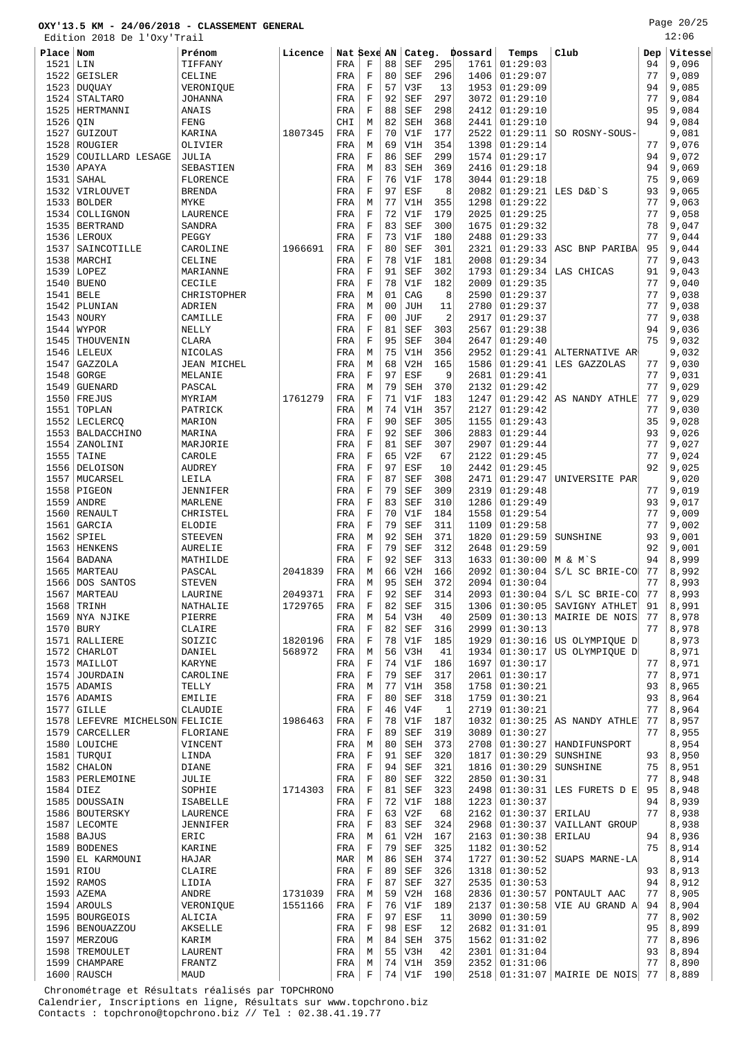**OXY'13.5 KM - 24/06/2018 - CLASSEMENT GENERAL**

Edition 2018 De l'Oxy'Trail

12:06

| Place | Nom | Prénom | Licence | Nat | Sexe | AN | Categ. | | Dossard | Temps | Club | Dep | Vitesse |
|---|---|---|---|---|---|---|---|---|---|---|---|---|---|
| 1521 | LIN | TIFFANY | | FRA | F | 88 | SEF | 295 | 1761 | 01:29:03 | | 94 | 9,096 |
| 1522 | GEISLER | CELINE | | FRA | F | 80 | SEF | 296 | 1406 | 01:29:07 | | 77 | 9,089 |
| 1523 | DUQUAY | VERONIQUE | | FRA | F | 57 | V3F | 13 | 1953 | 01:29:09 | | 94 | 9,085 |
| 1524 | STALTARO | JOHANNA | | FRA | F | 92 | SEF | 297 | 3072 | 01:29:10 | | 77 | 9,084 |
| 1525 | HERTMANNI | ANAIS | | FRA | F | 88 | SEF | 298 | 2412 | 01:29:10 | | 95 | 9,084 |
| 1526 | QIN | FENG | | CHI | M | 82 | SEH | 368 | 2441 | 01:29:10 | | 94 | 9,084 |
| 1527 | GUIZOUT | KARINA | 1807345 | FRA | F | 70 | V1F | 177 | 2522 | 01:29:11 | SO ROSNY-SOUS- | | 9,081 |
| 1528 | ROUGIER | OLIVIER | | FRA | M | 69 | V1H | 354 | 1398 | 01:29:14 | | 77 | 9,076 |
| 1529 | COUILLARD LESAGE | JULIA | | FRA | F | 86 | SEF | 299 | 1574 | 01:29:17 | | 94 | 9,072 |
| 1530 | APAYA | SEBASTIEN | | FRA | M | 83 | SEH | 369 | 2416 | 01:29:18 | | 94 | 9,069 |
| 1531 | SAHAL | FLORENCE | | FRA | F | 76 | V1F | 178 | 3044 | 01:29:18 | | 75 | 9,069 |
| 1532 | VIRLOUVET | BRENDA | | FRA | F | 97 | ESF | 8 | 2082 | 01:29:21 | LES D&D`S | 93 | 9,065 |
| 1533 | BOLDER | MYKE | | FRA | M | 77 | V1H | 355 | 1298 | 01:29:22 | | 77 | 9,063 |
| 1534 | COLLIGNON | LAURENCE | | FRA | F | 72 | V1F | 179 | 2025 | 01:29:25 | | 77 | 9,058 |
| 1535 | BERTRAND | SANDRA | | FRA | F | 83 | SEF | 300 | 1675 | 01:29:32 | | 78 | 9,047 |
| 1536 | LEROUX | PEGGY | | FRA | F | 73 | V1F | 180 | 2488 | 01:29:33 | | 77 | 9,044 |
| 1537 | SAINCOTILLE | CAROLINE | 1966691 | FRA | F | 80 | SEF | 301 | 2321 | 01:29:33 | ASC BNP PARIBA | 95 | 9,044 |
| 1538 | MARCHI | CELINE | | FRA | F | 78 | V1F | 181 | 2008 | 01:29:34 | | 77 | 9,043 |
| 1539 | LOPEZ | MARIANNE | | FRA | F | 91 | SEF | 302 | 1793 | 01:29:34 | LAS CHICAS | 91 | 9,043 |
| 1540 | BUENO | CECILE | | FRA | F | 78 | V1F | 182 | 2009 | 01:29:35 | | 77 | 9,040 |
| 1541 | BELE | CHRISTOPHER | | FRA | M | 01 | CAG | 8 | 2590 | 01:29:37 | | 77 | 9,038 |
| 1542 | PLUNIAN | ADRIEN | | FRA | M | 00 | JUH | 11 | 2780 | 01:29:37 | | 77 | 9,038 |
| 1543 | NOURY | CAMILLE | | FRA | F | 00 | JUF | 2 | 2917 | 01:29:37 | | 77 | 9,038 |
| 1544 | WYPOR | NELLY | | FRA | F | 81 | SEF | 303 | 2567 | 01:29:38 | | 94 | 9,036 |
| 1545 | THOUVENIN | CLARA | | FRA | F | 95 | SEF | 304 | 2647 | 01:29:40 | | 75 | 9,032 |
| 1546 | LELEUX | NICOLAS | | FRA | M | 75 | V1H | 356 | 2952 | 01:29:41 | ALTERNATIVE AR | | 9,032 |
| 1547 | GAZZOLA | JEAN MICHEL | | FRA | M | 68 | V2H | 165 | 1586 | 01:29:41 | LES GAZZOLAS | 77 | 9,030 |
| 1548 | GORGE | MELANIE | | FRA | F | 97 | ESF | 9 | 2681 | 01:29:41 | | 77 | 9,031 |
| 1549 | GUENARD | PASCAL | | FRA | M | 79 | SEH | 370 | 2132 | 01:29:42 | | 77 | 9,029 |
| 1550 | FREJUS | MYRIAM | 1761279 | FRA | F | 71 | V1F | 183 | 1247 | 01:29:42 | AS NANDY ATHLE | 77 | 9,029 |
| 1551 | TOPLAN | PATRICK | | FRA | M | 74 | V1H | 357 | 2127 | 01:29:42 | | 77 | 9,030 |
| 1552 | LECLERCQ | MARION | | FRA | F | 90 | SEF | 305 | 1155 | 01:29:43 | | 35 | 9,028 |
| 1553 | BALDACCHINO | MARINA | | FRA | F | 92 | SEF | 306 | 2883 | 01:29:44 | | 93 | 9,026 |
| 1554 | ZANOLINI | MARJORIE | | FRA | F | 81 | SEF | 307 | 2907 | 01:29:44 | | 77 | 9,027 |
| 1555 | TAINE | CAROLE | | FRA | F | 65 | V2F | 67 | 2122 | 01:29:45 | | 77 | 9,024 |
| 1556 | DELOISON | AUDREY | | FRA | F | 97 | ESF | 10 | 2442 | 01:29:45 | | 92 | 9,025 |
| 1557 | MUCARSEL | LEILA | | FRA | F | 87 | SEF | 308 | 2471 | 01:29:47 | UNIVERSITE PAR | | 9,020 |
| 1558 | PIGEON | JENNIFER | | FRA | F | 79 | SEF | 309 | 2319 | 01:29:48 | | 77 | 9,019 |
| 1559 | ANDRE | MARLENE | | FRA | F | 83 | SEF | 310 | 1286 | 01:29:49 | | 93 | 9,017 |
| 1560 | RENAULT | CHRISTEL | | FRA | F | 70 | V1F | 184 | 1558 | 01:29:54 | | 77 | 9,009 |
| 1561 | GARCIA | ELODIE | | FRA | F | 79 | SEF | 311 | 1109 | 01:29:58 | | 77 | 9,002 |
| 1562 | SPIEL | STEEVEN | | FRA | M | 92 | SEH | 371 | 1820 | 01:29:59 | SUNSHINE | 93 | 9,001 |
| 1563 | HENKENS | AURELIE | | FRA | F | 79 | SEF | 312 | 2648 | 01:29:59 | | 92 | 9,001 |
| 1564 | BADANA | MATHILDE | | FRA | F | 92 | SEF | 313 | 1633 | 01:30:00 | M & M`S | 94 | 8,999 |
| 1565 | MARTEAU | PASCAL | 2041839 | FRA | M | 66 | V2H | 166 | 2092 | 01:30:04 | S/L SC BRIE-CO | 77 | 8,992 |
| 1566 | DOS SANTOS | STEVEN | | FRA | M | 95 | SEH | 372 | 2094 | 01:30:04 | | 77 | 8,993 |
| 1567 | MARTEAU | LAURINE | 2049371 | FRA | F | 92 | SEF | 314 | 2093 | 01:30:04 | S/L SC BRIE-CO | 77 | 8,993 |
| 1568 | TRINH | NATHALIE | 1729765 | FRA | F | 82 | SEF | 315 | 1306 | 01:30:05 | SAVIGNY ATHLET | 91 | 8,991 |
| 1569 | NYA NJIKE | PIERRE | | FRA | M | 54 | V3H | 40 | 2509 | 01:30:13 | MAIRIE DE NOIS | 77 | 8,978 |
| 1570 | BURY | CLAIRE | | FRA | F | 82 | SEF | 316 | 2999 | 01:30:13 | | 77 | 8,978 |
| 1571 | RALLIERE | SOIZIC | 1820196 | FRA | F | 78 | V1F | 185 | 1929 | 01:30:16 | US OLYMPIQUE D | | 8,973 |
| 1572 | CHARLOT | DANIEL | 568972 | FRA | M | 56 | V3H | 41 | 1934 | 01:30:17 | US OLYMPIQUE D | | 8,971 |
| 1573 | MAILLOT | KARYNE | | FRA | F | 74 | V1F | 186 | 1697 | 01:30:17 | | 77 | 8,971 |
| 1574 | JOURDAIN | CAROLINE | | FRA | F | 79 | SEF | 317 | 2061 | 01:30:17 | | 77 | 8,971 |
| 1575 | ADAMIS | TELLY | | FRA | M | 77 | V1H | 358 | 1758 | 01:30:21 | | 93 | 8,965 |
| 1576 | ADAMIS | EMILIE | | FRA | F | 80 | SEF | 318 | 1759 | 01:30:21 | | 93 | 8,964 |
| 1577 | GILLE | CLAUDIE | | FRA | F | 46 | V4F | 1 | 2719 | 01:30:21 | | 77 | 8,964 |
| 1578 | LEFEVRE MICHELSON | FELICIE | 1986463 | FRA | F | 78 | V1F | 187 | 1032 | 01:30:25 | AS NANDY ATHLE | 77 | 8,957 |
| 1579 | CARCELLER | FLORIANE | | FRA | F | 89 | SEF | 319 | 3089 | 01:30:27 | | 77 | 8,955 |
| 1580 | LOUICHE | VINCENT | | FRA | M | 80 | SEH | 373 | 2708 | 01:30:27 | HANDIFUNSPORT | | 8,954 |
| 1581 | TURQUI | LINDA | | FRA | F | 91 | SEF | 320 | 1817 | 01:30:29 | SUNSHINE | 93 | 8,950 |
| 1582 | CHALON | DIANE | | FRA | F | 94 | SEF | 321 | 1816 | 01:30:29 | SUNSHINE | 75 | 8,951 |
| 1583 | PERLEMOINE | JULIE | | FRA | F | 80 | SEF | 322 | 2850 | 01:30:31 | | 77 | 8,948 |
| 1584 | DIEZ | SOPHIE | 1714303 | FRA | F | 81 | SEF | 323 | 2498 | 01:30:31 | LES FURETS D E | 95 | 8,948 |
| 1585 | DOUSSAIN | ISABELLE | | FRA | F | 72 | V1F | 188 | 1223 | 01:30:37 | | 94 | 8,939 |
| 1586 | BOUTERSKY | LAURENCE | | FRA | F | 63 | V2F | 68 | 2162 | 01:30:37 | ERILAU | 77 | 8,938 |
| 1587 | LECOMTE | JENNIFER | | FRA | F | 83 | SEF | 324 | 2968 | 01:30:37 | VAILLANT GROUP | | 8,938 |
| 1588 | BAJUS | ERIC | | FRA | M | 61 | V2H | 167 | 2163 | 01:30:38 | ERILAU | 94 | 8,936 |
| 1589 | BODENES | KARINE | | FRA | F | 79 | SEF | 325 | 1182 | 01:30:52 | | 75 | 8,914 |
| 1590 | EL KARMOUNI | HAJAR | | MAR | M | 86 | SEH | 374 | 1727 | 01:30:52 | SUAPS MARNE-LA | | 8,914 |
| 1591 | RIOU | CLAIRE | | FRA | F | 89 | SEF | 326 | 1318 | 01:30:52 | | 93 | 8,913 |
| 1592 | RAMOS | LIDIA | | FRA | F | 87 | SEF | 327 | 2535 | 01:30:53 | | 94 | 8,912 |
| 1593 | AZEMA | ANDRE | 1731039 | FRA | M | 59 | V2H | 168 | 2836 | 01:30:57 | PONTAULT AAC | 77 | 8,905 |
| 1594 | AROULS | VERONIQUE | 1551166 | FRA | F | 76 | V1F | 189 | 2137 | 01:30:58 | VIE AU GRAND A | 94 | 8,904 |
| 1595 | BOURGEOIS | ALICIA | | FRA | F | 97 | ESF | 11 | 3090 | 01:30:59 | | 77 | 8,902 |
| 1596 | BENOUAZZOU | AKSELLE | | FRA | F | 98 | ESF | 12 | 2682 | 01:31:01 | | 95 | 8,899 |
| 1597 | MERZOUG | KARIM | | FRA | M | 84 | SEH | 375 | 1562 | 01:31:02 | | 77 | 8,896 |
| 1598 | TREMOULET | LAURENT | | FRA | M | 55 | V3H | 42 | 2301 | 01:31:04 | | 93 | 8,894 |
| 1599 | CHAMPARE | FRANTZ | | FRA | M | 74 | V1H | 359 | 2352 | 01:31:06 | | 77 | 8,890 |
| 1600 | RAUSCH | MAUD | | FRA | F | 74 | V1F | 190 | 2518 | 01:31:07 | MAIRIE DE NOIS | 77 | 8,889 |

Chronométrage et Résultats réalisés par TOPCHRONO
Calendrier, Inscriptions en ligne, Résultats sur www.topchrono.biz
Contacts : topchrono@topchrono.biz // Tel : 02.38.41.19.77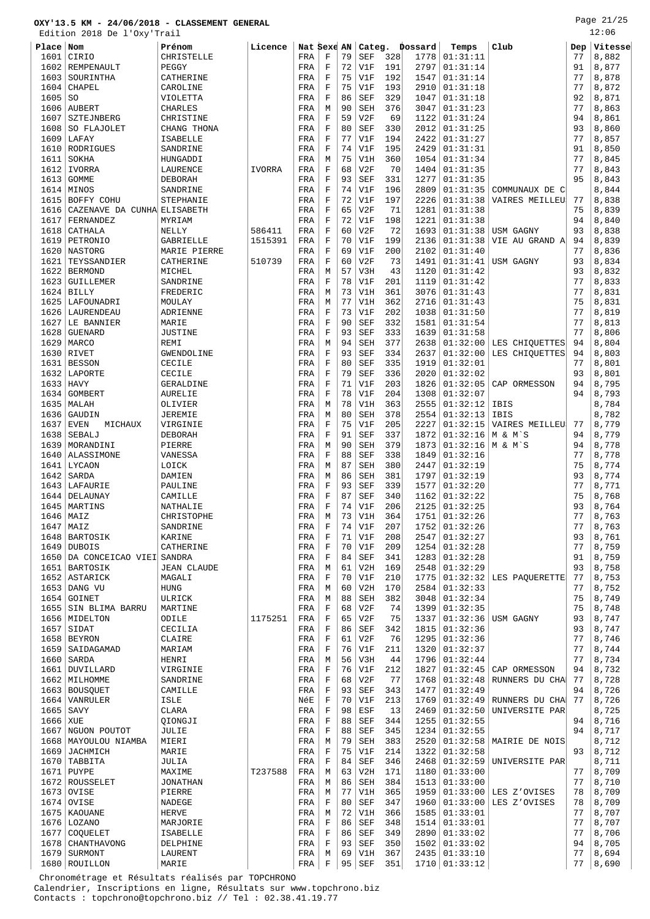**OXY'13.5 KM - 24/06/2018 - CLASSEMENT GENERAL**

Edition 2018 De l'Oxy'Trail

12:06

| Place | Nom | Prénom | Licence | Nat | Sexe | AN | Categ. | | Dossard | Temps | Club | Dep | Vitesse |
|---|---|---|---|---|---|---|---|---|---|---|---|---|---|
| 1601 | CIRIO | CHRISTELLE | | FRA | F | 79 | SEF | 328 | 1778 | 01:31:11 | | 77 | 8,882 |
| 1602 | REMPENAULT | PEGGY | | FRA | F | 72 | V1F | 191 | 2797 | 01:31:14 | | 91 | 8,877 |
| 1603 | SOURINTHA | CATHERINE | | FRA | F | 75 | V1F | 192 | 1547 | 01:31:14 | | 77 | 8,878 |
| 1604 | CHAPEL | CAROLINE | | FRA | F | 75 | V1F | 193 | 2910 | 01:31:18 | | 77 | 8,872 |
| 1605 | SO | VIOLETTA | | FRA | F | 86 | SEF | 329 | 1047 | 01:31:18 | | 92 | 8,871 |
| 1606 | AUBERT | CHARLES | | FRA | M | 90 | SEH | 376 | 3047 | 01:31:23 | | 77 | 8,863 |
| 1607 | SZTEJNBERG | CHRISTINE | | FRA | F | 59 | V2F | 69 | 1122 | 01:31:24 | | 94 | 8,861 |
| 1608 | SO FLAJOLET | CHANG THONA | | FRA | F | 80 | SEF | 330 | 2012 | 01:31:25 | | 93 | 8,860 |
| 1609 | LAFAY | ISABELLE | | FRA | F | 77 | V1F | 194 | 2422 | 01:31:27 | | 77 | 8,857 |
| 1610 | RODRIGUES | SANDRINE | | FRA | F | 74 | V1F | 195 | 2429 | 01:31:31 | | 91 | 8,850 |
| 1611 | SOKHA | HUNGADDI | | FRA | M | 75 | V1H | 360 | 1054 | 01:31:34 | | 77 | 8,845 |
| 1612 | IVORRA | LAURENCE | IVORRA | FRA | F | 68 | V2F | 70 | 1404 | 01:31:35 | | 77 | 8,843 |
| 1613 | GOMME | DEBORAH | | FRA | F | 93 | SEF | 331 | 1277 | 01:31:35 | | 95 | 8,843 |
| 1614 | MINOS | SANDRINE | | FRA | F | 74 | V1F | 196 | 2809 | 01:31:35 | COMMUNAUX DE C | | 8,844 |
| 1615 | BOFFY COHU | STEPHANIE | | FRA | F | 72 | V1F | 197 | 2226 | 01:31:38 | VAIRES MEILLEU | 77 | 8,838 |
| 1616 | CAZENAVE DA CUNHA | ELISABETH | | FRA | F | 65 | V2F | 71 | 1281 | 01:31:38 | | 75 | 8,839 |
| 1617 | FERNANDEZ | MYRIAM | | FRA | F | 72 | V1F | 198 | 1221 | 01:31:38 | | 94 | 8,840 |
| 1618 | CATHALA | NELLY | 586411 | FRA | F | 60 | V2F | 72 | 1693 | 01:31:38 | USM GAGNY | 93 | 8,838 |
| 1619 | PETRONIO | GABRIELLE | 1515391 | FRA | F | 70 | V1F | 199 | 2136 | 01:31:38 | VIE AU GRAND A | 94 | 8,839 |
| 1620 | NASTORG | MARIE PIERRE | | FRA | F | 69 | V1F | 200 | 2102 | 01:31:40 | | 77 | 8,836 |
| 1621 | TEYSSANDIER | CATHERINE | 510739 | FRA | F | 60 | V2F | 73 | 1491 | 01:31:41 | USM GAGNY | 93 | 8,834 |
| 1622 | BERMOND | MICHEL | | FRA | M | 57 | V3H | 43 | 1120 | 01:31:42 | | 93 | 8,832 |
| 1623 | GUILLEMER | SANDRINE | | FRA | F | 78 | V1F | 201 | 1119 | 01:31:42 | | 77 | 8,833 |
| 1624 | BILLY | FREDERIC | | FRA | M | 73 | V1H | 361 | 3076 | 01:31:43 | | 77 | 8,831 |
| 1625 | LAFOUNADRI | MOULAY | | FRA | M | 77 | V1H | 362 | 2716 | 01:31:43 | | 75 | 8,831 |
| 1626 | LAURENDEAU | ADRIENNE | | FRA | F | 73 | V1F | 202 | 1038 | 01:31:50 | | 77 | 8,819 |
| 1627 | LE BANNIER | MARIE | | FRA | F | 90 | SEF | 332 | 1581 | 01:31:54 | | 77 | 8,813 |
| 1628 | GUENARD | JUSTINE | | FRA | F | 93 | SEF | 333 | 1639 | 01:31:58 | | 77 | 8,806 |
| 1629 | MARCO | REMI | | FRA | M | 94 | SEH | 377 | 2638 | 01:32:00 | LES CHIQUETTES | 94 | 8,804 |
| 1630 | RIVET | GWENDOLINE | | FRA | F | 93 | SEF | 334 | 2637 | 01:32:00 | LES CHIQUETTES | 94 | 8,803 |
| 1631 | BESSON | CECILE | | FRA | F | 80 | SEF | 335 | 1919 | 01:32:01 | | 77 | 8,801 |
| 1632 | LAPORTE | CECILE | | FRA | F | 79 | SEF | 336 | 2020 | 01:32:02 | | 93 | 8,801 |
| 1633 | HAVY | GERALDINE | | FRA | F | 71 | V1F | 203 | 1826 | 01:32:05 | CAP ORMESSON | 94 | 8,795 |
| 1634 | GOMBERT | AURELIE | | FRA | F | 78 | V1F | 204 | 1308 | 01:32:07 | | 94 | 8,793 |
| 1635 | MALAH | OLIVIER | | FRA | M | 78 | V1H | 363 | 2555 | 01:32:12 | IBIS | | 8,784 |
| 1636 | GAUDIN | JEREMIE | | FRA | M | 80 | SEH | 378 | 2554 | 01:32:13 | IBIS | | 8,782 |
| 1637 | EVEN MICHAUX | VIRGINIE | | FRA | F | 75 | V1F | 205 | 2227 | 01:32:15 | VAIRES MEILLEU | 77 | 8,779 |
| 1638 | SEBALJ | DEBORAH | | FRA | F | 91 | SEF | 337 | 1872 | 01:32:16 | M & M`S | 94 | 8,779 |
| 1639 | MORANDINI | PIERRE | | FRA | M | 90 | SEH | 379 | 1873 | 01:32:16 | M & M`S | 94 | 8,778 |
| 1640 | ALASSIMONE | VANESSA | | FRA | F | 88 | SEF | 338 | 1849 | 01:32:16 | | 77 | 8,778 |
| 1641 | LYCAON | LOICK | | FRA | M | 87 | SEH | 380 | 2447 | 01:32:19 | | 75 | 8,774 |
| 1642 | SARDA | DAMIEN | | FRA | M | 86 | SEH | 381 | 1797 | 01:32:19 | | 93 | 8,774 |
| 1643 | LAFAURIE | PAULINE | | FRA | F | 93 | SEF | 339 | 1577 | 01:32:20 | | 77 | 8,771 |
| 1644 | DELAUNAY | CAMILLE | | FRA | F | 87 | SEF | 340 | 1162 | 01:32:22 | | 75 | 8,768 |
| 1645 | MARTINS | NATHALIE | | FRA | F | 74 | V1F | 206 | 2125 | 01:32:25 | | 93 | 8,764 |
| 1646 | MAIZ | CHRISTOPHE | | FRA | M | 73 | V1H | 364 | 1751 | 01:32:26 | | 77 | 8,763 |
| 1647 | MAIZ | SANDRINE | | FRA | F | 74 | V1F | 207 | 1752 | 01:32:26 | | 77 | 8,763 |
| 1648 | BARTOSIK | KARINE | | FRA | F | 71 | V1F | 208 | 2547 | 01:32:27 | | 93 | 8,761 |
| 1649 | DUBOIS | CATHERINE | | FRA | F | 70 | V1F | 209 | 1254 | 01:32:28 | | 77 | 8,759 |
| 1650 | DA CONCEICAO VIEI | SANDRA | | FRA | F | 84 | SEF | 341 | 1283 | 01:32:28 | | 91 | 8,759 |
| 1651 | BARTOSIK | JEAN CLAUDE | | FRA | M | 61 | V2H | 169 | 2548 | 01:32:29 | | 93 | 8,758 |
| 1652 | ASTARICK | MAGALI | | FRA | F | 70 | V1F | 210 | 1775 | 01:32:32 | LES PAQUERETTE | 77 | 8,753 |
| 1653 | DANG VU | HUNG | | FRA | M | 60 | V2H | 170 | 2584 | 01:32:33 | | 77 | 8,752 |
| 1654 | GOINET | ULRICK | | FRA | M | 88 | SEH | 382 | 3048 | 01:32:34 | | 75 | 8,749 |
| 1655 | SIN BLIMA BARRU | MARTINE | | FRA | F | 68 | V2F | 74 | 1399 | 01:32:35 | | 75 | 8,748 |
| 1656 | MIDELTON | ODILE | 1175251 | FRA | F | 65 | V2F | 75 | 1337 | 01:32:36 | USM GAGNY | 93 | 8,747 |
| 1657 | SIDAT | CECILIA | | FRA | F | 86 | SEF | 342 | 1815 | 01:32:36 | | 93 | 8,747 |
| 1658 | BEYRON | CLAIRE | | FRA | F | 61 | V2F | 76 | 1295 | 01:32:36 | | 77 | 8,746 |
| 1659 | SAIDAGAMAD | MARIAM | | FRA | F | 76 | V1F | 211 | 1320 | 01:32:37 | | 77 | 8,744 |
| 1660 | SARDA | HENRI | | FRA | M | 56 | V3H | 44 | 1796 | 01:32:44 | | 77 | 8,734 |
| 1661 | DUVILLARD | VIRGINIE | | FRA | F | 76 | V1F | 212 | 1827 | 01:32:45 | CAP ORMESSON | 94 | 8,732 |
| 1662 | MILHOMME | SANDRINE | | FRA | F | 68 | V2F | 77 | 1768 | 01:32:48 | RUNNERS DU CHA | 77 | 8,728 |
| 1663 | BOUSQUET | CAMILLE | | FRA | F | 93 | SEF | 343 | 1477 | 01:32:49 | | 94 | 8,726 |
| 1664 | VANRULER | ISLE | | NéE | F | 70 | V1F | 213 | 1769 | 01:32:49 | RUNNERS DU CHA | 77 | 8,726 |
| 1665 | SAVY | CLARA | | FRA | F | 98 | ESF | 13 | 2469 | 01:32:50 | UNIVERSITE PAR | | 8,725 |
| 1666 | XUE | QIONGJI | | FRA | F | 88 | SEF | 344 | 1255 | 01:32:55 | | 94 | 8,716 |
| 1667 | NGUON POUTOT | JULIE | | FRA | F | 88 | SEF | 345 | 1234 | 01:32:55 | | 94 | 8,717 |
| 1668 | MAYOULOU NIAMBA | MIERI | | FRA | M | 79 | SEH | 383 | 2520 | 01:32:58 | MAIRIE DE NOIS | | 8,712 |
| 1669 | JACHMICH | MARIE | | FRA | F | 75 | V1F | 214 | 1322 | 01:32:58 | | 93 | 8,712 |
| 1670 | TABBITA | JULIA | | FRA | F | 84 | SEF | 346 | 2468 | 01:32:59 | UNIVERSITE PAR | | 8,711 |
| 1671 | PUYPE | MAXIME | T237588 | FRA | M | 63 | V2H | 171 | 1180 | 01:33:00 | | 77 | 8,709 |
| 1672 | ROUSSELET | JONATHAN | | FRA | M | 86 | SEH | 384 | 1513 | 01:33:00 | | 77 | 8,710 |
| 1673 | OVISE | PIERRE | | FRA | M | 77 | V1H | 365 | 1959 | 01:33:00 | LES Z'OVISES | 78 | 8,709 |
| 1674 | OVISE | NADEGE | | FRA | F | 80 | SEF | 347 | 1960 | 01:33:00 | LES Z'OVISES | 78 | 8,709 |
| 1675 | KAOUANE | HERVE | | FRA | M | 72 | V1H | 366 | 1585 | 01:33:01 | | 77 | 8,707 |
| 1676 | LOZANO | MARJORIE | | FRA | F | 86 | SEF | 348 | 1514 | 01:33:01 | | 77 | 8,707 |
| 1677 | COQUELET | ISABELLE | | FRA | F | 86 | SEF | 349 | 2890 | 01:33:02 | | 77 | 8,706 |
| 1678 | CHANTHAVONG | DELPHINE | | FRA | F | 93 | SEF | 350 | 1502 | 01:33:02 | | 94 | 8,705 |
| 1679 | SURMONT | LAURENT | | FRA | M | 69 | V1H | 367 | 2435 | 01:33:10 | | 77 | 8,694 |
| 1680 | ROUILLON | MARIE | | FRA | F | 95 | SEF | 351 | 1710 | 01:33:12 | | 77 | 8,690 |

Chronométrage et Résultats réalisés par TOPCHRONO
Calendrier, Inscriptions en ligne, Résultats sur www.topchrono.biz
Contacts : topchrono@topchrono.biz // Tel : 02.38.41.19.77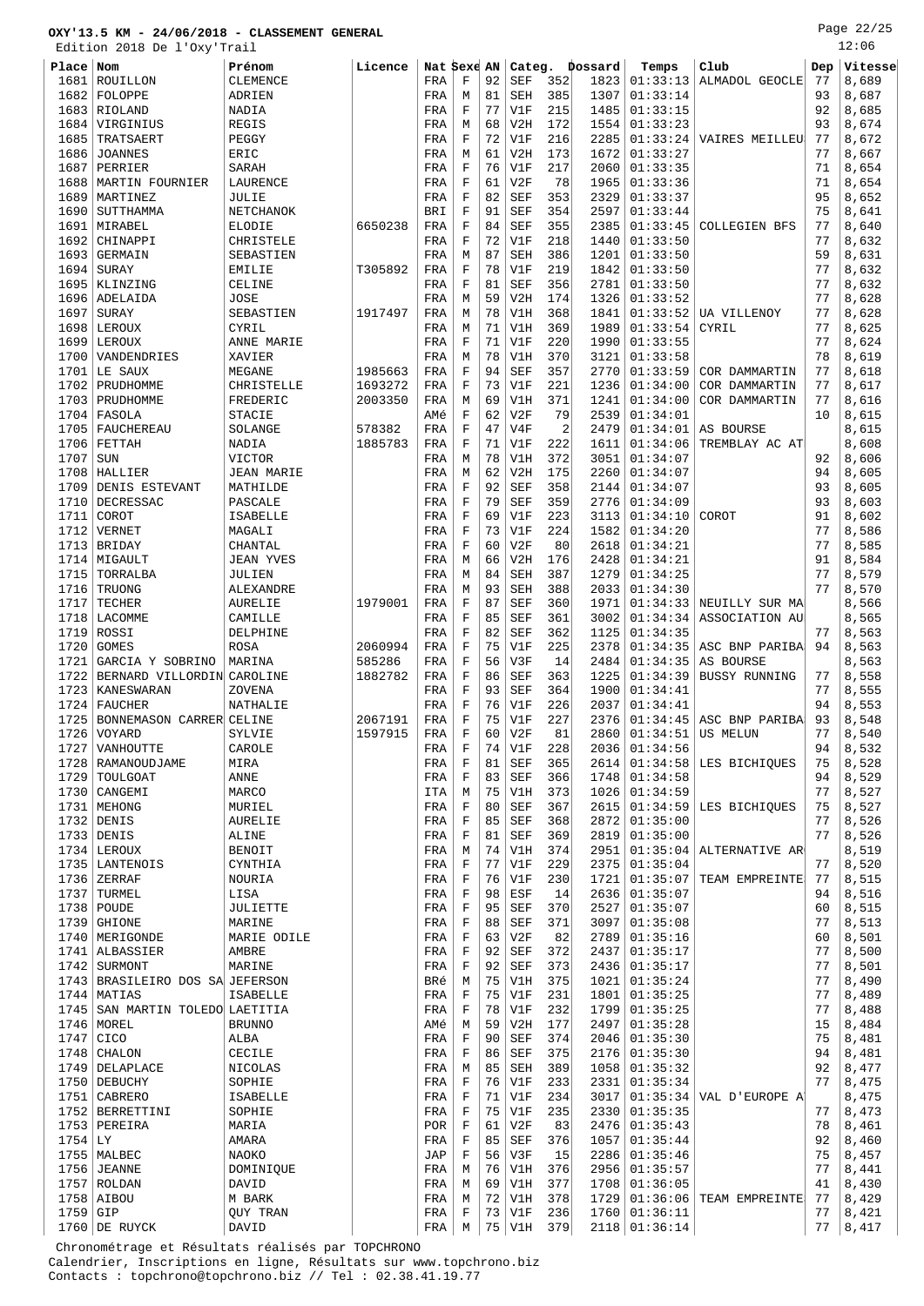# OXY'13.5 KM - 24/06/2018 - CLASSEMENT GENERAL

Edition 2018 De l'Oxy'Trail

12:06

| Place | Nom | Prénom | Licence | Nat | Sexe | AN | Categ. | | Dossard | Temps | Club | Dep | Vitesse |
|---|---|---|---|---|---|---|---|---|---|---|---|---|---|
| 1681 | ROUILLON | CLEMENCE | | FRA | F | 92 | SEF | 352 | 1823 | 01:33:13 | ALMADOL GEOCLE | 77 | 8,689 |
| 1682 | FOLOPPE | ADRIEN | | FRA | M | 81 | SEH | 385 | 1307 | 01:33:14 | | 93 | 8,687 |
| 1683 | RIOLAND | NADIA | | FRA | F | 77 | V1F | 215 | 1485 | 01:33:15 | | 92 | 8,685 |
| 1684 | VIRGINIUS | REGIS | | FRA | M | 68 | V2H | 172 | 1554 | 01:33:23 | | 93 | 8,674 |
| 1685 | TRATSAERT | PEGGY | | FRA | F | 72 | V1F | 216 | 2285 | 01:33:24 | VAIRES MEILLEU | 77 | 8,672 |
| 1686 | JOANNES | ERIC | | FRA | M | 61 | V2H | 173 | 1672 | 01:33:27 | | 77 | 8,667 |
| 1687 | PERRIER | SARAH | | FRA | F | 76 | V1F | 217 | 2060 | 01:33:35 | | 71 | 8,654 |
| 1688 | MARTIN FOURNIER | LAURENCE | | FRA | F | 61 | V2F | 78 | 1965 | 01:33:36 | | 71 | 8,654 |
| 1689 | MARTINEZ | JULIE | | FRA | F | 82 | SEF | 353 | 2329 | 01:33:37 | | 95 | 8,652 |
| 1690 | SUTTHAMMA | NETCHANOK | | BRI | F | 91 | SEF | 354 | 2597 | 01:33:44 | | 75 | 8,641 |
| 1691 | MIRABEL | ELODIE | 6650238 | FRA | F | 84 | SEF | 355 | 2385 | 01:33:45 | COLLEGIEN BFS | 77 | 8,640 |
| 1692 | CHINAPPI | CHRISTELE | | FRA | F | 72 | V1F | 218 | 1440 | 01:33:50 | | 77 | 8,632 |
| 1693 | GERMAIN | SEBASTIEN | | FRA | M | 87 | SEH | 386 | 1201 | 01:33:50 | | 59 | 8,631 |
| 1694 | SURAY | EMILIE | T305892 | FRA | F | 78 | V1F | 219 | 1842 | 01:33:50 | | 77 | 8,632 |
| 1695 | KLINZING | CELINE | | FRA | F | 81 | SEF | 356 | 2781 | 01:33:50 | | 77 | 8,632 |
| 1696 | ADELAIDA | JOSE | | FRA | M | 59 | V2H | 174 | 1326 | 01:33:52 | | 77 | 8,628 |
| 1697 | SURAY | SEBASTIEN | 1917497 | FRA | M | 78 | V1H | 368 | 1841 | 01:33:52 | UA VILLENOY | 77 | 8,628 |
| 1698 | LEROUX | CYRIL | | FRA | M | 71 | V1H | 369 | 1989 | 01:33:54 | CYRIL | 77 | 8,625 |
| 1699 | LEROUX | ANNE MARIE | | FRA | F | 71 | V1F | 220 | 1990 | 01:33:55 | | 77 | 8,624 |
| 1700 | VANDENDRIES | XAVIER | | FRA | M | 78 | V1H | 370 | 3121 | 01:33:58 | | 78 | 8,619 |
| 1701 | LE SAUX | MEGANE | 1985663 | FRA | F | 94 | SEF | 357 | 2770 | 01:33:59 | COR DAMMARTIN | 77 | 8,618 |
| 1702 | PRUDHOMME | CHRISTELLE | 1693272 | FRA | F | 73 | V1F | 221 | 1236 | 01:34:00 | COR DAMMARTIN | 77 | 8,617 |
| 1703 | PRUDHOMME | FREDERIC | 2003350 | FRA | M | 69 | V1H | 371 | 1241 | 01:34:00 | COR DAMMARTIN | 77 | 8,616 |
| 1704 | FASOLA | STACIE | | AMé | F | 62 | V2F | 79 | 2539 | 01:34:01 | | 10 | 8,615 |
| 1705 | FAUCHEREAU | SOLANGE | 578382 | FRA | F | 47 | V4F | 2 | 2479 | 01:34:01 | AS BOURSE | | 8,615 |
| 1706 | FETTAH | NADIA | 1885783 | FRA | F | 71 | V1F | 222 | 1611 | 01:34:06 | TREMBLAY AC AT | | 8,608 |
| 1707 | SUN | VICTOR | | FRA | M | 78 | V1H | 372 | 3051 | 01:34:07 | | 92 | 8,606 |
| 1708 | HALLIER | JEAN MARIE | | FRA | M | 62 | V2H | 175 | 2260 | 01:34:07 | | 94 | 8,605 |
| 1709 | DENIS ESTEVANT | MATHILDE | | FRA | F | 92 | SEF | 358 | 2144 | 01:34:07 | | 93 | 8,605 |
| 1710 | DECRESSAC | PASCALE | | FRA | F | 79 | SEF | 359 | 2776 | 01:34:09 | | 93 | 8,603 |
| 1711 | COROT | ISABELLE | | FRA | F | 69 | V1F | 223 | 3113 | 01:34:10 | COROT | 91 | 8,602 |
| 1712 | VERNET | MAGALI | | FRA | F | 73 | V1F | 224 | 1582 | 01:34:20 | | 77 | 8,586 |
| 1713 | BRIDAY | CHANTAL | | FRA | F | 60 | V2F | 80 | 2618 | 01:34:21 | | 77 | 8,585 |
| 1714 | MIGAULT | JEAN YVES | | FRA | M | 66 | V2H | 176 | 2428 | 01:34:21 | | 91 | 8,584 |
| 1715 | TORRALBA | JULIEN | | FRA | M | 84 | SEH | 387 | 1279 | 01:34:25 | | 77 | 8,579 |
| 1716 | TRUONG | ALEXANDRE | | FRA | M | 93 | SEH | 388 | 2033 | 01:34:30 | | 77 | 8,570 |
| 1717 | TECHER | AURELIE | 1979001 | FRA | F | 87 | SEF | 360 | 1971 | 01:34:33 | NEUILLY SUR MA | | 8,566 |
| 1718 | LACOMME | CAMILLE | | FRA | F | 85 | SEF | 361 | 3002 | 01:34:34 | ASSOCIATION AU | | 8,565 |
| 1719 | ROSSI | DELPHINE | | FRA | F | 82 | SEF | 362 | 1125 | 01:34:35 | | 77 | 8,563 |
| 1720 | GOMES | ROSA | 2060994 | FRA | F | 75 | V1F | 225 | 2378 | 01:34:35 | ASC BNP PARIBA | 94 | 8,563 |
| 1721 | GARCIA Y SOBRINO | MARINA | 585286 | FRA | F | 56 | V3F | 14 | 2484 | 01:34:35 | AS BOURSE | | 8,563 |
| 1722 | BERNARD VILLORDIN | CAROLINE | 1882782 | FRA | F | 86 | SEF | 363 | 1225 | 01:34:39 | BUSSY RUNNING | 77 | 8,558 |
| 1723 | KANESWARAN | ZOVENA | | FRA | F | 93 | SEF | 364 | 1900 | 01:34:41 | | 77 | 8,555 |
| 1724 | FAUCHER | NATHALIE | | FRA | F | 76 | V1F | 226 | 2037 | 01:34:41 | | 94 | 8,553 |
| 1725 | BONNEMASON CARRER | CELINE | 2067191 | FRA | F | 75 | V1F | 227 | 2376 | 01:34:45 | ASC BNP PARIBA | 93 | 8,548 |
| 1726 | VOYARD | SYLVIE | 1597915 | FRA | F | 60 | V2F | 81 | 2860 | 01:34:51 | US MELUN | 77 | 8,540 |
| 1727 | VANHOUTTE | CAROLE | | FRA | F | 74 | V1F | 228 | 2036 | 01:34:56 | | 94 | 8,532 |
| 1728 | RAMANOUDJAME | MIRA | | FRA | F | 81 | SEF | 365 | 2614 | 01:34:58 | LES BICHIQUES | 75 | 8,528 |
| 1729 | TOULGOAT | ANNE | | FRA | F | 83 | SEF | 366 | 1748 | 01:34:58 | | 94 | 8,529 |
| 1730 | CANGEMI | MARCO | | ITA | M | 75 | V1H | 373 | 1026 | 01:34:59 | | 77 | 8,527 |
| 1731 | MEHONG | MURIEL | | FRA | F | 80 | SEF | 367 | 2615 | 01:34:59 | LES BICHIQUES | 75 | 8,527 |
| 1732 | DENIS | AURELIE | | FRA | F | 85 | SEF | 368 | 2872 | 01:35:00 | | 77 | 8,526 |
| 1733 | DENIS | ALINE | | FRA | F | 81 | SEF | 369 | 2819 | 01:35:00 | | 77 | 8,526 |
| 1734 | LEROUX | BENOIT | | FRA | M | 74 | V1H | 374 | 2951 | 01:35:04 | ALTERNATIVE AR | | 8,519 |
| 1735 | LANTENOIS | CYNTHIA | | FRA | F | 77 | V1F | 229 | 2375 | 01:35:04 | | 77 | 8,520 |
| 1736 | ZERRAF | NOURIA | | FRA | F | 76 | V1F | 230 | 1721 | 01:35:07 | TEAM EMPREINTE | 77 | 8,515 |
| 1737 | TURMEL | LISA | | FRA | F | 98 | ESF | 14 | 2636 | 01:35:07 | | 94 | 8,516 |
| 1738 | POUDE | JULIETTE | | FRA | F | 95 | SEF | 370 | 2527 | 01:35:07 | | 60 | 8,515 |
| 1739 | GHIONE | MARINE | | FRA | F | 88 | SEF | 371 | 3097 | 01:35:08 | | 77 | 8,513 |
| 1740 | MERIGONDE | MARIE ODILE | | FRA | F | 63 | V2F | 82 | 2789 | 01:35:16 | | 60 | 8,501 |
| 1741 | ALBASSIER | AMBRE | | FRA | F | 92 | SEF | 372 | 2437 | 01:35:17 | | 77 | 8,500 |
| 1742 | SURMONT | MARINE | | FRA | F | 92 | SEF | 373 | 2436 | 01:35:17 | | 77 | 8,501 |
| 1743 | BRASILEIRO DOS SA | JEFERSON | | BRé | M | 75 | V1H | 375 | 1021 | 01:35:24 | | 77 | 8,490 |
| 1744 | MATIAS | ISABELLE | | FRA | F | 75 | V1F | 231 | 1801 | 01:35:25 | | 77 | 8,489 |
| 1745 | SAN MARTIN TOLEDO | LAETITIA | | FRA | F | 78 | V1F | 232 | 1799 | 01:35:25 | | 77 | 8,488 |
| 1746 | MOREL | BRUNNO | | AMé | M | 59 | V2H | 177 | 2497 | 01:35:28 | | 15 | 8,484 |
| 1747 | CICO | ALBA | | FRA | F | 90 | SEF | 374 | 2046 | 01:35:30 | | 75 | 8,481 |
| 1748 | CHALON | CECILE | | FRA | F | 86 | SEF | 375 | 2176 | 01:35:30 | | 94 | 8,481 |
| 1749 | DELAPLACE | NICOLAS | | FRA | M | 85 | SEH | 389 | 1058 | 01:35:32 | | 92 | 8,477 |
| 1750 | DEBUCHY | SOPHIE | | FRA | F | 76 | V1F | 233 | 2331 | 01:35:34 | | 77 | 8,475 |
| 1751 | CABRERO | ISABELLE | | FRA | F | 71 | V1F | 234 | 3017 | 01:35:34 | VAL D'EUROPE A | | 8,475 |
| 1752 | BERRETTINI | SOPHIE | | FRA | F | 75 | V1F | 235 | 2330 | 01:35:35 | | 77 | 8,473 |
| 1753 | PEREIRA | MARIA | | POR | F | 61 | V2F | 83 | 2476 | 01:35:43 | | 78 | 8,461 |
| 1754 | LY | AMARA | | FRA | F | 85 | SEF | 376 | 1057 | 01:35:44 | | 92 | 8,460 |
| 1755 | MALBEC | NAOKO | | JAP | F | 56 | V3F | 15 | 2286 | 01:35:46 | | 75 | 8,457 |
| 1756 | JEANNE | DOMINIQUE | | FRA | M | 76 | V1H | 376 | 2956 | 01:35:57 | | 77 | 8,441 |
| 1757 | ROLDAN | DAVID | | FRA | M | 69 | V1H | 377 | 1708 | 01:36:05 | | 41 | 8,430 |
| 1758 | AIBOU | M BARK | | FRA | M | 72 | V1H | 378 | 1729 | 01:36:06 | TEAM EMPREINTE | 77 | 8,429 |
| 1759 | GIP | QUY TRAN | | FRA | F | 73 | V1F | 236 | 1760 | 01:36:11 | | 77 | 8,421 |
| 1760 | DE RUYCK | DAVID | | FRA | M | 75 | V1H | 379 | 2118 | 01:36:14 | | 77 | 8,417 |

Chronométrage et Résultats réalisés par TOPCHRONO
Calendrier, Inscriptions en ligne, Résultats sur www.topchrono.biz
Contacts : topchrono@topchrono.biz // Tel : 02.38.41.19.77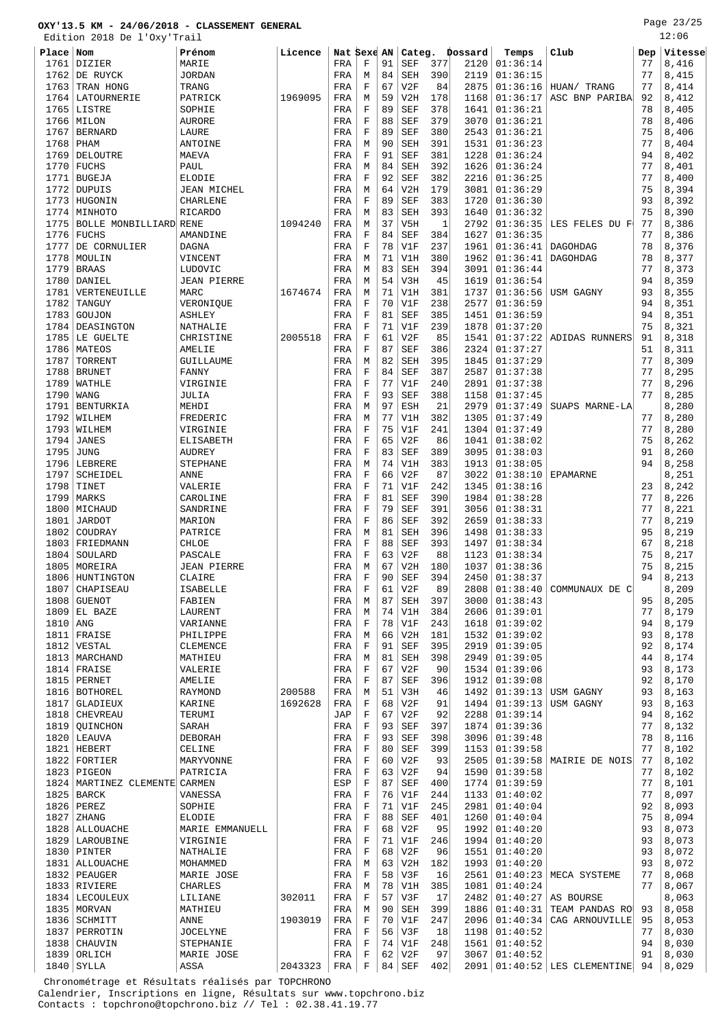**OXY'13.5 KM - 24/06/2018 - CLASSEMENT GENERAL**

Edition 2018 De l'Oxy'Trail

12:06

| Place | Nom | Prénom | Licence | Nat | Sexe | AN | Categ. | | Dossard | Temps | Club | Dep | Vitesse |
|---|---|---|---|---|---|---|---|---|---|---|---|---|---|
| 1761 | DIZIER | MARIE | | FRA | F | 91 | SEF | 377 | 2120 | 01:36:14 | | 77 | 8,416 |
| 1762 | DE RUYCK | JORDAN | | FRA | M | 84 | SEH | 390 | 2119 | 01:36:15 | | 77 | 8,415 |
| 1763 | TRAN HONG | TRANG | | FRA | F | 67 | V2F | 84 | 2875 | 01:36:16 | HUAN/ TRANG | 77 | 8,414 |
| 1764 | LATOURNERIE | PATRICK | 1969095 | FRA | M | 59 | V2H | 178 | 1168 | 01:36:17 | ASC BNP PARIBA | 92 | 8,412 |
| 1765 | LISTRE | SOPHIE | | FRA | F | 89 | SEF | 378 | 1641 | 01:36:21 | | 78 | 8,405 |
| 1766 | MILON | AURORE | | FRA | F | 88 | SEF | 379 | 3070 | 01:36:21 | | 78 | 8,406 |
| 1767 | BERNARD | LAURE | | FRA | F | 89 | SEF | 380 | 2543 | 01:36:21 | | 75 | 8,406 |
| 1768 | PHAM | ANTOINE | | FRA | M | 90 | SEH | 391 | 1531 | 01:36:23 | | 77 | 8,404 |
| 1769 | DELOUTRE | MAEVA | | FRA | F | 91 | SEF | 381 | 1228 | 01:36:24 | | 94 | 8,402 |
| 1770 | FUCHS | PAUL | | FRA | M | 84 | SEH | 392 | 1626 | 01:36:24 | | 77 | 8,401 |
| 1771 | BUGEJA | ELODIE | | FRA | F | 92 | SEF | 382 | 2216 | 01:36:25 | | 77 | 8,400 |
| 1772 | DUPUIS | JEAN MICHEL | | FRA | M | 64 | V2H | 179 | 3081 | 01:36:29 | | 75 | 8,394 |
| 1773 | HUGONIN | CHARLENE | | FRA | F | 89 | SEF | 383 | 1720 | 01:36:30 | | 93 | 8,392 |
| 1774 | MINHOTO | RICARDO | | FRA | M | 83 | SEH | 393 | 1640 | 01:36:32 | | 75 | 8,390 |
| 1775 | BOLLE MONBILLIARD | RENE | 1094240 | FRA | M | 37 | V5H | 1 | 2792 | 01:36:35 | LES FELES DU F | 77 | 8,386 |
| 1776 | FUCHS | AMANDINE | | FRA | F | 84 | SEF | 384 | 1627 | 01:36:35 | | 77 | 8,386 |
| 1777 | DE CORNULIER | DAGNA | | FRA | F | 78 | V1F | 237 | 1961 | 01:36:41 | DAGOHDAG | 78 | 8,376 |
| 1778 | MOULIN | VINCENT | | FRA | M | 71 | V1H | 380 | 1962 | 01:36:41 | DAGOHDAG | 78 | 8,377 |
| 1779 | BRAAS | LUDOVIC | | FRA | M | 83 | SEH | 394 | 3091 | 01:36:44 | | 77 | 8,373 |
| 1780 | DANIEL | JEAN PIERRE | | FRA | M | 54 | V3H | 45 | 1619 | 01:36:54 | | 94 | 8,359 |
| 1781 | VERTENEUILLE | MARC | 1674674 | FRA | M | 71 | V1H | 381 | 1737 | 01:36:56 | USM GAGNY | 93 | 8,355 |
| 1782 | TANGUY | VERONIQUE | | FRA | F | 70 | V1F | 238 | 2577 | 01:36:59 | | 94 | 8,351 |
| 1783 | GOUJON | ASHLEY | | FRA | F | 81 | SEF | 385 | 1451 | 01:36:59 | | 94 | 8,351 |
| 1784 | DEASINGTON | NATHALIE | | FRA | F | 71 | V1F | 239 | 1878 | 01:37:20 | | 75 | 8,321 |
| 1785 | LE GUELTE | CHRISTINE | 2005518 | FRA | F | 61 | V2F | 85 | 1541 | 01:37:22 | ADIDAS RUNNERS | 91 | 8,318 |
| 1786 | MATEOS | AMELIE | | FRA | F | 87 | SEF | 386 | 2324 | 01:37:27 | | 51 | 8,311 |
| 1787 | TORRENT | GUILLAUME | | FRA | M | 82 | SEH | 395 | 1845 | 01:37:29 | | 77 | 8,309 |
| 1788 | BRUNET | FANNY | | FRA | F | 84 | SEF | 387 | 2587 | 01:37:38 | | 77 | 8,295 |
| 1789 | WATHLE | VIRGINIE | | FRA | F | 77 | V1F | 240 | 2891 | 01:37:38 | | 77 | 8,296 |
| 1790 | WANG | JULIA | | FRA | F | 93 | SEF | 388 | 1158 | 01:37:45 | | 77 | 8,285 |
| 1791 | BENTURKIA | MEHDI | | FRA | M | 97 | ESH | 21 | 2979 | 01:37:49 | SUAPS MARNE-LA | | 8,280 |
| 1792 | WILHEM | FREDERIC | | FRA | M | 77 | V1H | 382 | 1305 | 01:37:49 | | 77 | 8,280 |
| 1793 | WILHEM | VIRGINIE | | FRA | F | 75 | V1F | 241 | 1304 | 01:37:49 | | 77 | 8,280 |
| 1794 | JANES | ELISABETH | | FRA | F | 65 | V2F | 86 | 1041 | 01:38:02 | | 75 | 8,262 |
| 1795 | JUNG | AUDREY | | FRA | F | 83 | SEF | 389 | 3095 | 01:38:03 | | 91 | 8,260 |
| 1796 | LEBRERE | STEPHANE | | FRA | M | 74 | V1H | 383 | 1913 | 01:38:05 | | 94 | 8,258 |
| 1797 | SCHEIDEL | ANNE | | FRA | F | 66 | V2F | 87 | 3022 | 01:38:10 | EPAMARNE | | 8,251 |
| 1798 | TINET | VALERIE | | FRA | F | 71 | V1F | 242 | 1345 | 01:38:16 | | 23 | 8,242 |
| 1799 | MARKS | CAROLINE | | FRA | F | 81 | SEF | 390 | 1984 | 01:38:28 | | 77 | 8,226 |
| 1800 | MICHAUD | SANDRINE | | FRA | F | 79 | SEF | 391 | 3056 | 01:38:31 | | 77 | 8,221 |
| 1801 | JARDOT | MARION | | FRA | F | 86 | SEF | 392 | 2659 | 01:38:33 | | 77 | 8,219 |
| 1802 | COUDRAY | PATRICE | | FRA | M | 81 | SEH | 396 | 1498 | 01:38:33 | | 95 | 8,219 |
| 1803 | FRIEDMANN | CHLOE | | FRA | F | 88 | SEF | 393 | 1497 | 01:38:34 | | 67 | 8,218 |
| 1804 | SOULARD | PASCALE | | FRA | F | 63 | V2F | 88 | 1123 | 01:38:34 | | 75 | 8,217 |
| 1805 | MOREIRA | JEAN PIERRE | | FRA | M | 67 | V2H | 180 | 1037 | 01:38:36 | | 75 | 8,215 |
| 1806 | HUNTINGTON | CLAIRE | | FRA | F | 90 | SEF | 394 | 2450 | 01:38:37 | | 94 | 8,213 |
| 1807 | CHAPISEAU | ISABELLE | | FRA | F | 61 | V2F | 89 | 2808 | 01:38:40 | COMMUNAUX DE C | | 8,209 |
| 1808 | GUENOT | FABIEN | | FRA | M | 87 | SEH | 397 | 3000 | 01:38:43 | | 95 | 8,205 |
| 1809 | EL BAZE | LAURENT | | FRA | M | 74 | V1H | 384 | 2606 | 01:39:01 | | 77 | 8,179 |
| 1810 | ANG | VARIANNE | | FRA | F | 78 | V1F | 243 | 1618 | 01:39:02 | | 94 | 8,179 |
| 1811 | FRAISE | PHILIPPE | | FRA | M | 66 | V2H | 181 | 1532 | 01:39:02 | | 93 | 8,178 |
| 1812 | VESTAL | CLEMENCE | | FRA | F | 91 | SEF | 395 | 2919 | 01:39:05 | | 92 | 8,174 |
| 1813 | MARCHAND | MATHIEU | | FRA | M | 81 | SEH | 398 | 2949 | 01:39:05 | | 44 | 8,174 |
| 1814 | FRAISE | VALERIE | | FRA | F | 67 | V2F | 90 | 1534 | 01:39:06 | | 93 | 8,173 |
| 1815 | PERNET | AMELIE | | FRA | F | 87 | SEF | 396 | 1912 | 01:39:08 | | 92 | 8,170 |
| 1816 | BOTHOREL | RAYMOND | 200588 | FRA | M | 51 | V3H | 46 | 1492 | 01:39:13 | USM GAGNY | 93 | 8,163 |
| 1817 | GLADIEUX | KARINE | 1692628 | FRA | F | 68 | V2F | 91 | 1494 | 01:39:13 | USM GAGNY | 93 | 8,163 |
| 1818 | CHEVREAU | TERUMI | | JAP | F | 67 | V2F | 92 | 2288 | 01:39:14 | | 94 | 8,162 |
| 1819 | QUINCHON | SARAH | | FRA | F | 93 | SEF | 397 | 1874 | 01:39:36 | | 77 | 8,132 |
| 1820 | LEAUVA | DEBORAH | | FRA | F | 93 | SEF | 398 | 3096 | 01:39:48 | | 78 | 8,116 |
| 1821 | HEBERT | CELINE | | FRA | F | 80 | SEF | 399 | 1153 | 01:39:58 | | 77 | 8,102 |
| 1822 | FORTIER | MARYVONNE | | FRA | F | 60 | V2F | 93 | 2505 | 01:39:58 | MAIRIE DE NOIS | 77 | 8,102 |
| 1823 | PIGEON | PATRICIA | | FRA | F | 63 | V2F | 94 | 1590 | 01:39:58 | | 77 | 8,102 |
| 1824 | MARTINEZ CLEMENTE | CARMEN | | ESP | F | 87 | SEF | 400 | 1774 | 01:39:59 | | 77 | 8,101 |
| 1825 | BARCK | VANESSA | | FRA | F | 76 | V1F | 244 | 1133 | 01:40:02 | | 77 | 8,097 |
| 1826 | PEREZ | SOPHIE | | FRA | F | 71 | V1F | 245 | 2981 | 01:40:04 | | 92 | 8,093 |
| 1827 | ZHANG | ELODIE | | FRA | F | 88 | SEF | 401 | 1260 | 01:40:04 | | 75 | 8,094 |
| 1828 | ALLOUACHE | MARIE EMMANUELL | | FRA | F | 68 | V2F | 95 | 1992 | 01:40:20 | | 93 | 8,073 |
| 1829 | LAROUBINE | VIRGINIE | | FRA | F | 71 | V1F | 246 | 1994 | 01:40:20 | | 93 | 8,073 |
| 1830 | PINTER | NATHALIE | | FRA | F | 68 | V2F | 96 | 1551 | 01:40:20 | | 93 | 8,072 |
| 1831 | ALLOUACHE | MOHAMMED | | FRA | M | 63 | V2H | 182 | 1993 | 01:40:20 | | 93 | 8,072 |
| 1832 | PEAUGER | MARIE JOSE | | FRA | F | 58 | V3F | 16 | 2561 | 01:40:23 | MECA SYSTEME | 77 | 8,068 |
| 1833 | RIVIERE | CHARLES | | FRA | M | 78 | V1H | 385 | 1081 | 01:40:24 | | 77 | 8,067 |
| 1834 | LECOULEUX | LILIANE | 302011 | FRA | F | 57 | V3F | 17 | 2482 | 01:40:27 | AS BOURSE | | 8,063 |
| 1835 | MORVAN | MATHIEU | | FRA | M | 90 | SEH | 399 | 1886 | 01:40:31 | TEAM PANDAS RO | 93 | 8,058 |
| 1836 | SCHMITT | ANNE | 1903019 | FRA | F | 70 | V1F | 247 | 2096 | 01:40:34 | CAG ARNOUVILLE | 95 | 8,053 |
| 1837 | PERROTIN | JOCELYNE | | FRA | F | 56 | V3F | 18 | 1198 | 01:40:52 | | 77 | 8,030 |
| 1838 | CHAUVIN | STEPHANIE | | FRA | F | 74 | V1F | 248 | 1561 | 01:40:52 | | 94 | 8,030 |
| 1839 | ORLICH | MARIE JOSE | | FRA | F | 62 | V2F | 97 | 3067 | 01:40:52 | | 91 | 8,030 |
| 1840 | SYLLA | ASSA | 2043323 | FRA | F | 84 | SEF | 402 | 2091 | 01:40:52 | LES CLEMENTINE | 94 | 8,029 |

Chronométrage et Résultats réalisés par TOPCHRONO
Calendrier, Inscriptions en ligne, Résultats sur www.topchrono.biz
Contacts : topchrono@topchrono.biz // Tel : 02.38.41.19.77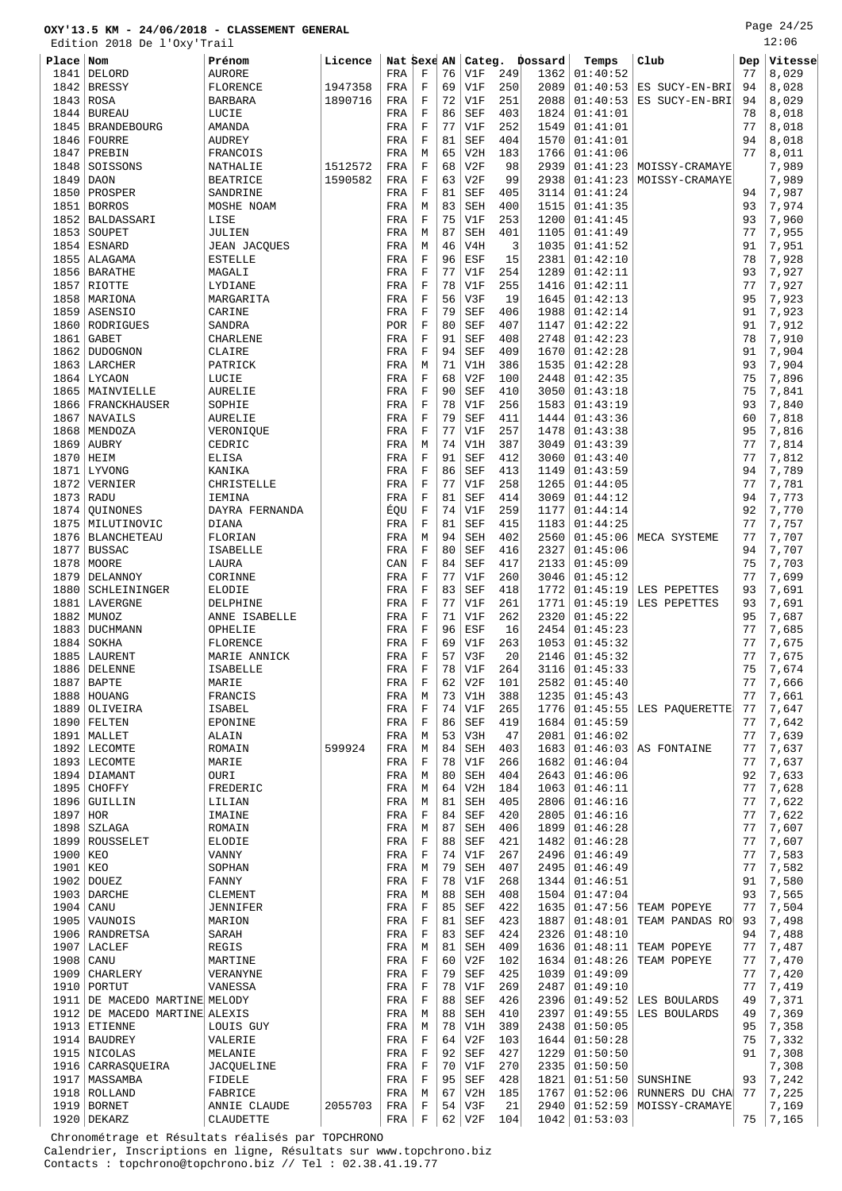**OXY'13.5 KM - 24/06/2018 - CLASSEMENT GENERAL**

Edition 2018 De l'Oxy'Trail

12:06

| Place | Nom | Prénom | Licence | Nat | Sexe | AN | Categ. | | Dossard | Temps | Club | Dep | Vitesse |
|---|---|---|---|---|---|---|---|---|---|---|---|---|---|
| 1841 | DELORD | AURORE | | FRA | F | 76 | V1F | 249 | 1362 | 01:40:52 | | 77 | 8,029 |
| 1842 | BRESSY | FLORENCE | 1947358 | FRA | F | 69 | V1F | 250 | 2089 | 01:40:53 | ES SUCY-EN-BRI | 94 | 8,028 |
| 1843 | ROSA | BARBARA | 1890716 | FRA | F | 72 | V1F | 251 | 2088 | 01:40:53 | ES SUCY-EN-BRI | 94 | 8,029 |
| 1844 | BUREAU | LUCIE | | FRA | F | 86 | SEF | 403 | 1824 | 01:41:01 | | 78 | 8,018 |
| 1845 | BRANDEBOURG | AMANDA | | FRA | F | 77 | V1F | 252 | 1549 | 01:41:01 | | 77 | 8,018 |
| 1846 | FOURRE | AUDREY | | FRA | F | 81 | SEF | 404 | 1570 | 01:41:01 | | 94 | 8,018 |
| 1847 | PREBIN | FRANCOIS | | FRA | M | 65 | V2H | 183 | 1766 | 01:41:06 | | 77 | 8,011 |
| 1848 | SOISSONS | NATHALIE | 1512572 | FRA | F | 68 | V2F | 98 | 2939 | 01:41:23 | MOISSY-CRAMAYE | | 7,989 |
| 1849 | DAON | BEATRICE | 1590582 | FRA | F | 63 | V2F | 99 | 2938 | 01:41:23 | MOISSY-CRAMAYE | | 7,989 |
| 1850 | PROSPER | SANDRINE | | FRA | F | 81 | SEF | 405 | 3114 | 01:41:24 | | 94 | 7,987 |
| 1851 | BORROS | MOSHE NOAM | | FRA | M | 83 | SEH | 400 | 1515 | 01:41:35 | | 93 | 7,974 |
| 1852 | BALDASSARI | LISE | | FRA | F | 75 | V1F | 253 | 1200 | 01:41:45 | | 93 | 7,960 |
| 1853 | SOUPET | JULIEN | | FRA | M | 87 | SEH | 401 | 1105 | 01:41:49 | | 77 | 7,955 |
| 1854 | ESNARD | JEAN JACQUES | | FRA | M | 46 | V4H | 3 | 1035 | 01:41:52 | | 91 | 7,951 |
| 1855 | ALAGAMA | ESTELLE | | FRA | F | 96 | ESF | 15 | 2381 | 01:42:10 | | 78 | 7,928 |
| 1856 | BARATHE | MAGALI | | FRA | F | 77 | V1F | 254 | 1289 | 01:42:11 | | 93 | 7,927 |
| 1857 | RIOTTE | LYDIANE | | FRA | F | 78 | V1F | 255 | 1416 | 01:42:11 | | 77 | 7,927 |
| 1858 | MARIONA | MARGARITA | | FRA | F | 56 | V3F | 19 | 1645 | 01:42:13 | | 95 | 7,923 |
| 1859 | ASENSIO | CARINE | | FRA | F | 79 | SEF | 406 | 1988 | 01:42:14 | | 91 | 7,923 |
| 1860 | RODRIGUES | SANDRA | | POR | F | 80 | SEF | 407 | 1147 | 01:42:22 | | 91 | 7,912 |
| 1861 | GABET | CHARLENE | | FRA | F | 91 | SEF | 408 | 2748 | 01:42:23 | | 78 | 7,910 |
| 1862 | DUDOGNON | CLAIRE | | FRA | F | 94 | SEF | 409 | 1670 | 01:42:28 | | 91 | 7,904 |
| 1863 | LARCHER | PATRICK | | FRA | M | 71 | V1H | 386 | 1535 | 01:42:28 | | 93 | 7,904 |
| 1864 | LYCAON | LUCIE | | FRA | F | 68 | V2F | 100 | 2448 | 01:42:35 | | 75 | 7,896 |
| 1865 | MAINVIELLE | AURELIE | | FRA | F | 90 | SEF | 410 | 3050 | 01:43:18 | | 75 | 7,841 |
| 1866 | FRANCKHAUSER | SOPHIE | | FRA | F | 78 | V1F | 256 | 1583 | 01:43:19 | | 93 | 7,840 |
| 1867 | NAVAILS | AURELIE | | FRA | F | 79 | SEF | 411 | 1444 | 01:43:36 | | 60 | 7,818 |
| 1868 | MENDOZA | VERONIQUE | | FRA | F | 77 | V1F | 257 | 1478 | 01:43:38 | | 95 | 7,816 |
| 1869 | AUBRY | CEDRIC | | FRA | M | 74 | V1H | 387 | 3049 | 01:43:39 | | 77 | 7,814 |
| 1870 | HEIM | ELISA | | FRA | F | 91 | SEF | 412 | 3060 | 01:43:40 | | 77 | 7,812 |
| 1871 | LYVONG | KANIKA | | FRA | F | 86 | SEF | 413 | 1149 | 01:43:59 | | 94 | 7,789 |
| 1872 | VERNIER | CHRISTELLE | | FRA | F | 77 | V1F | 258 | 1265 | 01:44:05 | | 77 | 7,781 |
| 1873 | RADU | IEMINA | | FRA | F | 81 | SEF | 414 | 3069 | 01:44:12 | | 94 | 7,773 |
| 1874 | QUINONES | DAYRA FERNANDA | | ÉQU | F | 74 | V1F | 259 | 1177 | 01:44:14 | | 92 | 7,770 |
| 1875 | MILUTINOVIC | DIANA | | FRA | F | 81 | SEF | 415 | 1183 | 01:44:25 | | 77 | 7,757 |
| 1876 | BLANCHETEAU | FLORIAN | | FRA | M | 94 | SEH | 402 | 2560 | 01:45:06 | MECA SYSTEME | 77 | 7,707 |
| 1877 | BUSSAC | ISABELLE | | FRA | F | 80 | SEF | 416 | 2327 | 01:45:06 | | 94 | 7,707 |
| 1878 | MOORE | LAURA | | CAN | F | 84 | SEF | 417 | 2133 | 01:45:09 | | 75 | 7,703 |
| 1879 | DELANNOY | CORINNE | | FRA | F | 77 | V1F | 260 | 3046 | 01:45:12 | | 77 | 7,699 |
| 1880 | SCHLEININGER | ELODIE | | FRA | F | 83 | SEF | 418 | 1772 | 01:45:19 | LES PEPETTES | 93 | 7,691 |
| 1881 | LAVERGNE | DELPHINE | | FRA | F | 77 | V1F | 261 | 1771 | 01:45:19 | LES PEPETTES | 93 | 7,691 |
| 1882 | MUNOZ | ANNE ISABELLE | | FRA | F | 71 | V1F | 262 | 2320 | 01:45:22 | | 95 | 7,687 |
| 1883 | DUCHMANN | OPHELIE | | FRA | F | 96 | ESF | 16 | 2454 | 01:45:23 | | 77 | 7,685 |
| 1884 | SOKHA | FLORENCE | | FRA | F | 69 | V1F | 263 | 1053 | 01:45:32 | | 77 | 7,675 |
| 1885 | LAURENT | MARIE ANNICK | | FRA | F | 57 | V3F | 20 | 2146 | 01:45:32 | | 77 | 7,675 |
| 1886 | DELENNE | ISABELLE | | FRA | F | 78 | V1F | 264 | 3116 | 01:45:33 | | 75 | 7,674 |
| 1887 | BAPTE | MARIE | | FRA | F | 62 | V2F | 101 | 2582 | 01:45:40 | | 77 | 7,666 |
| 1888 | HOUANG | FRANCIS | | FRA | M | 73 | V1H | 388 | 1235 | 01:45:43 | | 77 | 7,661 |
| 1889 | OLIVEIRA | ISABEL | | FRA | F | 74 | V1F | 265 | 1776 | 01:45:55 | LES PAQUERETTE | 77 | 7,647 |
| 1890 | FELTEN | EPONINE | | FRA | F | 86 | SEF | 419 | 1684 | 01:45:59 | | 77 | 7,642 |
| 1891 | MALLET | ALAIN | | FRA | M | 53 | V3H | 47 | 2081 | 01:46:02 | | 77 | 7,639 |
| 1892 | LECOMTE | ROMAIN | 599924 | FRA | M | 84 | SEH | 403 | 1683 | 01:46:03 | AS FONTAINE | 77 | 7,637 |
| 1893 | LECOMTE | MARIE | | FRA | F | 78 | V1F | 266 | 1682 | 01:46:04 | | 77 | 7,637 |
| 1894 | DIAMANT | OURI | | FRA | M | 80 | SEH | 404 | 2643 | 01:46:06 | | 92 | 7,633 |
| 1895 | CHOFFY | FREDERIC | | FRA | M | 64 | V2H | 184 | 1063 | 01:46:11 | | 77 | 7,628 |
| 1896 | GUILLIN | LILIAN | | FRA | M | 81 | SEH | 405 | 2806 | 01:46:16 | | 77 | 7,622 |
| 1897 | HOR | IMAINE | | FRA | F | 84 | SEF | 420 | 2805 | 01:46:16 | | 77 | 7,622 |
| 1898 | SZLAGA | ROMAIN | | FRA | M | 87 | SEH | 406 | 1899 | 01:46:28 | | 77 | 7,607 |
| 1899 | ROUSSELET | ELODIE | | FRA | F | 88 | SEF | 421 | 1482 | 01:46:28 | | 77 | 7,607 |
| 1900 | KEO | VANNY | | FRA | F | 74 | V1F | 267 | 2496 | 01:46:49 | | 77 | 7,583 |
| 1901 | KEO | SOPHAN | | FRA | M | 79 | SEH | 407 | 2495 | 01:46:49 | | 77 | 7,582 |
| 1902 | DOUEZ | FANNY | | FRA | F | 78 | V1F | 268 | 1344 | 01:46:51 | | 91 | 7,580 |
| 1903 | DARCHE | CLEMENT | | FRA | M | 88 | SEH | 408 | 1504 | 01:47:04 | | 93 | 7,565 |
| 1904 | CANU | JENNIFER | | FRA | F | 85 | SEF | 422 | 1635 | 01:47:56 | TEAM POPEYE | 77 | 7,504 |
| 1905 | VAUNOIS | MARION | | FRA | F | 81 | SEF | 423 | 1887 | 01:48:01 | TEAM PANDAS RO | 93 | 7,498 |
| 1906 | RANDRETSA | SARAH | | FRA | F | 83 | SEF | 424 | 2326 | 01:48:10 | | 94 | 7,488 |
| 1907 | LACLEF | REGIS | | FRA | M | 81 | SEH | 409 | 1636 | 01:48:11 | TEAM POPEYE | 77 | 7,487 |
| 1908 | CANU | MARTINE | | FRA | F | 60 | V2F | 102 | 1634 | 01:48:26 | TEAM POPEYE | 77 | 7,470 |
| 1909 | CHARLERY | VERANYNE | | FRA | F | 79 | SEF | 425 | 1039 | 01:49:09 | | 77 | 7,420 |
| 1910 | PORTUT | VANESSA | | FRA | F | 78 | V1F | 269 | 2487 | 01:49:10 | | 77 | 7,419 |
| 1911 | DE MACEDO MARTINE | MELODY | | FRA | F | 88 | SEF | 426 | 2396 | 01:49:52 | LES BOULARDS | 49 | 7,371 |
| 1912 | DE MACEDO MARTINE | ALEXIS | | FRA | M | 88 | SEH | 410 | 2397 | 01:49:55 | LES BOULARDS | 49 | 7,369 |
| 1913 | ETIENNE | LOUIS GUY | | FRA | M | 78 | V1H | 389 | 2438 | 01:50:05 | | 95 | 7,358 |
| 1914 | BAUDREY | VALERIE | | FRA | F | 64 | V2F | 103 | 1644 | 01:50:28 | | 75 | 7,332 |
| 1915 | NICOLAS | MELANIE | | FRA | F | 92 | SEF | 427 | 1229 | 01:50:50 | | 91 | 7,308 |
| 1916 | CARRASQUEIRA | JACQUELINE | | FRA | F | 70 | V1F | 270 | 2335 | 01:50:50 | | | 7,308 |
| 1917 | MASSAMBA | FIDELE | | FRA | F | 95 | SEF | 428 | 1821 | 01:51:50 | SUNSHINE | 93 | 7,242 |
| 1918 | ROLLAND | FABRICE | | FRA | M | 67 | V2H | 185 | 1767 | 01:52:06 | RUNNERS DU CHA | 77 | 7,225 |
| 1919 | BORNET | ANNIE CLAUDE | 2055703 | FRA | F | 54 | V3F | 21 | 2940 | 01:52:59 | MOISSY-CRAMAYE | | 7,169 |
| 1920 | DEKARZ | CLAUDETTE | | FRA | F | 62 | V2F | 104 | 1042 | 01:53:03 | | 75 | 7,165 |

Chronométrage et Résultats réalisés par TOPCHRONO
Calendrier, Inscriptions en ligne, Résultats sur www.topchrono.biz
Contacts : topchrono@topchrono.biz // Tel : 02.38.41.19.77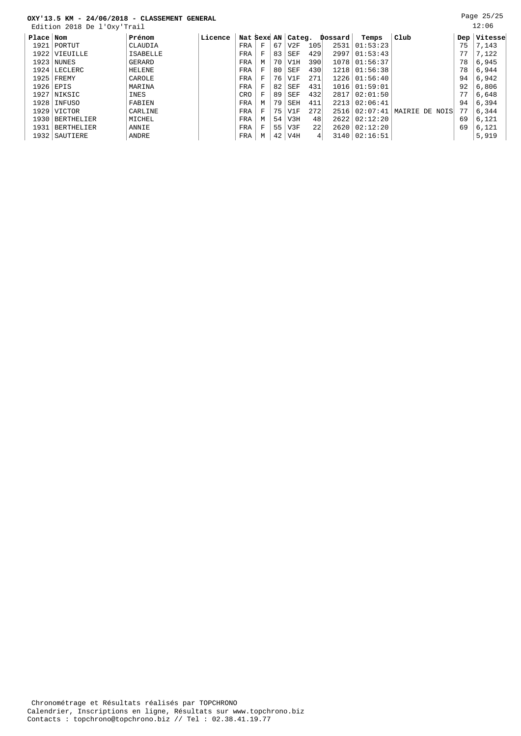**OXY'13.5 KM - 24/06/2018 - CLASSEMENT GENERAL**

Edition 2018 De l'Oxy'Trail

12:06

| Place | Nom | Prénom | Licence | Nat | Sexe | AN | Categ. | | Dossard | Temps | Club | Dep | Vitesse |
|---|---|---|---|---|---|---|---|---|---|---|---|---|---|
| 1921 | PORTUT | CLAUDIA | | FRA | F | 67 | V2F | 105 | 2531 | 01:53:23 | | 75 | 7,143 |
| 1922 | VIEUILLE | ISABELLE | | FRA | F | 83 | SEF | 429 | 2997 | 01:53:43 | | 77 | 7,122 |
| 1923 | NUNES | GERARD | | FRA | M | 70 | V1H | 390 | 1078 | 01:56:37 | | 78 | 6,945 |
| 1924 | LECLERC | HELENE | | FRA | F | 80 | SEF | 430 | 1218 | 01:56:38 | | 78 | 6,944 |
| 1925 | FREMY | CAROLE | | FRA | F | 76 | V1F | 271 | 1226 | 01:56:40 | | 94 | 6,942 |
| 1926 | EPIS | MARINA | | FRA | F | 82 | SEF | 431 | 1016 | 01:59:01 | | 92 | 6,806 |
| 1927 | NIKSIC | INES | | CRO | F | 89 | SEF | 432 | 2817 | 02:01:50 | | 77 | 6,648 |
| 1928 | INFUSO | FABIEN | | FRA | M | 79 | SEH | 411 | 2213 | 02:06:41 | | 94 | 6,394 |
| 1929 | VICTOR | CARLINE | | FRA | F | 75 | V1F | 272 | 2516 | 02:07:41 | MAIRIE DE NOIS | 77 | 6,344 |
| 1930 | BERTHELIER | MICHEL | | FRA | M | 54 | V3H | 48 | 2622 | 02:12:20 | | 69 | 6,121 |
| 1931 | BERTHELIER | ANNIE | | FRA | F | 55 | V3F | 22 | 2620 | 02:12:20 | | 69 | 6,121 |
| 1932 | SAUTIERE | ANDRE | | FRA | M | 42 | V4H | 4 | 3140 | 02:16:51 | | | 5,919 |

Chronométrage et Résultats réalisés par TOPCHRONO
Calendrier, Inscriptions en ligne, Résultats sur www.topchrono.biz
Contacts : topchrono@topchrono.biz // Tel : 02.38.41.19.77